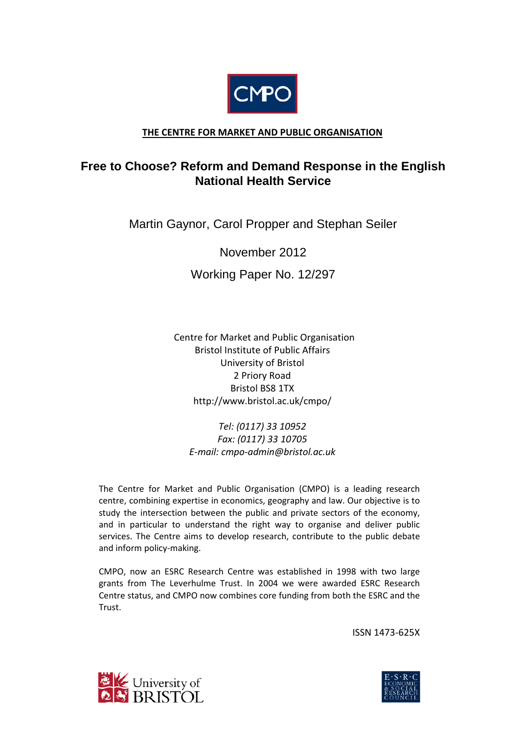CMPO

**THE CENTRE FOR MARKET AND PUBLIC ORGANISATION**

# Free to Choose? Reform and Demand Response in the English National Health Service

Martin Gaynor, Carol Propper and Stephan Seiler

November 2012

Working Paper No. 12/297

Centre for Market and Public Organisation
Bristol Institute of Public Affairs
University of Bristol
2 Priory Road
Bristol BS8 1TX
http://www.bristol.ac.uk/cmpo/

*Tel: (0117) 33 10952*
*Fax: (0117) 33 10705*
*E-mail: cmpo-admin@bristol.ac.uk*

The Centre for Market and Public Organisation (CMPO) is a leading research centre, combining expertise in economics, geography and law. Our objective is to study the intersection between the public and private sectors of the economy, and in particular to understand the right way to organise and deliver public services. The Centre aims to develop research, contribute to the public debate and inform policy-making.

CMPO, now an ESRC Research Centre was established in 1998 with two large grants from The Leverhulme Trust. In 2004 we were awarded ESRC Research Centre status, and CMPO now combines core funding from both the ESRC and the Trust.

ISSN 1473-625X

University of BRISTOL

E·S·R·C ECONOMIC & SOCIAL RESEARCH COUNCIL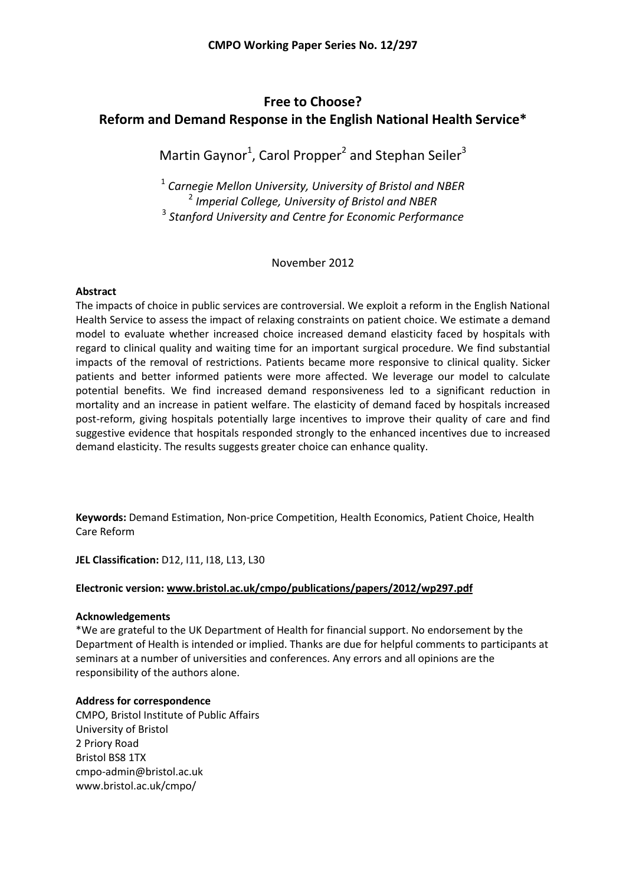**CMPO Working Paper Series No. 12/297**

# Free to Choose?
# Reform and Demand Response in the English National Health Service*

Martin Gaynor[1], Carol Propper[2] and Stephan Seiler[3]

[1] *Carnegie Mellon University, University of Bristol and NBER*
[2] *Imperial College, University of Bristol and NBER*
[3] *Stanford University and Centre for Economic Performance*

November 2012

**Abstract**

The impacts of choice in public services are controversial. We exploit a reform in the English National Health Service to assess the impact of relaxing constraints on patient choice. We estimate a demand model to evaluate whether increased choice increased demand elasticity faced by hospitals with regard to clinical quality and waiting time for an important surgical procedure. We find substantial impacts of the removal of restrictions. Patients became more responsive to clinical quality. Sicker patients and better informed patients were more affected. We leverage our model to calculate potential benefits. We find increased demand responsiveness led to a significant reduction in mortality and an increase in patient welfare. The elasticity of demand faced by hospitals increased post-reform, giving hospitals potentially large incentives to improve their quality of care and find suggestive evidence that hospitals responded strongly to the enhanced incentives due to increased demand elasticity. The results suggests greater choice can enhance quality.

**Keywords:** Demand Estimation, Non-price Competition, Health Economics, Patient Choice, Health Care Reform

**JEL Classification:** D12, I11, I18, L13, L30

**Electronic version: www.bristol.ac.uk/cmpo/publications/papers/2012/wp297.pdf**

**Acknowledgements**

*We are grateful to the UK Department of Health for financial support. No endorsement by the Department of Health is intended or implied. Thanks are due for helpful comments to participants at seminars at a number of universities and conferences. Any errors and all opinions are the responsibility of the authors alone.

**Address for correspondence**

CMPO, Bristol Institute of Public Affairs
University of Bristol
2 Priory Road
Bristol BS8 1TX
cmpo-admin@bristol.ac.uk
www.bristol.ac.uk/cmpo/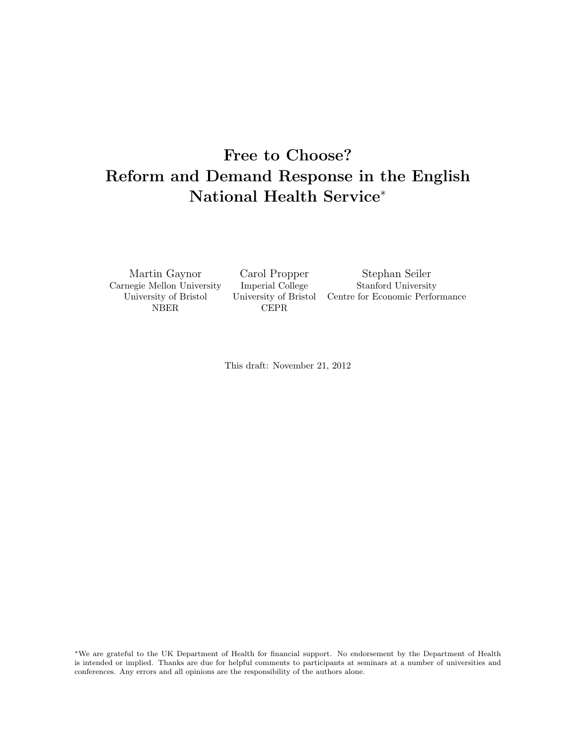# Free to Choose? Reform and Demand Response in the English National Health Service[*]

Martin Gaynor
Carnegie Mellon University
University of Bristol
NBER

Carol Propper
Imperial College
University of Bristol
CEPR

Stephan Seiler
Stanford University
Centre for Economic Performance

This draft: November 21, 2012

[*]We are grateful to the UK Department of Health for financial support. No endorsement by the Department of Health is intended or implied. Thanks are due for helpful comments to participants at seminars at a number of universities and conferences. Any errors and all opinions are the responsibility of the authors alone.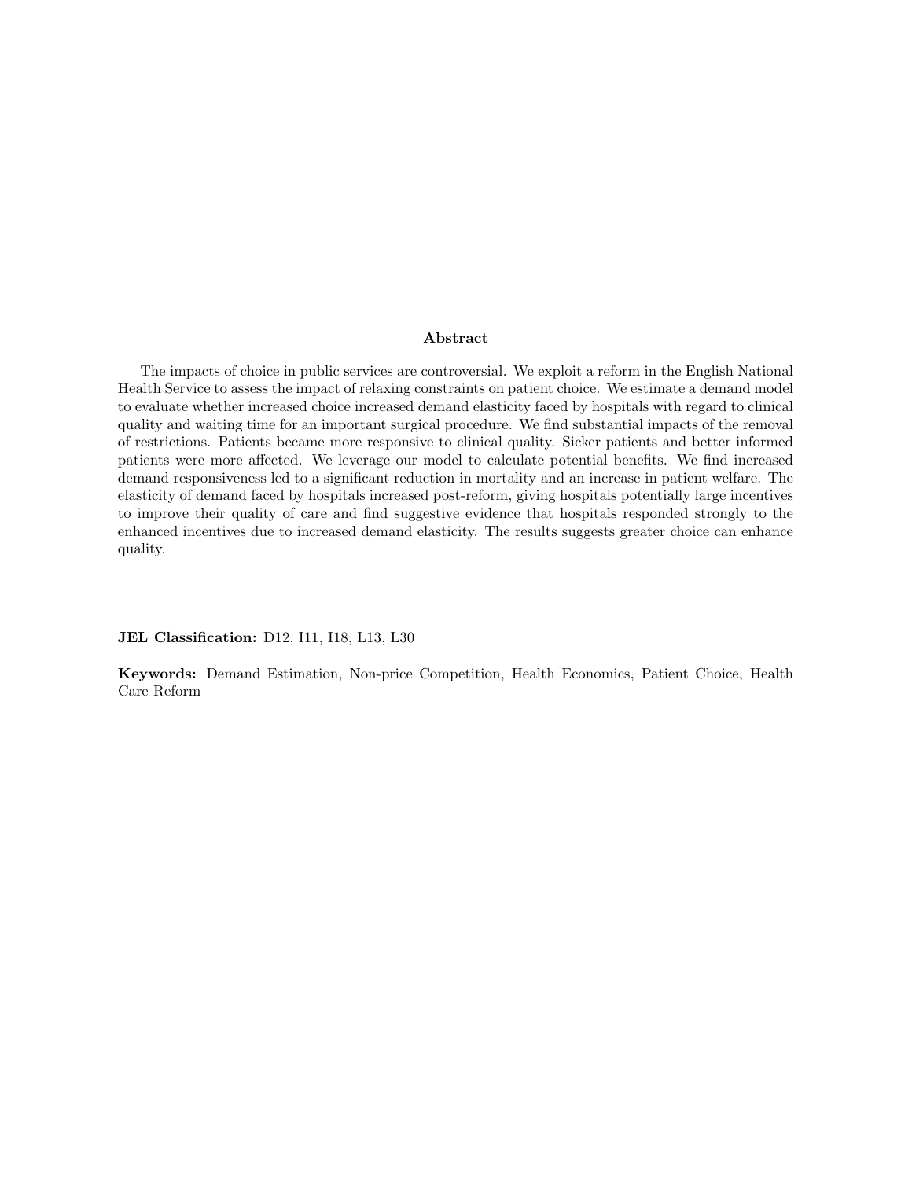## Abstract

The impacts of choice in public services are controversial. We exploit a reform in the English National Health Service to assess the impact of relaxing constraints on patient choice. We estimate a demand model to evaluate whether increased choice increased demand elasticity faced by hospitals with regard to clinical quality and waiting time for an important surgical procedure. We find substantial impacts of the removal of restrictions. Patients became more responsive to clinical quality. Sicker patients and better informed patients were more affected. We leverage our model to calculate potential benefits. We find increased demand responsiveness led to a significant reduction in mortality and an increase in patient welfare. The elasticity of demand faced by hospitals increased post-reform, giving hospitals potentially large incentives to improve their quality of care and find suggestive evidence that hospitals responded strongly to the enhanced incentives due to increased demand elasticity. The results suggests greater choice can enhance quality.

**JEL Classification:** D12, I11, I18, L13, L30

**Keywords:** Demand Estimation, Non-price Competition, Health Economics, Patient Choice, Health Care Reform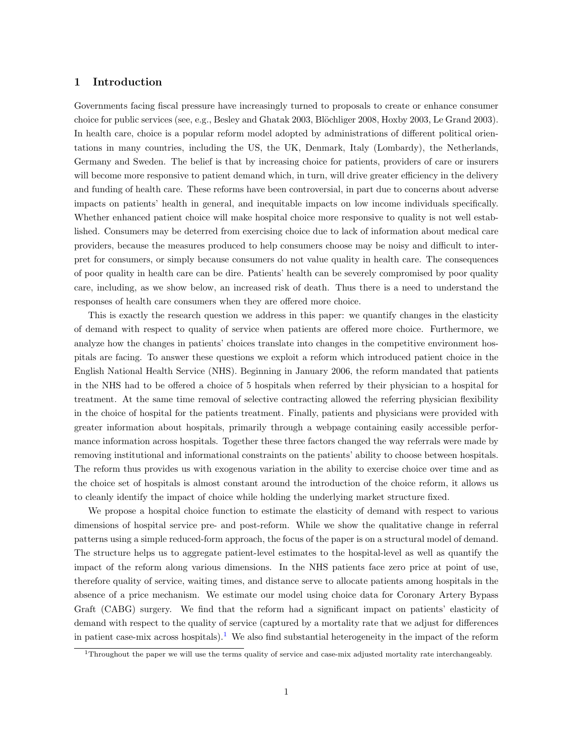## 1 Introduction

Governments facing fiscal pressure have increasingly turned to proposals to create or enhance consumer choice for public services (see, e.g., Besley and Ghatak 2003, Blöchliger 2008, Hoxby 2003, Le Grand 2003). In health care, choice is a popular reform model adopted by administrations of different political orientations in many countries, including the US, the UK, Denmark, Italy (Lombardy), the Netherlands, Germany and Sweden. The belief is that by increasing choice for patients, providers of care or insurers will become more responsive to patient demand which, in turn, will drive greater efficiency in the delivery and funding of health care. These reforms have been controversial, in part due to concerns about adverse impacts on patients' health in general, and inequitable impacts on low income individuals specifically. Whether enhanced patient choice will make hospital choice more responsive to quality is not well established. Consumers may be deterred from exercising choice due to lack of information about medical care providers, because the measures produced to help consumers choose may be noisy and difficult to interpret for consumers, or simply because consumers do not value quality in health care. The consequences of poor quality in health care can be dire. Patients' health can be severely compromised by poor quality care, including, as we show below, an increased risk of death. Thus there is a need to understand the responses of health care consumers when they are offered more choice.

This is exactly the research question we address in this paper: we quantify changes in the elasticity of demand with respect to quality of service when patients are offered more choice. Furthermore, we analyze how the changes in patients' choices translate into changes in the competitive environment hospitals are facing. To answer these questions we exploit a reform which introduced patient choice in the English National Health Service (NHS). Beginning in January 2006, the reform mandated that patients in the NHS had to be offered a choice of 5 hospitals when referred by their physician to a hospital for treatment. At the same time removal of selective contracting allowed the referring physician flexibility in the choice of hospital for the patients treatment. Finally, patients and physicians were provided with greater information about hospitals, primarily through a webpage containing easily accessible performance information across hospitals. Together these three factors changed the way referrals were made by removing institutional and informational constraints on the patients' ability to choose between hospitals. The reform thus provides us with exogenous variation in the ability to exercise choice over time and as the choice set of hospitals is almost constant around the introduction of the choice reform, it allows us to cleanly identify the impact of choice while holding the underlying market structure fixed.

We propose a hospital choice function to estimate the elasticity of demand with respect to various dimensions of hospital service pre- and post-reform. While we show the qualitative change in referral patterns using a simple reduced-form approach, the focus of the paper is on a structural model of demand. The structure helps us to aggregate patient-level estimates to the hospital-level as well as quantify the impact of the reform along various dimensions. In the NHS patients face zero price at point of use, therefore quality of service, waiting times, and distance serve to allocate patients among hospitals in the absence of a price mechanism. We estimate our model using choice data for Coronary Artery Bypass Graft (CABG) surgery. We find that the reform had a significant impact on patients' elasticity of demand with respect to the quality of service (captured by a mortality rate that we adjust for differences in patient case-mix across hospitals).[1] We also find substantial heterogeneity in the impact of the reform

[1] Throughout the paper we will use the terms quality of service and case-mix adjusted mortality rate interchangeably.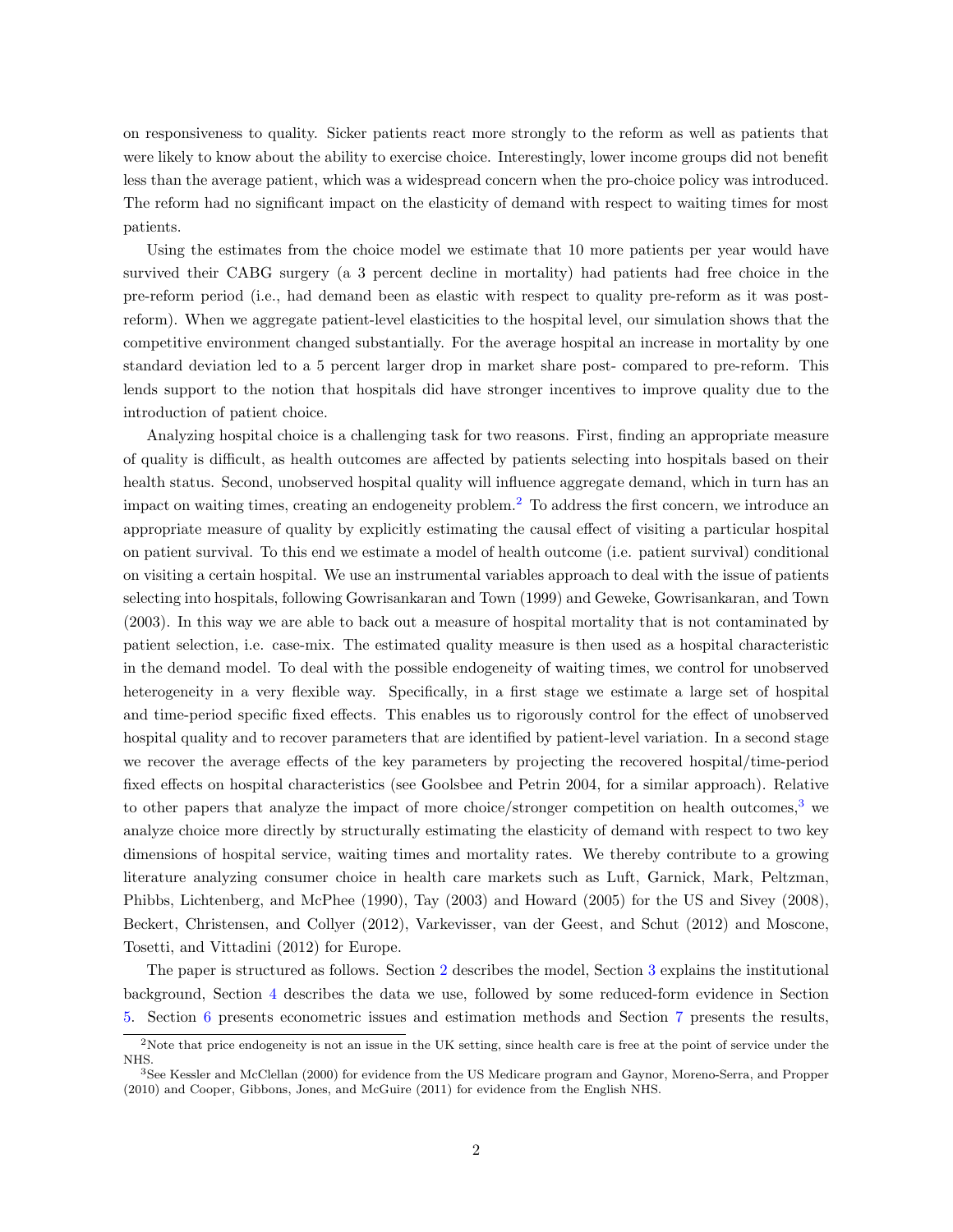on responsiveness to quality. Sicker patients react more strongly to the reform as well as patients that were likely to know about the ability to exercise choice. Interestingly, lower income groups did not benefit less than the average patient, which was a widespread concern when the pro-choice policy was introduced. The reform had no significant impact on the elasticity of demand with respect to waiting times for most patients.

Using the estimates from the choice model we estimate that 10 more patients per year would have survived their CABG surgery (a 3 percent decline in mortality) had patients had free choice in the pre-reform period (i.e., had demand been as elastic with respect to quality pre-reform as it was post-reform). When we aggregate patient-level elasticities to the hospital level, our simulation shows that the competitive environment changed substantially. For the average hospital an increase in mortality by one standard deviation led to a 5 percent larger drop in market share post- compared to pre-reform. This lends support to the notion that hospitals did have stronger incentives to improve quality due to the introduction of patient choice.

Analyzing hospital choice is a challenging task for two reasons. First, finding an appropriate measure of quality is difficult, as health outcomes are affected by patients selecting into hospitals based on their health status. Second, unobserved hospital quality will influence aggregate demand, which in turn has an impact on waiting times, creating an endogeneity problem.[2] To address the first concern, we introduce an appropriate measure of quality by explicitly estimating the causal effect of visiting a particular hospital on patient survival. To this end we estimate a model of health outcome (i.e. patient survival) conditional on visiting a certain hospital. We use an instrumental variables approach to deal with the issue of patients selecting into hospitals, following Gowrisankaran and Town (1999) and Geweke, Gowrisankaran, and Town (2003). In this way we are able to back out a measure of hospital mortality that is not contaminated by patient selection, i.e. case-mix. The estimated quality measure is then used as a hospital characteristic in the demand model. To deal with the possible endogeneity of waiting times, we control for unobserved heterogeneity in a very flexible way. Specifically, in a first stage we estimate a large set of hospital and time-period specific fixed effects. This enables us to rigorously control for the effect of unobserved hospital quality and to recover parameters that are identified by patient-level variation. In a second stage we recover the average effects of the key parameters by projecting the recovered hospital/time-period fixed effects on hospital characteristics (see Goolsbee and Petrin 2004, for a similar approach). Relative to other papers that analyze the impact of more choice/stronger competition on health outcomes,[3] we analyze choice more directly by structurally estimating the elasticity of demand with respect to two key dimensions of hospital service, waiting times and mortality rates. We thereby contribute to a growing literature analyzing consumer choice in health care markets such as Luft, Garnick, Mark, Peltzman, Phibbs, Lichtenberg, and McPhee (1990), Tay (2003) and Howard (2005) for the US and Sivey (2008), Beckert, Christensen, and Collyer (2012), Varkevisser, van der Geest, and Schut (2012) and Moscone, Tosetti, and Vittadini (2012) for Europe.

The paper is structured as follows. Section 2 describes the model, Section 3 explains the institutional background, Section 4 describes the data we use, followed by some reduced-form evidence in Section 5. Section 6 presents econometric issues and estimation methods and Section 7 presents the results,

[2] Note that price endogeneity is not an issue in the UK setting, since health care is free at the point of service under the NHS.

[3] See Kessler and McClellan (2000) for evidence from the US Medicare program and Gaynor, Moreno-Serra, and Propper (2010) and Cooper, Gibbons, Jones, and McGuire (2011) for evidence from the English NHS.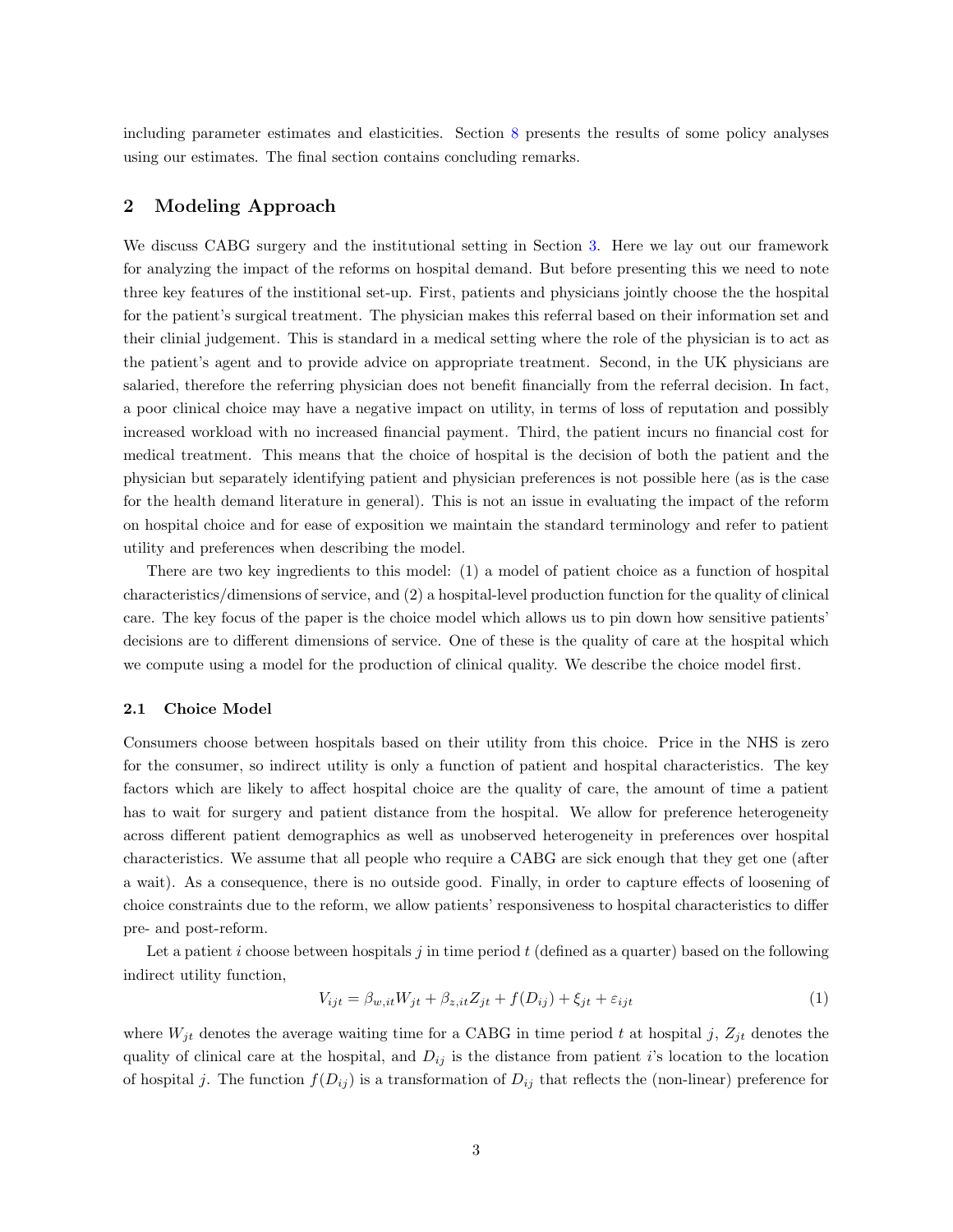including parameter estimates and elasticities. Section 8 presents the results of some policy analyses using our estimates. The final section contains concluding remarks.

## 2 Modeling Approach

We discuss CABG surgery and the institutional setting in Section 3. Here we lay out our framework for analyzing the impact of the reforms on hospital demand. But before presenting this we need to note three key features of the institional set-up. First, patients and physicians jointly choose the the hospital for the patient's surgical treatment. The physician makes this referral based on their information set and their clinial judgement. This is standard in a medical setting where the role of the physician is to act as the patient's agent and to provide advice on appropriate treatment. Second, in the UK physicians are salaried, therefore the referring physician does not benefit financially from the referral decision. In fact, a poor clinical choice may have a negative impact on utility, in terms of loss of reputation and possibly increased workload with no increased financial payment. Third, the patient incurs no financial cost for medical treatment. This means that the choice of hospital is the decision of both the patient and the physician but separately identifying patient and physician preferences is not possible here (as is the case for the health demand literature in general). This is not an issue in evaluating the impact of the reform on hospital choice and for ease of exposition we maintain the standard terminology and refer to patient utility and preferences when describing the model.

There are two key ingredients to this model: (1) a model of patient choice as a function of hospital characteristics/dimensions of service, and (2) a hospital-level production function for the quality of clinical care. The key focus of the paper is the choice model which allows us to pin down how sensitive patients' decisions are to different dimensions of service. One of these is the quality of care at the hospital which we compute using a model for the production of clinical quality. We describe the choice model first.

### 2.1 Choice Model

Consumers choose between hospitals based on their utility from this choice. Price in the NHS is zero for the consumer, so indirect utility is only a function of patient and hospital characteristics. The key factors which are likely to affect hospital choice are the quality of care, the amount of time a patient has to wait for surgery and patient distance from the hospital. We allow for preference heterogeneity across different patient demographics as well as unobserved heterogeneity in preferences over hospital characteristics. We assume that all people who require a CABG are sick enough that they get one (after a wait). As a consequence, there is no outside good. Finally, in order to capture effects of loosening of choice constraints due to the reform, we allow patients' responsiveness to hospital characteristics to differ pre- and post-reform.

Let a patient $i$ choose between hospitals $j$ in time period $t$ (defined as a quarter) based on the following indirect utility function,

$$V_{ijt} = \beta_{w,it} W_{jt} + \beta_{z,it} Z_{jt} + f(D_{ij}) + \xi_{jt} + \varepsilon_{ijt} \tag{1}$$

where $W_{jt}$ denotes the average waiting time for a CABG in time period $t$ at hospital $j$, $Z_{jt}$ denotes the quality of clinical care at the hospital, and $D_{ij}$ is the distance from patient $i$'s location to the location of hospital $j$. The function $f(D_{ij})$ is a transformation of $D_{ij}$ that reflects the (non-linear) preference for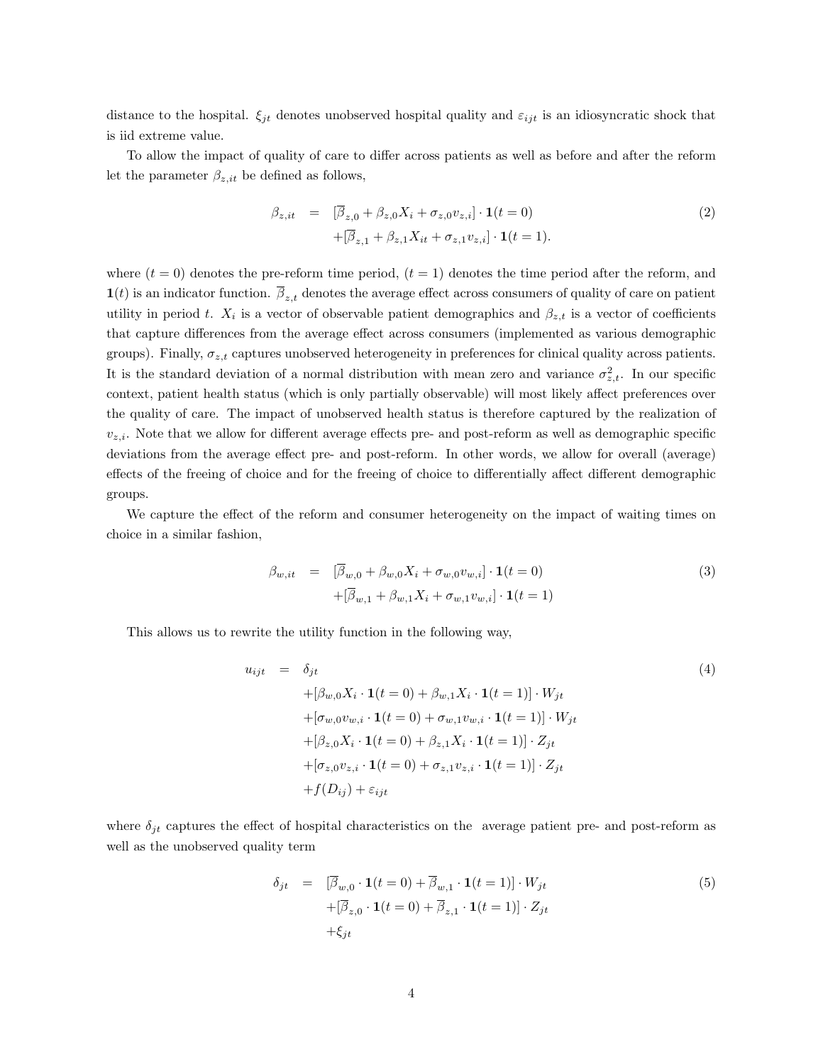distance to the hospital. $\xi_{jt}$ denotes unobserved hospital quality and $\varepsilon_{ijt}$ is an idiosyncratic shock that is iid extreme value.

To allow the impact of quality of care to differ across patients as well as before and after the reform let the parameter $\beta_{z,it}$ be defined as follows,

$$
\begin{aligned}
\beta_{z,it} &= [\overline{\beta}_{z,0} + \beta_{z,0}X_i + \sigma_{z,0}v_{z,i}] \cdot \mathbf{1}(t=0) \\
&\quad + [\overline{\beta}_{z,1} + \beta_{z,1}X_{it} + \sigma_{z,1}v_{z,i}] \cdot \mathbf{1}(t=1).
\end{aligned} \tag{2}
$$

where $(t = 0)$ denotes the pre-reform time period, $(t = 1)$ denotes the time period after the reform, and $\mathbf{1}(t)$ is an indicator function. $\overline{\beta}_{z,t}$ denotes the average effect across consumers of quality of care on patient utility in period $t$. $X_i$ is a vector of observable patient demographics and $\beta_{z,t}$ is a vector of coefficients that capture differences from the average effect across consumers (implemented as various demographic groups). Finally, $\sigma_{z,t}$ captures unobserved heterogeneity in preferences for clinical quality across patients. It is the standard deviation of a normal distribution with mean zero and variance $\sigma^2_{z,t}$. In our specific context, patient health status (which is only partially observable) will most likely affect preferences over the quality of care. The impact of unobserved health status is therefore captured by the realization of $v_{z,i}$. Note that we allow for different average effects pre- and post-reform as well as demographic specific deviations from the average effect pre- and post-reform. In other words, we allow for overall (average) effects of the freeing of choice and for the freeing of choice to differentially affect different demographic groups.

We capture the effect of the reform and consumer heterogeneity on the impact of waiting times on choice in a similar fashion,

$$
\begin{aligned}
\beta_{w,it} &= [\overline{\beta}_{w,0} + \beta_{w,0}X_i + \sigma_{w,0}v_{w,i}] \cdot \mathbf{1}(t=0) \\
&\quad + [\overline{\beta}_{w,1} + \beta_{w,1}X_i + \sigma_{w,1}v_{w,i}] \cdot \mathbf{1}(t=1)
\end{aligned} \tag{3}
$$

This allows us to rewrite the utility function in the following way,

$$
\begin{aligned}
u_{ijt} &= \delta_{jt} \\
&\quad + [\beta_{w,0}X_i \cdot \mathbf{1}(t=0) + \beta_{w,1}X_i \cdot \mathbf{1}(t=1)] \cdot W_{jt} \\
&\quad + [\sigma_{w,0}v_{w,i} \cdot \mathbf{1}(t=0) + \sigma_{w,1}v_{w,i} \cdot \mathbf{1}(t=1)] \cdot W_{jt} \\
&\quad + [\beta_{z,0}X_i \cdot \mathbf{1}(t=0) + \beta_{z,1}X_i \cdot \mathbf{1}(t=1)] \cdot Z_{jt} \\
&\quad + [\sigma_{z,0}v_{z,i} \cdot \mathbf{1}(t=0) + \sigma_{z,1}v_{z,i} \cdot \mathbf{1}(t=1)] \cdot Z_{jt} \\
&\quad + f(D_{ij}) + \varepsilon_{ijt}
\end{aligned} \tag{4}
$$

where $\delta_{jt}$ captures the effect of hospital characteristics on the average patient pre- and post-reform as well as the unobserved quality term

$$
\begin{aligned}
\delta_{jt} &= [\overline{\beta}_{w,0} \cdot \mathbf{1}(t=0) + \overline{\beta}_{w,1} \cdot \mathbf{1}(t=1)] \cdot W_{jt} \\
&\quad + [\overline{\beta}_{z,0} \cdot \mathbf{1}(t=0) + \overline{\beta}_{z,1} \cdot \mathbf{1}(t=1)] \cdot Z_{jt} \\
&\quad + \xi_{jt}
\end{aligned} \tag{5}
$$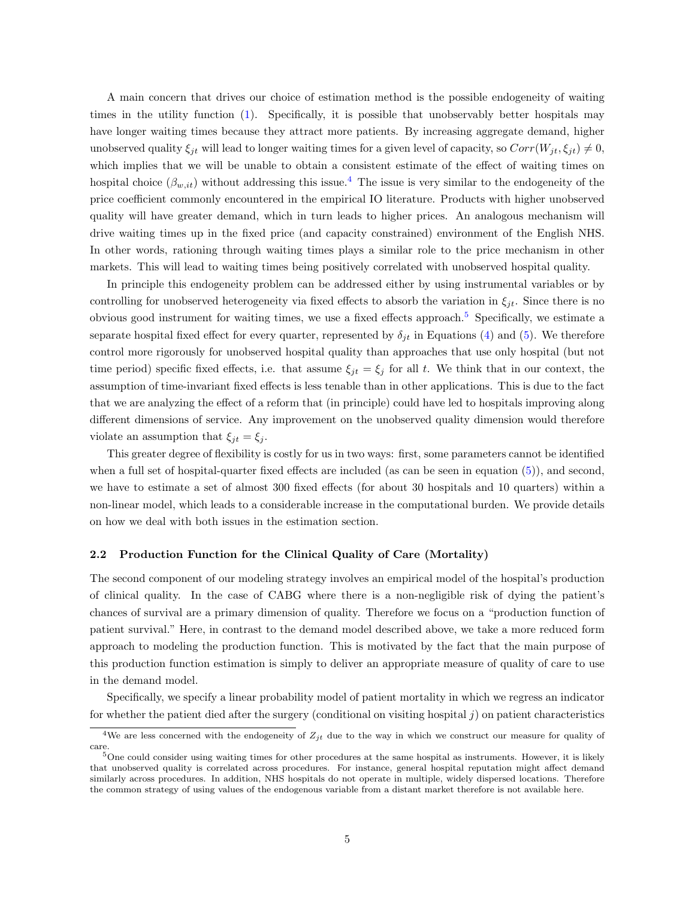A main concern that drives our choice of estimation method is the possible endogeneity of waiting times in the utility function (1). Specifically, it is possible that unobservably better hospitals may have longer waiting times because they attract more patients. By increasing aggregate demand, higher unobserved quality $\xi_{jt}$ will lead to longer waiting times for a given level of capacity, so $Corr(W_{jt}, \xi_{jt}) \neq 0$, which implies that we will be unable to obtain a consistent estimate of the effect of waiting times on hospital choice ($\beta_{w,it}$) without addressing this issue.[4] The issue is very similar to the endogeneity of the price coefficient commonly encountered in the empirical IO literature. Products with higher unobserved quality will have greater demand, which in turn leads to higher prices. An analogous mechanism will drive waiting times up in the fixed price (and capacity constrained) environment of the English NHS. In other words, rationing through waiting times plays a similar role to the price mechanism in other markets. This will lead to waiting times being positively correlated with unobserved hospital quality.

In principle this endogeneity problem can be addressed either by using instrumental variables or by controlling for unobserved heterogeneity via fixed effects to absorb the variation in $\xi_{jt}$. Since there is no obvious good instrument for waiting times, we use a fixed effects approach.[5] Specifically, we estimate a separate hospital fixed effect for every quarter, represented by $\delta_{jt}$ in Equations (4) and (5). We therefore control more rigorously for unobserved hospital quality than approaches that use only hospital (but not time period) specific fixed effects, i.e. that assume $\xi_{jt} = \xi_j$ for all $t$. We think that in our context, the assumption of time-invariant fixed effects is less tenable than in other applications. This is due to the fact that we are analyzing the effect of a reform that (in principle) could have led to hospitals improving along different dimensions of service. Any improvement on the unobserved quality dimension would therefore violate an assumption that $\xi_{jt} = \xi_j$.

This greater degree of flexibility is costly for us in two ways: first, some parameters cannot be identified when a full set of hospital-quarter fixed effects are included (as can be seen in equation (5)), and second, we have to estimate a set of almost 300 fixed effects (for about 30 hospitals and 10 quarters) within a non-linear model, which leads to a considerable increase in the computational burden. We provide details on how we deal with both issues in the estimation section.

### 2.2 Production Function for the Clinical Quality of Care (Mortality)

The second component of our modeling strategy involves an empirical model of the hospital's production of clinical quality. In the case of CABG where there is a non-negligible risk of dying the patient's chances of survival are a primary dimension of quality. Therefore we focus on a "production function of patient survival." Here, in contrast to the demand model described above, we take a more reduced form approach to modeling the production function. This is motivated by the fact that the main purpose of this production function estimation is simply to deliver an appropriate measure of quality of care to use in the demand model.

Specifically, we specify a linear probability model of patient mortality in which we regress an indicator for whether the patient died after the surgery (conditional on visiting hospital $j$) on patient characteristics

---

[4] We are less concerned with the endogeneity of $Z_{jt}$ due to the way in which we construct our measure for quality of care.

[5] One could consider using waiting times for other procedures at the same hospital as instruments. However, it is likely that unobserved quality is correlated across procedures. For instance, general hospital reputation might affect demand similarly across procedures. In addition, NHS hospitals do not operate in multiple, widely dispersed locations. Therefore the common strategy of using values of the endogenous variable from a distant market therefore is not available here.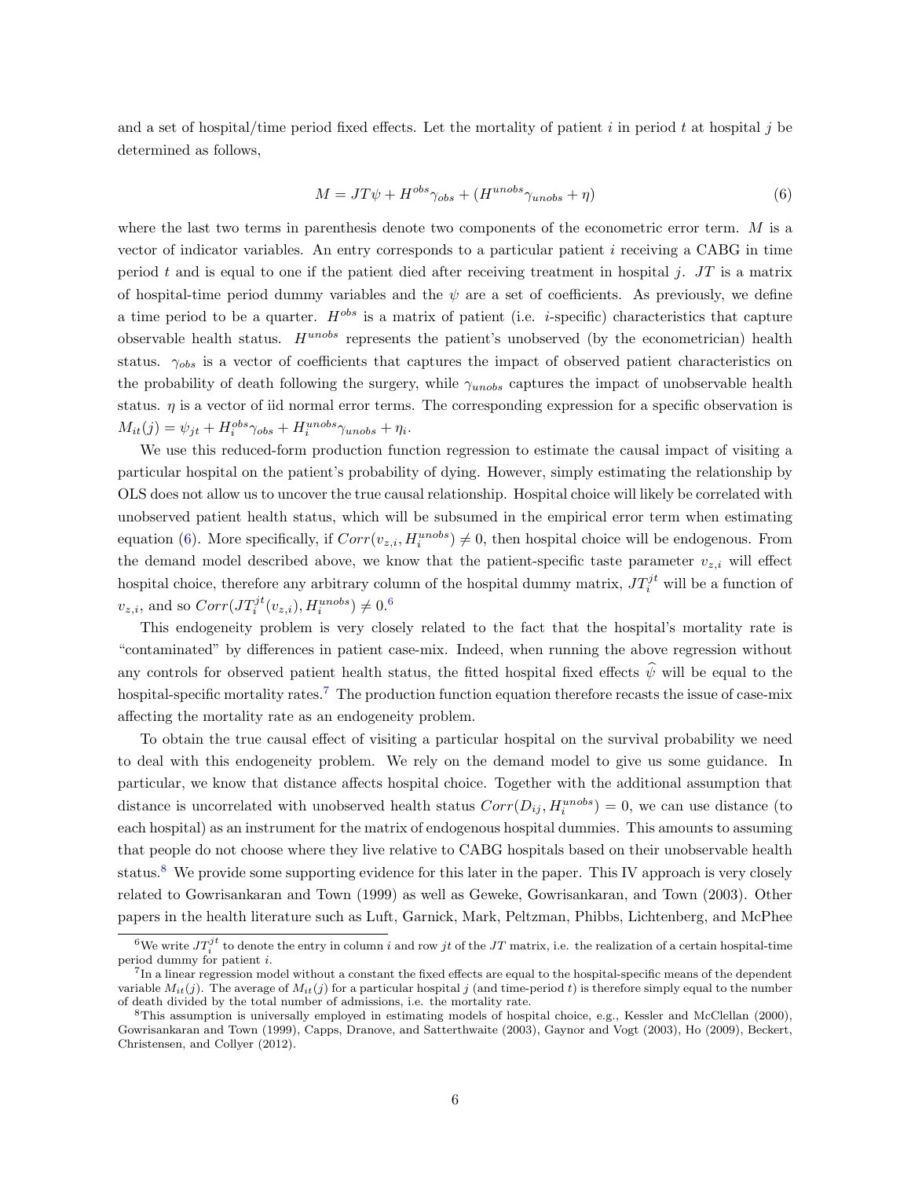and a set of hospital/time period fixed effects. Let the mortality of patient $i$ in period $t$ at hospital $j$ be determined as follows,

$$M = JT\psi + H^{obs}\gamma_{obs} + (H^{unobs}\gamma_{unobs} + \eta) \tag{6}$$

where the last two terms in parenthesis denote two components of the econometric error term. $M$ is a vector of indicator variables. An entry corresponds to a particular patient $i$ receiving a CABG in time period $t$ and is equal to one if the patient died after receiving treatment in hospital $j$. $JT$ is a matrix of hospital-time period dummy variables and the $\psi$ are a set of coefficients. As previously, we define a time period to be a quarter. $H^{obs}$ is a matrix of patient (i.e. $i$-specific) characteristics that capture observable health status. $H^{unobs}$ represents the patient's unobserved (by the econometrician) health status. $\gamma_{obs}$ is a vector of coefficients that captures the impact of observed patient characteristics on the probability of death following the surgery, while $\gamma_{unobs}$ captures the impact of unobservable health status. $\eta$ is a vector of iid normal error terms. The corresponding expression for a specific observation is $M_{it}(j) = \psi_{jt} + H_i^{obs}\gamma_{obs} + H_i^{unobs}\gamma_{unobs} + \eta_i$.

We use this reduced-form production function regression to estimate the causal impact of visiting a particular hospital on the patient's probability of dying. However, simply estimating the relationship by OLS does not allow us to uncover the true causal relationship. Hospital choice will likely be correlated with unobserved patient health status, which will be subsumed in the empirical error term when estimating equation (6). More specifically, if $Corr(v_{z,i}, H_i^{unobs}) \neq 0$, then hospital choice will be endogenous. From the demand model described above, we know that the patient-specific taste parameter $v_{z,i}$ will effect hospital choice, therefore any arbitrary column of the hospital dummy matrix, $JT_i^{jt}$ will be a function of $v_{z,i}$, and so $Corr(JT_i^{jt}(v_{z,i}), H_i^{unobs}) \neq 0$.[6]

This endogeneity problem is very closely related to the fact that the hospital's mortality rate is "contaminated" by differences in patient case-mix. Indeed, when running the above regression without any controls for observed patient health status, the fitted hospital fixed effects $\widehat{\psi}$ will be equal to the hospital-specific mortality rates.[7] The production function equation therefore recasts the issue of case-mix affecting the mortality rate as an endogeneity problem.

To obtain the true causal effect of visiting a particular hospital on the survival probability we need to deal with this endogeneity problem. We rely on the demand model to give us some guidance. In particular, we know that distance affects hospital choice. Together with the additional assumption that distance is uncorrelated with unobserved health status $Corr(D_{ij}, H_i^{unobs}) = 0$, we can use distance (to each hospital) as an instrument for the matrix of endogenous hospital dummies. This amounts to assuming that people do not choose where they live relative to CABG hospitals based on their unobservable health status.[8] We provide some supporting evidence for this later in the paper. This IV approach is very closely related to Gowrisankaran and Town (1999) as well as Geweke, Gowrisankaran, and Town (2003). Other papers in the health literature such as Luft, Garnick, Mark, Peltzman, Phibbs, Lichtenberg, and McPhee

---

[6] We write $JT_i^{jt}$ to denote the entry in column $i$ and row $jt$ of the $JT$ matrix, i.e. the realization of a certain hospital-time period dummy for patient $i$.

[7] In a linear regression model without a constant the fixed effects are equal to the hospital-specific means of the dependent variable $M_{it}(j)$. The average of $M_{it}(j)$ for a particular hospital $j$ (and time-period $t$) is therefore simply equal to the number of death divided by the total number of admissions, i.e. the mortality rate.

[8] This assumption is universally employed in estimating models of hospital choice, e.g., Kessler and McClellan (2000), Gowrisankaran and Town (1999), Capps, Dranove, and Satterthwaite (2003), Gaynor and Vogt (2003), Ho (2009), Beckert, Christensen, and Collyer (2012).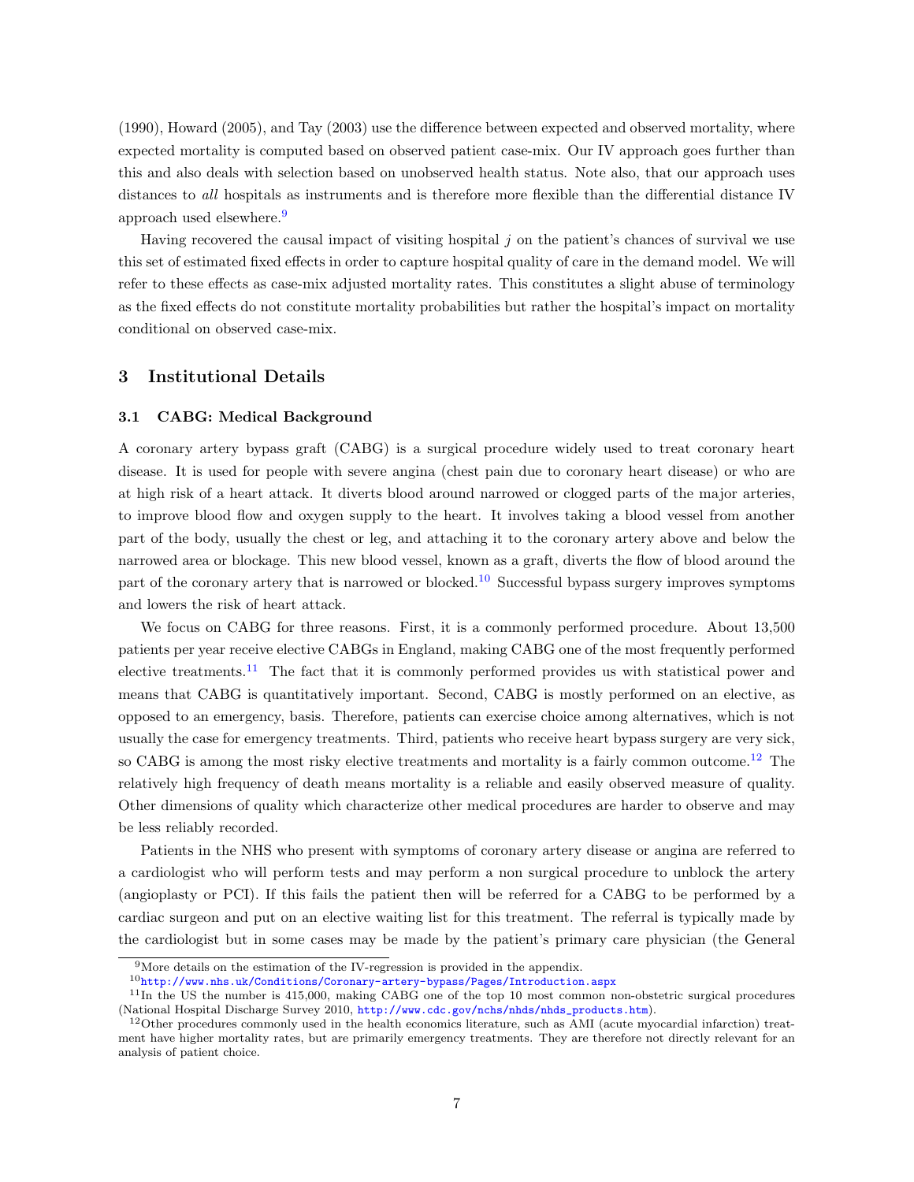(1990), Howard (2005), and Tay (2003) use the difference between expected and observed mortality, where expected mortality is computed based on observed patient case-mix. Our IV approach goes further than this and also deals with selection based on unobserved health status. Note also, that our approach uses distances to *all* hospitals as instruments and is therefore more flexible than the differential distance IV approach used elsewhere.[9]

Having recovered the causal impact of visiting hospital $j$ on the patient's chances of survival we use this set of estimated fixed effects in order to capture hospital quality of care in the demand model. We will refer to these effects as case-mix adjusted mortality rates. This constitutes a slight abuse of terminology as the fixed effects do not constitute mortality probabilities but rather the hospital's impact on mortality conditional on observed case-mix.

## 3 Institutional Details

### 3.1 CABG: Medical Background

A coronary artery bypass graft (CABG) is a surgical procedure widely used to treat coronary heart disease. It is used for people with severe angina (chest pain due to coronary heart disease) or who are at high risk of a heart attack. It diverts blood around narrowed or clogged parts of the major arteries, to improve blood flow and oxygen supply to the heart. It involves taking a blood vessel from another part of the body, usually the chest or leg, and attaching it to the coronary artery above and below the narrowed area or blockage. This new blood vessel, known as a graft, diverts the flow of blood around the part of the coronary artery that is narrowed or blocked.[10] Successful bypass surgery improves symptoms and lowers the risk of heart attack.

We focus on CABG for three reasons. First, it is a commonly performed procedure. About 13,500 patients per year receive elective CABGs in England, making CABG one of the most frequently performed elective treatments.[11] The fact that it is commonly performed provides us with statistical power and means that CABG is quantitatively important. Second, CABG is mostly performed on an elective, as opposed to an emergency, basis. Therefore, patients can exercise choice among alternatives, which is not usually the case for emergency treatments. Third, patients who receive heart bypass surgery are very sick, so CABG is among the most risky elective treatments and mortality is a fairly common outcome.[12] The relatively high frequency of death means mortality is a reliable and easily observed measure of quality. Other dimensions of quality which characterize other medical procedures are harder to observe and may be less reliably recorded.

Patients in the NHS who present with symptoms of coronary artery disease or angina are referred to a cardiologist who will perform tests and may perform a non surgical procedure to unblock the artery (angioplasty or PCI). If this fails the patient then will be referred for a CABG to be performed by a cardiac surgeon and put on an elective waiting list for this treatment. The referral is typically made by the cardiologist but in some cases may be made by the patient's primary care physician (the General

---

[9] More details on the estimation of the IV-regression is provided in the appendix.

[10] http://www.nhs.uk/Conditions/Coronary-artery-bypass/Pages/Introduction.aspx

[11] In the US the number is 415,000, making CABG one of the top 10 most common non-obstetric surgical procedures (National Hospital Discharge Survey 2010, http://www.cdc.gov/nchs/nhds/nhds_products.htm).

[12] Other procedures commonly used in the health economics literature, such as AMI (acute myocardial infarction) treatment have higher mortality rates, but are primarily emergency treatments. They are therefore not directly relevant for an analysis of patient choice.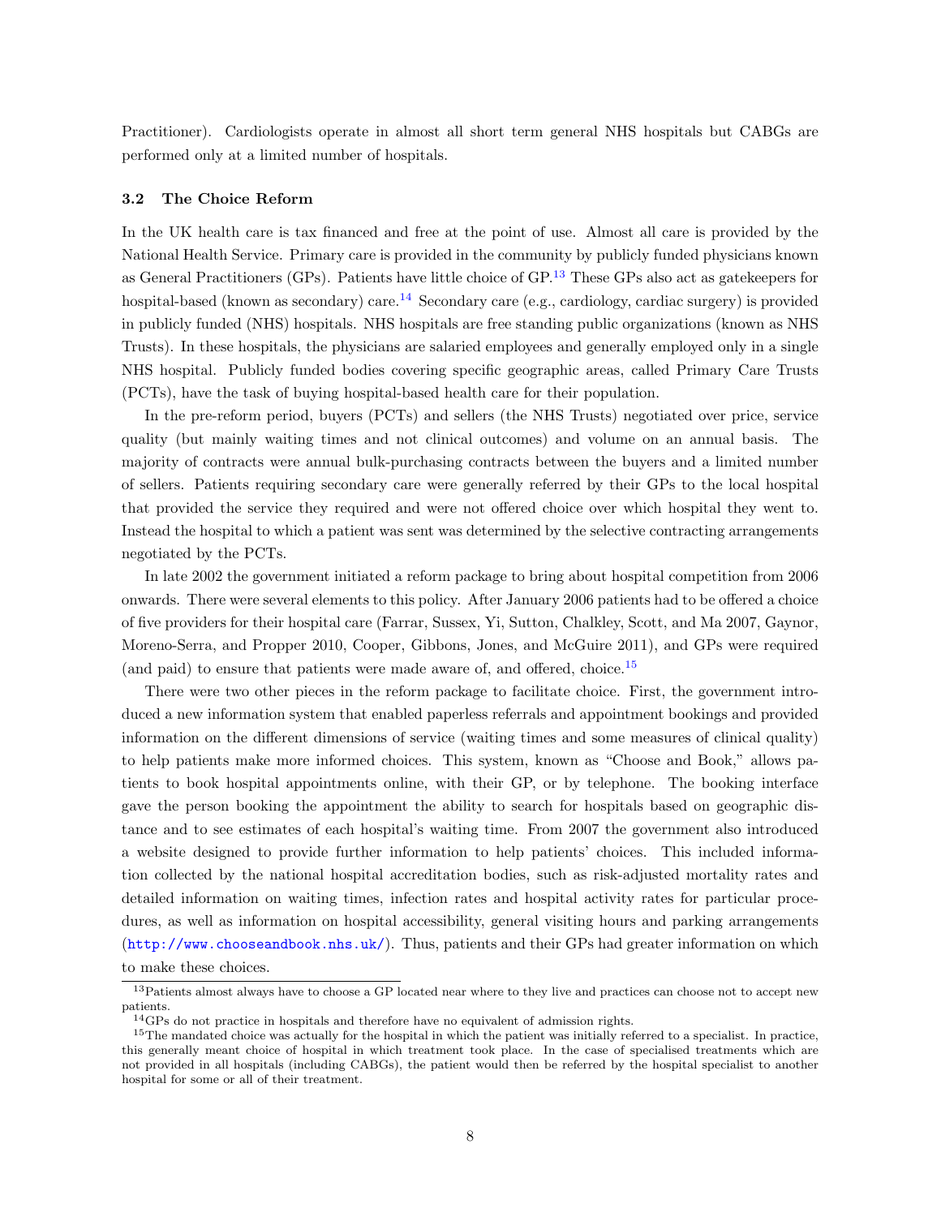Practitioner). Cardiologists operate in almost all short term general NHS hospitals but CABGs are performed only at a limited number of hospitals.

### 3.2 The Choice Reform

In the UK health care is tax financed and free at the point of use. Almost all care is provided by the National Health Service. Primary care is provided in the community by publicly funded physicians known as General Practitioners (GPs). Patients have little choice of GP.[13] These GPs also act as gatekeepers for hospital-based (known as secondary) care.[14] Secondary care (e.g., cardiology, cardiac surgery) is provided in publicly funded (NHS) hospitals. NHS hospitals are free standing public organizations (known as NHS Trusts). In these hospitals, the physicians are salaried employees and generally employed only in a single NHS hospital. Publicly funded bodies covering specific geographic areas, called Primary Care Trusts (PCTs), have the task of buying hospital-based health care for their population.

In the pre-reform period, buyers (PCTs) and sellers (the NHS Trusts) negotiated over price, service quality (but mainly waiting times and not clinical outcomes) and volume on an annual basis. The majority of contracts were annual bulk-purchasing contracts between the buyers and a limited number of sellers. Patients requiring secondary care were generally referred by their GPs to the local hospital that provided the service they required and were not offered choice over which hospital they went to. Instead the hospital to which a patient was sent was determined by the selective contracting arrangements negotiated by the PCTs.

In late 2002 the government initiated a reform package to bring about hospital competition from 2006 onwards. There were several elements to this policy. After January 2006 patients had to be offered a choice of five providers for their hospital care (Farrar, Sussex, Yi, Sutton, Chalkley, Scott, and Ma 2007, Gaynor, Moreno-Serra, and Propper 2010, Cooper, Gibbons, Jones, and McGuire 2011), and GPs were required (and paid) to ensure that patients were made aware of, and offered, choice.[15]

There were two other pieces in the reform package to facilitate choice. First, the government introduced a new information system that enabled paperless referrals and appointment bookings and provided information on the different dimensions of service (waiting times and some measures of clinical quality) to help patients make more informed choices. This system, known as "Choose and Book," allows patients to book hospital appointments online, with their GP, or by telephone. The booking interface gave the person booking the appointment the ability to search for hospitals based on geographic distance and to see estimates of each hospital's waiting time. From 2007 the government also introduced a website designed to provide further information to help patients' choices. This included information collected by the national hospital accreditation bodies, such as risk-adjusted mortality rates and detailed information on waiting times, infection rates and hospital activity rates for particular procedures, as well as information on hospital accessibility, general visiting hours and parking arrangements (http://www.chooseandbook.nhs.uk/). Thus, patients and their GPs had greater information on which to make these choices.

---

[13] Patients almost always have to choose a GP located near where to they live and practices can choose not to accept new patients.

[14] GPs do not practice in hospitals and therefore have no equivalent of admission rights.

[15] The mandated choice was actually for the hospital in which the patient was initially referred to a specialist. In practice, this generally meant choice of hospital in which treatment took place. In the case of specialised treatments which are not provided in all hospitals (including CABGs), the patient would then be referred by the hospital specialist to another hospital for some or all of their treatment.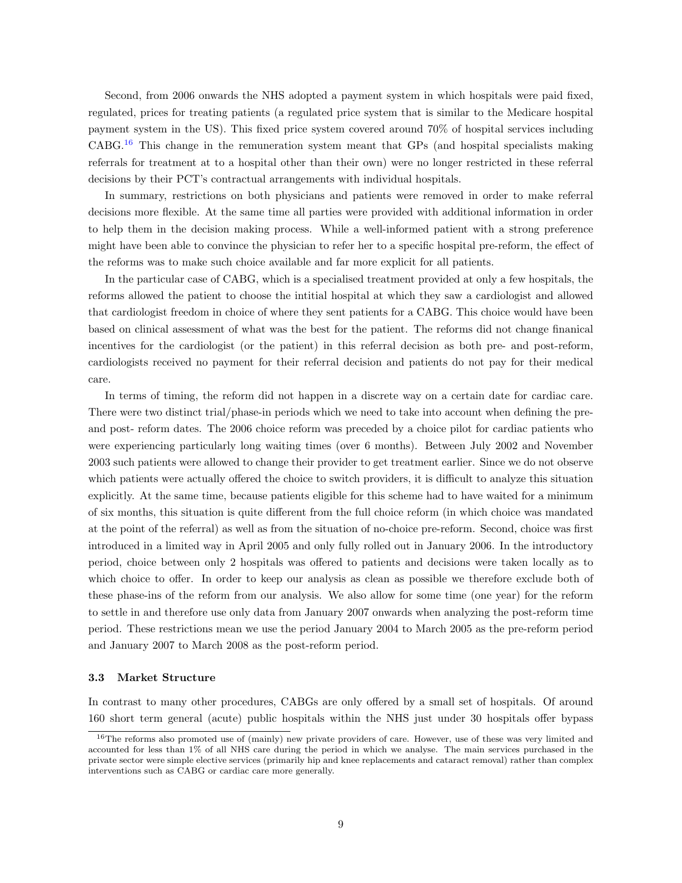Second, from 2006 onwards the NHS adopted a payment system in which hospitals were paid fixed, regulated, prices for treating patients (a regulated price system that is similar to the Medicare hospital payment system in the US). This fixed price system covered around 70% of hospital services including CABG.[16] This change in the remuneration system meant that GPs (and hospital specialists making referrals for treatment at to a hospital other than their own) were no longer restricted in these referral decisions by their PCT's contractual arrangements with individual hospitals.

In summary, restrictions on both physicians and patients were removed in order to make referral decisions more flexible. At the same time all parties were provided with additional information in order to help them in the decision making process. While a well-informed patient with a strong preference might have been able to convince the physician to refer her to a specific hospital pre-reform, the effect of the reforms was to make such choice available and far more explicit for all patients.

In the particular case of CABG, which is a specialised treatment provided at only a few hospitals, the reforms allowed the patient to choose the intitial hospital at which they saw a cardiologist and allowed that cardiologist freedom in choice of where they sent patients for a CABG. This choice would have been based on clinical assessment of what was the best for the patient. The reforms did not change finanical incentives for the cardiologist (or the patient) in this referral decision as both pre- and post-reform, cardiologists received no payment for their referral decision and patients do not pay for their medical care.

In terms of timing, the reform did not happen in a discrete way on a certain date for cardiac care. There were two distinct trial/phase-in periods which we need to take into account when defining the pre- and post- reform dates. The 2006 choice reform was preceded by a choice pilot for cardiac patients who were experiencing particularly long waiting times (over 6 months). Between July 2002 and November 2003 such patients were allowed to change their provider to get treatment earlier. Since we do not observe which patients were actually offered the choice to switch providers, it is difficult to analyze this situation explicitly. At the same time, because patients eligible for this scheme had to have waited for a minimum of six months, this situation is quite different from the full choice reform (in which choice was mandated at the point of the referral) as well as from the situation of no-choice pre-reform. Second, choice was first introduced in a limited way in April 2005 and only fully rolled out in January 2006. In the introductory period, choice between only 2 hospitals was offered to patients and decisions were taken locally as to which choice to offer. In order to keep our analysis as clean as possible we therefore exclude both of these phase-ins of the reform from our analysis. We also allow for some time (one year) for the reform to settle in and therefore use only data from January 2007 onwards when analyzing the post-reform time period. These restrictions mean we use the period January 2004 to March 2005 as the pre-reform period and January 2007 to March 2008 as the post-reform period.

### 3.3 Market Structure

In contrast to many other procedures, CABGs are only offered by a small set of hospitals. Of around 160 short term general (acute) public hospitals within the NHS just under 30 hospitals offer bypass

[16]The reforms also promoted use of (mainly) new private providers of care. However, use of these was very limited and accounted for less than 1% of all NHS care during the period in which we analyse. The main services purchased in the private sector were simple elective services (primarily hip and knee replacements and cataract removal) rather than complex interventions such as CABG or cardiac care more generally.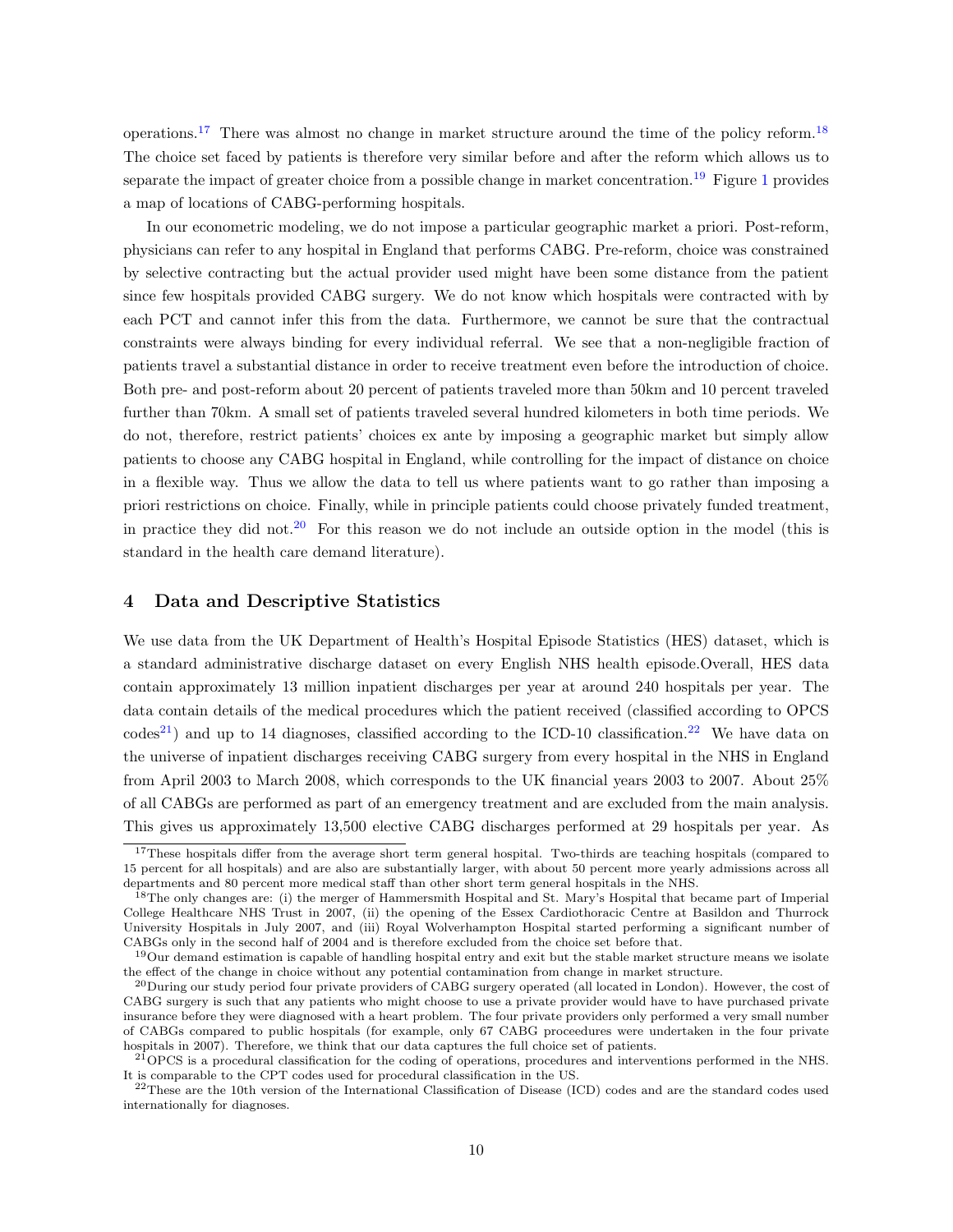operations.[17] There was almost no change in market structure around the time of the policy reform.[18] The choice set faced by patients is therefore very similar before and after the reform which allows us to separate the impact of greater choice from a possible change in market concentration.[19] Figure 1 provides a map of locations of CABG-performing hospitals.

In our econometric modeling, we do not impose a particular geographic market a priori. Post-reform, physicians can refer to any hospital in England that performs CABG. Pre-reform, choice was constrained by selective contracting but the actual provider used might have been some distance from the patient since few hospitals provided CABG surgery. We do not know which hospitals were contracted with by each PCT and cannot infer this from the data. Furthermore, we cannot be sure that the contractual constraints were always binding for every individual referral. We see that a non-negligible fraction of patients travel a substantial distance in order to receive treatment even before the introduction of choice. Both pre- and post-reform about 20 percent of patients traveled more than 50km and 10 percent traveled further than 70km. A small set of patients traveled several hundred kilometers in both time periods. We do not, therefore, restrict patients' choices ex ante by imposing a geographic market but simply allow patients to choose any CABG hospital in England, while controlling for the impact of distance on choice in a flexible way. Thus we allow the data to tell us where patients want to go rather than imposing a priori restrictions on choice. Finally, while in principle patients could choose privately funded treatment, in practice they did not.[20] For this reason we do not include an outside option in the model (this is standard in the health care demand literature).

## 4 Data and Descriptive Statistics

We use data from the UK Department of Health's Hospital Episode Statistics (HES) dataset, which is a standard administrative discharge dataset on every English NHS health episode.Overall, HES data contain approximately 13 million inpatient discharges per year at around 240 hospitals per year. The data contain details of the medical procedures which the patient received (classified according to OPCS codes[21]) and up to 14 diagnoses, classified according to the ICD-10 classification.[22] We have data on the universe of inpatient discharges receiving CABG surgery from every hospital in the NHS in England from April 2003 to March 2008, which corresponds to the UK financial years 2003 to 2007. About 25% of all CABGs are performed as part of an emergency treatment and are excluded from the main analysis. This gives us approximately 13,500 elective CABG discharges performed at 29 hospitals per year. As

[17] These hospitals differ from the average short term general hospital. Two-thirds are teaching hospitals (compared to 15 percent for all hospitals) and are also are substantially larger, with about 50 percent more yearly admissions across all departments and 80 percent more medical staff than other short term general hospitals in the NHS.

[18] The only changes are: (i) the merger of Hammersmith Hospital and St. Mary's Hospital that became part of Imperial College Healthcare NHS Trust in 2007, (ii) the opening of the Essex Cardiothoracic Centre at Basildon and Thurrock University Hospitals in July 2007, and (iii) Royal Wolverhampton Hospital started performing a significant number of CABGs only in the second half of 2004 and is therefore excluded from the choice set before that.

[19] Our demand estimation is capable of handling hospital entry and exit but the stable market structure means we isolate the effect of the change in choice without any potential contamination from change in market structure.

[20] During our study period four private providers of CABG surgery operated (all located in London). However, the cost of CABG surgery is such that any patients who might choose to use a private provider would have to have purchased private insurance before they were diagnosed with a heart problem. The four private providers only performed a very small number of CABGs compared to public hospitals (for example, only 67 CABG proceedures were undertaken in the four private hospitals in 2007). Therefore, we think that our data captures the full choice set of patients.

[21] OPCS is a procedural classification for the coding of operations, procedures and interventions performed in the NHS. It is comparable to the CPT codes used for procedural classification in the US.

[22] These are the 10th version of the International Classification of Disease (ICD) codes and are the standard codes used internationally for diagnoses.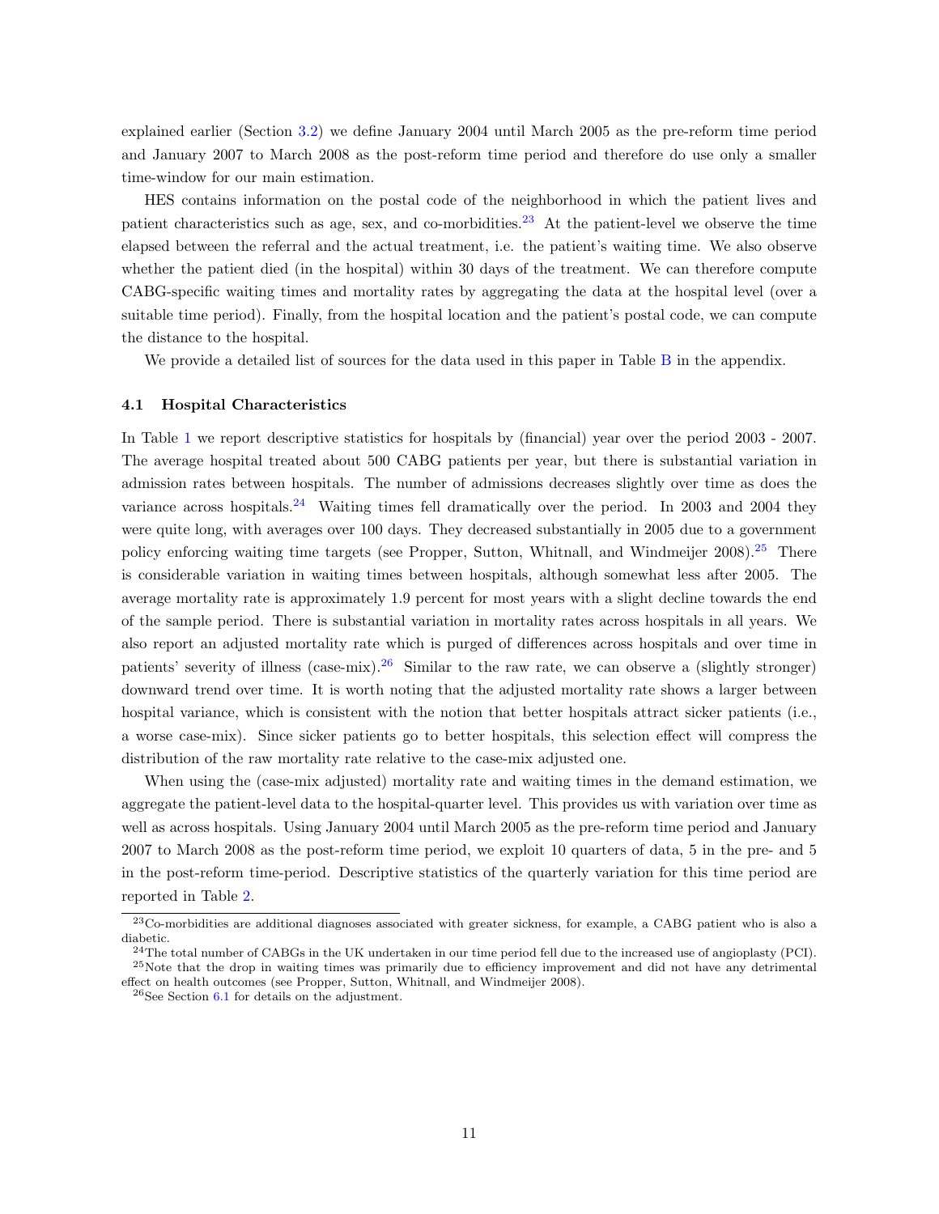explained earlier (Section 3.2) we define January 2004 until March 2005 as the pre-reform time period and January 2007 to March 2008 as the post-reform time period and therefore do use only a smaller time-window for our main estimation.

HES contains information on the postal code of the neighborhood in which the patient lives and patient characteristics such as age, sex, and co-morbidities.[23] At the patient-level we observe the time elapsed between the referral and the actual treatment, i.e. the patient's waiting time. We also observe whether the patient died (in the hospital) within 30 days of the treatment. We can therefore compute CABG-specific waiting times and mortality rates by aggregating the data at the hospital level (over a suitable time period). Finally, from the hospital location and the patient's postal code, we can compute the distance to the hospital.

We provide a detailed list of sources for the data used in this paper in Table B in the appendix.

### 4.1 Hospital Characteristics

In Table 1 we report descriptive statistics for hospitals by (financial) year over the period 2003 - 2007. The average hospital treated about 500 CABG patients per year, but there is substantial variation in admission rates between hospitals. The number of admissions decreases slightly over time as does the variance across hospitals.[24] Waiting times fell dramatically over the period. In 2003 and 2004 they were quite long, with averages over 100 days. They decreased substantially in 2005 due to a government policy enforcing waiting time targets (see Propper, Sutton, Whitnall, and Windmeijer 2008).[25] There is considerable variation in waiting times between hospitals, although somewhat less after 2005. The average mortality rate is approximately 1.9 percent for most years with a slight decline towards the end of the sample period. There is substantial variation in mortality rates across hospitals in all years. We also report an adjusted mortality rate which is purged of differences across hospitals and over time in patients' severity of illness (case-mix).[26] Similar to the raw rate, we can observe a (slightly stronger) downward trend over time. It is worth noting that the adjusted mortality rate shows a larger between hospital variance, which is consistent with the notion that better hospitals attract sicker patients (i.e., a worse case-mix). Since sicker patients go to better hospitals, this selection effect will compress the distribution of the raw mortality rate relative to the case-mix adjusted one.

When using the (case-mix adjusted) mortality rate and waiting times in the demand estimation, we aggregate the patient-level data to the hospital-quarter level. This provides us with variation over time as well as across hospitals. Using January 2004 until March 2005 as the pre-reform time period and January 2007 to March 2008 as the post-reform time period, we exploit 10 quarters of data, 5 in the pre- and 5 in the post-reform time-period. Descriptive statistics of the quarterly variation for this time period are reported in Table 2.

---

[23] Co-morbidities are additional diagnoses associated with greater sickness, for example, a CABG patient who is also a diabetic.

[24] The total number of CABGs in the UK undertaken in our time period fell due to the increased use of angioplasty (PCI).

[25] Note that the drop in waiting times was primarily due to efficiency improvement and did not have any detrimental effect on health outcomes (see Propper, Sutton, Whitnall, and Windmeijer 2008).

[26] See Section 6.1 for details on the adjustment.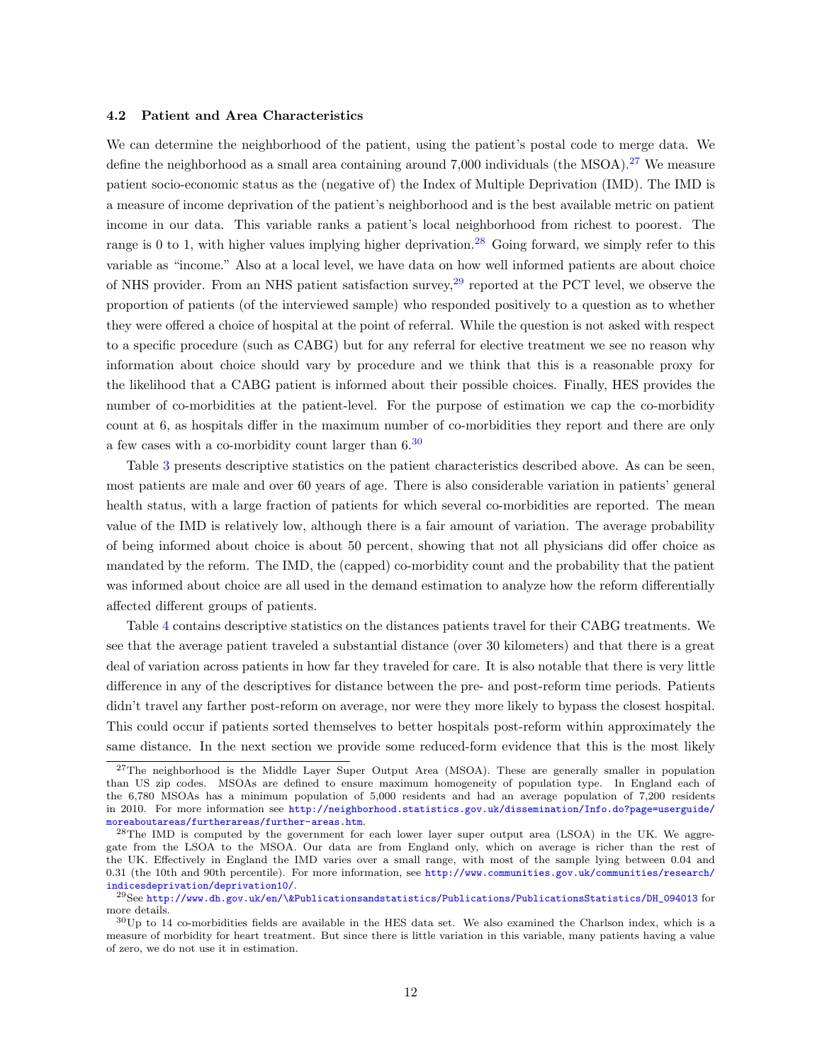### 4.2 Patient and Area Characteristics

We can determine the neighborhood of the patient, using the patient's postal code to merge data. We define the neighborhood as a small area containing around 7,000 individuals (the MSOA).[27] We measure patient socio-economic status as the (negative of) the Index of Multiple Deprivation (IMD). The IMD is a measure of income deprivation of the patient's neighborhood and is the best available metric on patient income in our data. This variable ranks a patient's local neighborhood from richest to poorest. The range is 0 to 1, with higher values implying higher deprivation.[28] Going forward, we simply refer to this variable as "income." Also at a local level, we have data on how well informed patients are about choice of NHS provider. From an NHS patient satisfaction survey,[29] reported at the PCT level, we observe the proportion of patients (of the interviewed sample) who responded positively to a question as to whether they were offered a choice of hospital at the point of referral. While the question is not asked with respect to a specific procedure (such as CABG) but for any referral for elective treatment we see no reason why information about choice should vary by procedure and we think that this is a reasonable proxy for the likelihood that a CABG patient is informed about their possible choices. Finally, HES provides the number of co-morbidities at the patient-level. For the purpose of estimation we cap the co-morbidity count at 6, as hospitals differ in the maximum number of co-morbidities they report and there are only a few cases with a co-morbidity count larger than 6.[30]

Table 3 presents descriptive statistics on the patient characteristics described above. As can be seen, most patients are male and over 60 years of age. There is also considerable variation in patients' general health status, with a large fraction of patients for which several co-morbidities are reported. The mean value of the IMD is relatively low, although there is a fair amount of variation. The average probability of being informed about choice is about 50 percent, showing that not all physicians did offer choice as mandated by the reform. The IMD, the (capped) co-morbidity count and the probability that the patient was informed about choice are all used in the demand estimation to analyze how the reform differentially affected different groups of patients.

Table 4 contains descriptive statistics on the distances patients travel for their CABG treatments. We see that the average patient traveled a substantial distance (over 30 kilometers) and that there is a great deal of variation across patients in how far they traveled for care. It is also notable that there is very little difference in any of the descriptives for distance between the pre- and post-reform time periods. Patients didn't travel any farther post-reform on average, nor were they more likely to bypass the closest hospital. This could occur if patients sorted themselves to better hospitals post-reform within approximately the same distance. In the next section we provide some reduced-form evidence that this is the most likely

[27] The neighborhood is the Middle Layer Super Output Area (MSOA). These are generally smaller in population than US zip codes. MSOAs are defined to ensure maximum homogeneity of population type. In England each of the 6,780 MSOAs has a minimum population of 5,000 residents and had an average population of 7,200 residents in 2010. For more information see http://neighborhood.statistics.gov.uk/dissemination/Info.do?page=userguide/moreaboutareas/furtherareas/further-areas.htm.

[28] The IMD is computed by the government for each lower layer super output area (LSOA) in the UK. We aggregate from the LSOA to the MSOA. Our data are from England only, which on average is richer than the rest of the UK. Effectively in England the IMD varies over a small range, with most of the sample lying between 0.04 and 0.31 (the 10th and 90th percentile). For more information, see http://www.communities.gov.uk/communities/research/indicesdeprivation/deprivation10/.

[29] See http://www.dh.gov.uk/en/\&Publicationsandstatistics/Publications/PublicationsStatistics/DH_094013 for more details.

[30] Up to 14 co-morbidities fields are available in the HES data set. We also examined the Charlson index, which is a measure of morbidity for heart treatment. But since there is little variation in this variable, many patients having a value of zero, we do not use it in estimation.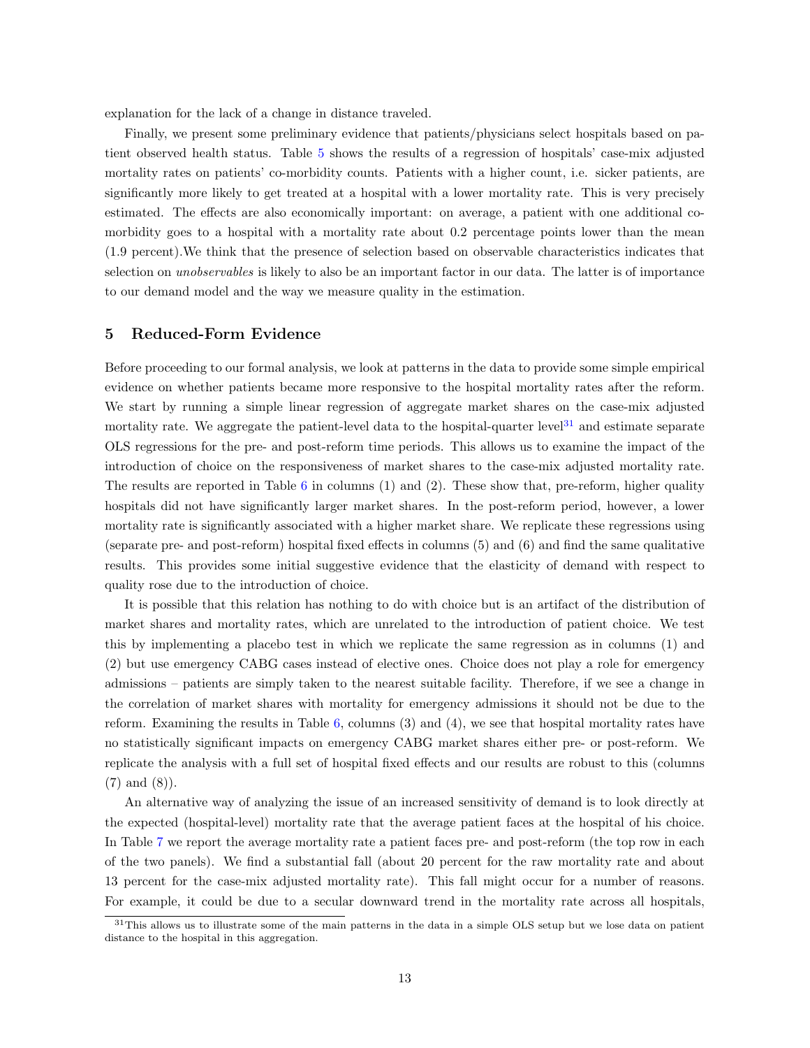explanation for the lack of a change in distance traveled.

Finally, we present some preliminary evidence that patients/physicians select hospitals based on patient observed health status. Table 5 shows the results of a regression of hospitals' case-mix adjusted mortality rates on patients' co-morbidity counts. Patients with a higher count, i.e. sicker patients, are significantly more likely to get treated at a hospital with a lower mortality rate. This is very precisely estimated. The effects are also economically important: on average, a patient with one additional co-morbidity goes to a hospital with a mortality rate about 0.2 percentage points lower than the mean (1.9 percent).We think that the presence of selection based on observable characteristics indicates that selection on *unobservables* is likely to also be an important factor in our data. The latter is of importance to our demand model and the way we measure quality in the estimation.

## 5 Reduced-Form Evidence

Before proceeding to our formal analysis, we look at patterns in the data to provide some simple empirical evidence on whether patients became more responsive to the hospital mortality rates after the reform. We start by running a simple linear regression of aggregate market shares on the case-mix adjusted mortality rate. We aggregate the patient-level data to the hospital-quarter level[31] and estimate separate OLS regressions for the pre- and post-reform time periods. This allows us to examine the impact of the introduction of choice on the responsiveness of market shares to the case-mix adjusted mortality rate. The results are reported in Table 6 in columns (1) and (2). These show that, pre-reform, higher quality hospitals did not have significantly larger market shares. In the post-reform period, however, a lower mortality rate is significantly associated with a higher market share. We replicate these regressions using (separate pre- and post-reform) hospital fixed effects in columns (5) and (6) and find the same qualitative results. This provides some initial suggestive evidence that the elasticity of demand with respect to quality rose due to the introduction of choice.

It is possible that this relation has nothing to do with choice but is an artifact of the distribution of market shares and mortality rates, which are unrelated to the introduction of patient choice. We test this by implementing a placebo test in which we replicate the same regression as in columns (1) and (2) but use emergency CABG cases instead of elective ones. Choice does not play a role for emergency admissions – patients are simply taken to the nearest suitable facility. Therefore, if we see a change in the correlation of market shares with mortality for emergency admissions it should not be due to the reform. Examining the results in Table 6, columns (3) and (4), we see that hospital mortality rates have no statistically significant impacts on emergency CABG market shares either pre- or post-reform. We replicate the analysis with a full set of hospital fixed effects and our results are robust to this (columns (7) and (8)).

An alternative way of analyzing the issue of an increased sensitivity of demand is to look directly at the expected (hospital-level) mortality rate that the average patient faces at the hospital of his choice. In Table 7 we report the average mortality rate a patient faces pre- and post-reform (the top row in each of the two panels). We find a substantial fall (about 20 percent for the raw mortality rate and about 13 percent for the case-mix adjusted mortality rate). This fall might occur for a number of reasons. For example, it could be due to a secular downward trend in the mortality rate across all hospitals,

[31] This allows us to illustrate some of the main patterns in the data in a simple OLS setup but we lose data on patient distance to the hospital in this aggregation.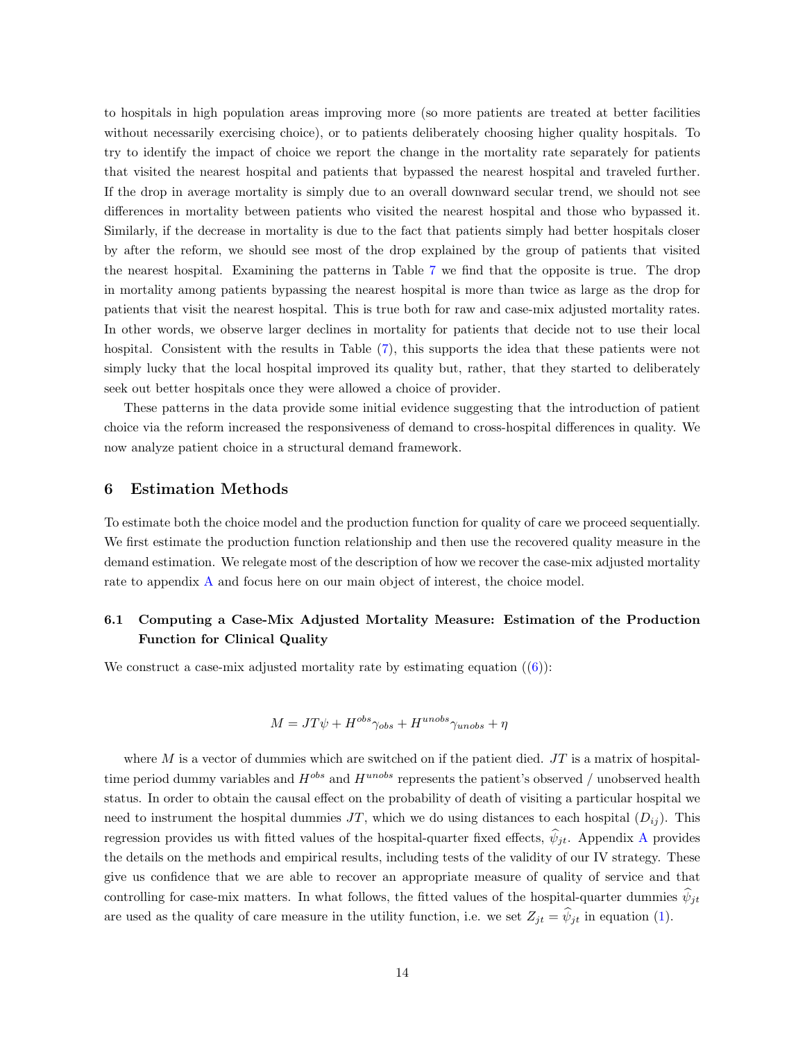to hospitals in high population areas improving more (so more patients are treated at better facilities without necessarily exercising choice), or to patients deliberately choosing higher quality hospitals. To try to identify the impact of choice we report the change in the mortality rate separately for patients that visited the nearest hospital and patients that bypassed the nearest hospital and traveled further. If the drop in average mortality is simply due to an overall downward secular trend, we should not see differences in mortality between patients who visited the nearest hospital and those who bypassed it. Similarly, if the decrease in mortality is due to the fact that patients simply had better hospitals closer by after the reform, we should see most of the drop explained by the group of patients that visited the nearest hospital. Examining the patterns in Table 7 we find that the opposite is true. The drop in mortality among patients bypassing the nearest hospital is more than twice as large as the drop for patients that visit the nearest hospital. This is true both for raw and case-mix adjusted mortality rates. In other words, we observe larger declines in mortality for patients that decide not to use their local hospital. Consistent with the results in Table (7), this supports the idea that these patients were not simply lucky that the local hospital improved its quality but, rather, that they started to deliberately seek out better hospitals once they were allowed a choice of provider.

These patterns in the data provide some initial evidence suggesting that the introduction of patient choice via the reform increased the responsiveness of demand to cross-hospital differences in quality. We now analyze patient choice in a structural demand framework.

## 6 Estimation Methods

To estimate both the choice model and the production function for quality of care we proceed sequentially. We first estimate the production function relationship and then use the recovered quality measure in the demand estimation. We relegate most of the description of how we recover the case-mix adjusted mortality rate to appendix A and focus here on our main object of interest, the choice model.

### 6.1 Computing a Case-Mix Adjusted Mortality Measure: Estimation of the Production Function for Clinical Quality

We construct a case-mix adjusted mortality rate by estimating equation ((6)):

$$M = JT\psi + H^{obs}\gamma_{obs} + H^{unobs}\gamma_{unobs} + \eta$$

where $M$ is a vector of dummies which are switched on if the patient died. $JT$ is a matrix of hospital-time period dummy variables and $H^{obs}$ and $H^{unobs}$ represents the patient's observed / unobserved health status. In order to obtain the causal effect on the probability of death of visiting a particular hospital we need to instrument the hospital dummies $JT$, which we do using distances to each hospital ($D_{ij}$). This regression provides us with fitted values of the hospital-quarter fixed effects, $\widehat{\psi}_{jt}$. Appendix A provides the details on the methods and empirical results, including tests of the validity of our IV strategy. These give us confidence that we are able to recover an appropriate measure of quality of service and that controlling for case-mix matters. In what follows, the fitted values of the hospital-quarter dummies $\widehat{\psi}_{jt}$ are used as the quality of care measure in the utility function, i.e. we set $Z_{jt} = \widehat{\psi}_{jt}$ in equation (1).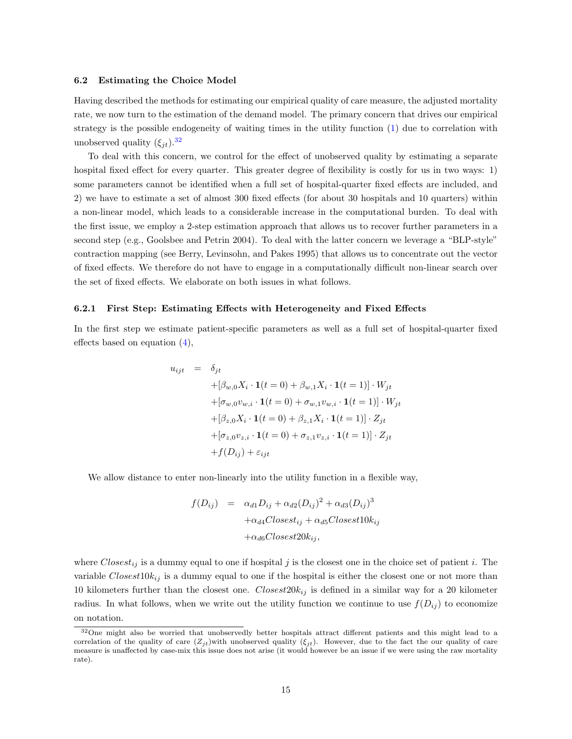### 6.2 Estimating the Choice Model

Having described the methods for estimating our empirical quality of care measure, the adjusted mortality rate, we now turn to the estimation of the demand model. The primary concern that drives our empirical strategy is the possible endogeneity of waiting times in the utility function (1) due to correlation with unobserved quality ($\xi_{jt}$).[32]

To deal with this concern, we control for the effect of unobserved quality by estimating a separate hospital fixed effect for every quarter. This greater degree of flexibility is costly for us in two ways: 1) some parameters cannot be identified when a full set of hospital-quarter fixed effects are included, and 2) we have to estimate a set of almost 300 fixed effects (for about 30 hospitals and 10 quarters) within a non-linear model, which leads to a considerable increase in the computational burden. To deal with the first issue, we employ a 2-step estimation approach that allows us to recover further parameters in a second step (e.g., Goolsbee and Petrin 2004). To deal with the latter concern we leverage a "BLP-style" contraction mapping (see Berry, Levinsohn, and Pakes 1995) that allows us to concentrate out the vector of fixed effects. We therefore do not have to engage in a computationally difficult non-linear search over the set of fixed effects. We elaborate on both issues in what follows.

#### 6.2.1 First Step: Estimating Effects with Heterogeneity and Fixed Effects

In the first step we estimate patient-specific parameters as well as a full set of hospital-quarter fixed effects based on equation (4),

$$
\begin{aligned}
u_{ijt} \;=\; & \delta_{jt} \\
& + [\beta_{w,0} X_i \cdot \mathbf{1}(t=0) + \beta_{w,1} X_i \cdot \mathbf{1}(t=1)] \cdot W_{jt} \\
& + [\sigma_{w,0} v_{w,i} \cdot \mathbf{1}(t=0) + \sigma_{w,1} v_{w,i} \cdot \mathbf{1}(t=1)] \cdot W_{jt} \\
& + [\beta_{z,0} X_i \cdot \mathbf{1}(t=0) + \beta_{z,1} X_i \cdot \mathbf{1}(t=1)] \cdot Z_{jt} \\
& + [\sigma_{z,0} v_{z,i} \cdot \mathbf{1}(t=0) + \sigma_{z,1} v_{z,i} \cdot \mathbf{1}(t=1)] \cdot Z_{jt} \\
& + f(D_{ij}) + \varepsilon_{ijt}
\end{aligned}
$$

We allow distance to enter non-linearly into the utility function in a flexible way,

$$
\begin{aligned}
f(D_{ij}) \;=\; & \alpha_{d1} D_{ij} + \alpha_{d2} (D_{ij})^2 + \alpha_{d3} (D_{ij})^3 \\
& + \alpha_{d4} Closest_{ij} + \alpha_{d5} Closest10k_{ij} \\
& + \alpha_{d6} Closest20k_{ij},
\end{aligned}
$$

where $Closest_{ij}$ is a dummy equal to one if hospital $j$ is the closest one in the choice set of patient $i$. The variable $Closest10k_{ij}$ is a dummy equal to one if the hospital is either the closest one or not more than 10 kilometers further than the closest one. $Closest20k_{ij}$ is defined in a similar way for a 20 kilometer radius. In what follows, when we write out the utility function we continue to use $f(D_{ij})$ to economize on notation.

[32] One might also be worried that unobservedly better hospitals attract different patients and this might lead to a correlation of the quality of care ($Z_{jt}$)with unobserved quality ($\xi_{jt}$). However, due to the fact the our quality of care measure is unaffected by case-mix this issue does not arise (it would however be an issue if we were using the raw mortality rate).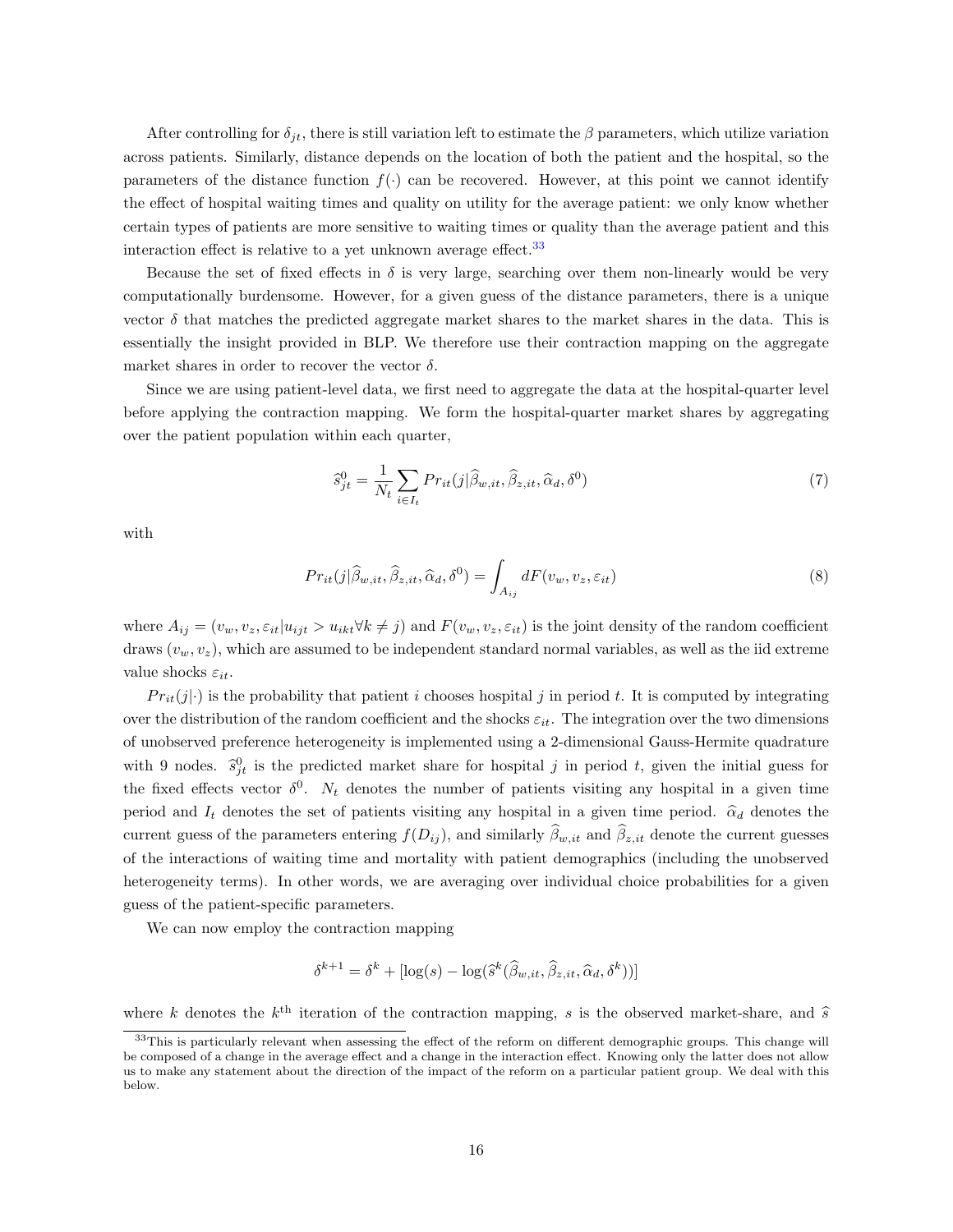After controlling for $\delta_{jt}$, there is still variation left to estimate the $\beta$ parameters, which utilize variation across patients. Similarly, distance depends on the location of both the patient and the hospital, so the parameters of the distance function $f(\cdot)$ can be recovered. However, at this point we cannot identify the effect of hospital waiting times and quality on utility for the average patient: we only know whether certain types of patients are more sensitive to waiting times or quality than the average patient and this interaction effect is relative to a yet unknown average effect.[33]

Because the set of fixed effects in $\delta$ is very large, searching over them non-linearly would be very computationally burdensome. However, for a given guess of the distance parameters, there is a unique vector $\delta$ that matches the predicted aggregate market shares to the market shares in the data. This is essentially the insight provided in BLP. We therefore use their contraction mapping on the aggregate market shares in order to recover the vector $\delta$.

Since we are using patient-level data, we first need to aggregate the data at the hospital-quarter level before applying the contraction mapping. We form the hospital-quarter market shares by aggregating over the patient population within each quarter,

$$\widehat{s}_{jt}^{0} = \frac{1}{N_t} \sum_{i \in I_t} Pr_{it}(j|\widehat{\beta}_{w,it}, \widehat{\beta}_{z,it}, \widehat{\alpha}_d, \delta^0) \tag{7}$$

with

$$Pr_{it}(j|\widehat{\beta}_{w,it}, \widehat{\beta}_{z,it}, \widehat{\alpha}_d, \delta^0) = \int_{A_{ij}} dF(v_w, v_z, \varepsilon_{it}) \tag{8}$$

where $A_{ij} = (v_w, v_z, \varepsilon_{it} | u_{ijt} > u_{ikt} \forall k \neq j)$ and $F(v_w, v_z, \varepsilon_{it})$ is the joint density of the random coefficient draws $(v_w, v_z)$, which are assumed to be independent standard normal variables, as well as the iid extreme value shocks $\varepsilon_{it}$.

$Pr_{it}(j|\cdot)$ is the probability that patient $i$ chooses hospital $j$ in period $t$. It is computed by integrating over the distribution of the random coefficient and the shocks $\varepsilon_{it}$. The integration over the two dimensions of unobserved preference heterogeneity is implemented using a 2-dimensional Gauss-Hermite quadrature with 9 nodes. $\widehat{s}_{jt}^{0}$ is the predicted market share for hospital $j$ in period $t$, given the initial guess for the fixed effects vector $\delta^0$. $N_t$ denotes the number of patients visiting any hospital in a given time period and $I_t$ denotes the set of patients visiting any hospital in a given time period. $\widehat{\alpha}_d$ denotes the current guess of the parameters entering $f(D_{ij})$, and similarly $\widehat{\beta}_{w,it}$ and $\widehat{\beta}_{z,it}$ denote the current guesses of the interactions of waiting time and mortality with patient demographics (including the unobserved heterogeneity terms). In other words, we are averaging over individual choice probabilities for a given guess of the patient-specific parameters.

We can now employ the contraction mapping

$$\delta^{k+1} = \delta^k + [\log(s) - \log(\widehat{s}^k(\widehat{\beta}_{w,it}, \widehat{\beta}_{z,it}, \widehat{\alpha}_d, \delta^k))]$$

where $k$ denotes the $k^{\text{th}}$ iteration of the contraction mapping, $s$ is the observed market-share, and $\widehat{s}$

[33] This is particularly relevant when assessing the effect of the reform on different demographic groups. This change will be composed of a change in the average effect and a change in the interaction effect. Knowing only the latter does not allow us to make any statement about the direction of the impact of the reform on a particular patient group. We deal with this below.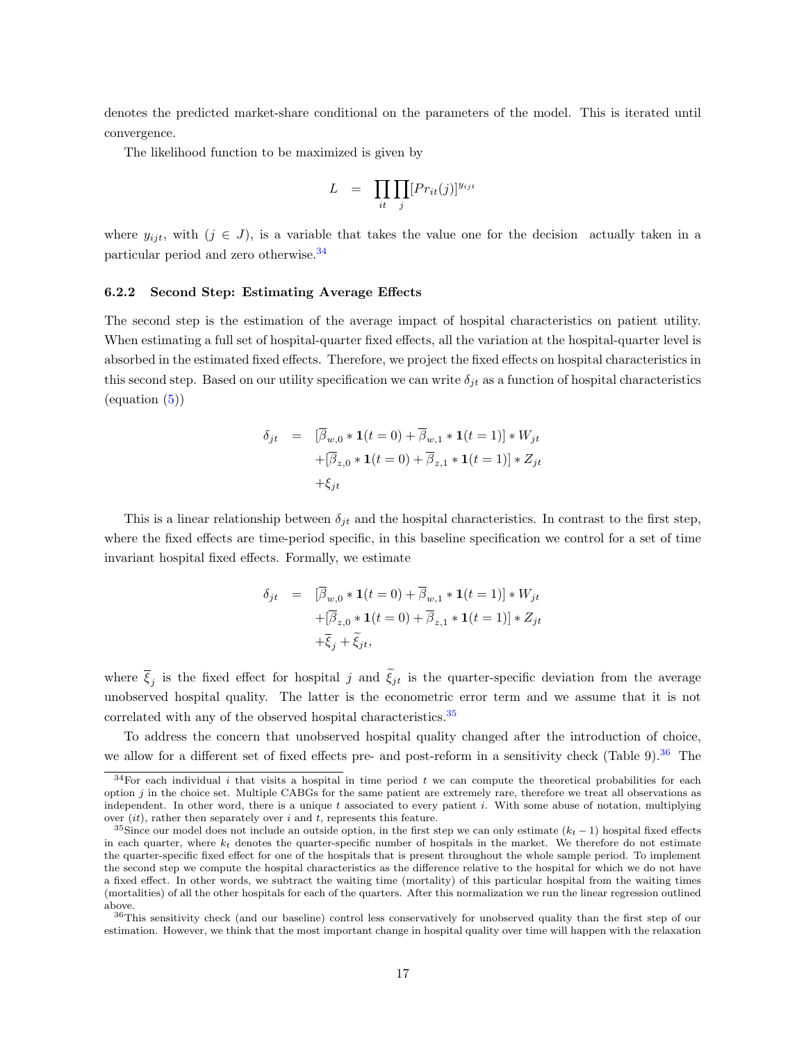denotes the predicted market-share conditional on the parameters of the model. This is iterated until convergence.

The likelihood function to be maximized is given by

$$L = \prod_{it} \prod_{j} [Pr_{it}(j)]^{y_{ijt}}$$

where $y_{ijt}$, with $(j \in J)$, is a variable that takes the value one for the decision actually taken in a particular period and zero otherwise.[34]

### 6.2.2 Second Step: Estimating Average Effects

The second step is the estimation of the average impact of hospital characteristics on patient utility. When estimating a full set of hospital-quarter fixed effects, all the variation at the hospital-quarter level is absorbed in the estimated fixed effects. Therefore, we project the fixed effects on hospital characteristics in this second step. Based on our utility specification we can write $\delta_{jt}$ as a function of hospital characteristics (equation (5))

$$\begin{aligned} \delta_{jt} &= [\overline{\beta}_{w,0} * \mathbf{1}(t=0) + \overline{\beta}_{w,1} * \mathbf{1}(t=1)] * W_{jt} \\ &\quad + [\overline{\beta}_{z,0} * \mathbf{1}(t=0) + \overline{\beta}_{z,1} * \mathbf{1}(t=1)] * Z_{jt} \\ &\quad + \xi_{jt} \end{aligned}$$

This is a linear relationship between $\delta_{jt}$ and the hospital characteristics. In contrast to the first step, where the fixed effects are time-period specific, in this baseline specification we control for a set of time invariant hospital fixed effects. Formally, we estimate

$$\begin{aligned} \delta_{jt} &= [\overline{\beta}_{w,0} * \mathbf{1}(t=0) + \overline{\beta}_{w,1} * \mathbf{1}(t=1)] * W_{jt} \\ &\quad + [\overline{\beta}_{z,0} * \mathbf{1}(t=0) + \overline{\beta}_{z,1} * \mathbf{1}(t=1)] * Z_{jt} \\ &\quad + \overline{\xi}_j + \widetilde{\xi}_{jt}, \end{aligned}$$

where $\overline{\xi}_j$ is the fixed effect for hospital $j$ and $\widetilde{\xi}_{jt}$ is the quarter-specific deviation from the average unobserved hospital quality. The latter is the econometric error term and we assume that it is not correlated with any of the observed hospital characteristics.[35]

To address the concern that unobserved hospital quality changed after the introduction of choice, we allow for a different set of fixed effects pre- and post-reform in a sensitivity check (Table 9).[36] The

[34] For each individual $i$ that visits a hospital in time period $t$ we can compute the theoretical probabilities for each option $j$ in the choice set. Multiple CABGs for the same patient are extremely rare, therefore we treat all observations as independent. In other word, there is a unique $t$ associated to every patient $i$. With some abuse of notation, multiplying over $(it)$, rather then separately over $i$ and $t$, represents this feature.

[35] Since our model does not include an outside option, in the first step we can only estimate $(k_t - 1)$ hospital fixed effects in each quarter, where $k_t$ denotes the quarter-specific number of hospitals in the market. We therefore do not estimate the quarter-specific fixed effect for one of the hospitals that is present throughout the whole sample period. To implement the second step we compute the hospital characteristics as the difference relative to the hospital for which we do not have a fixed effect. In other words, we subtract the waiting time (mortality) of this particular hospital from the waiting times (mortalities) of all the other hospitals for each of the quarters. After this normalization we run the linear regression outlined above.

[36] This sensitivity check (and our baseline) control less conservatively for unobserved quality than the first step of our estimation. However, we think that the most important change in hospital quality over time will happen with the relaxation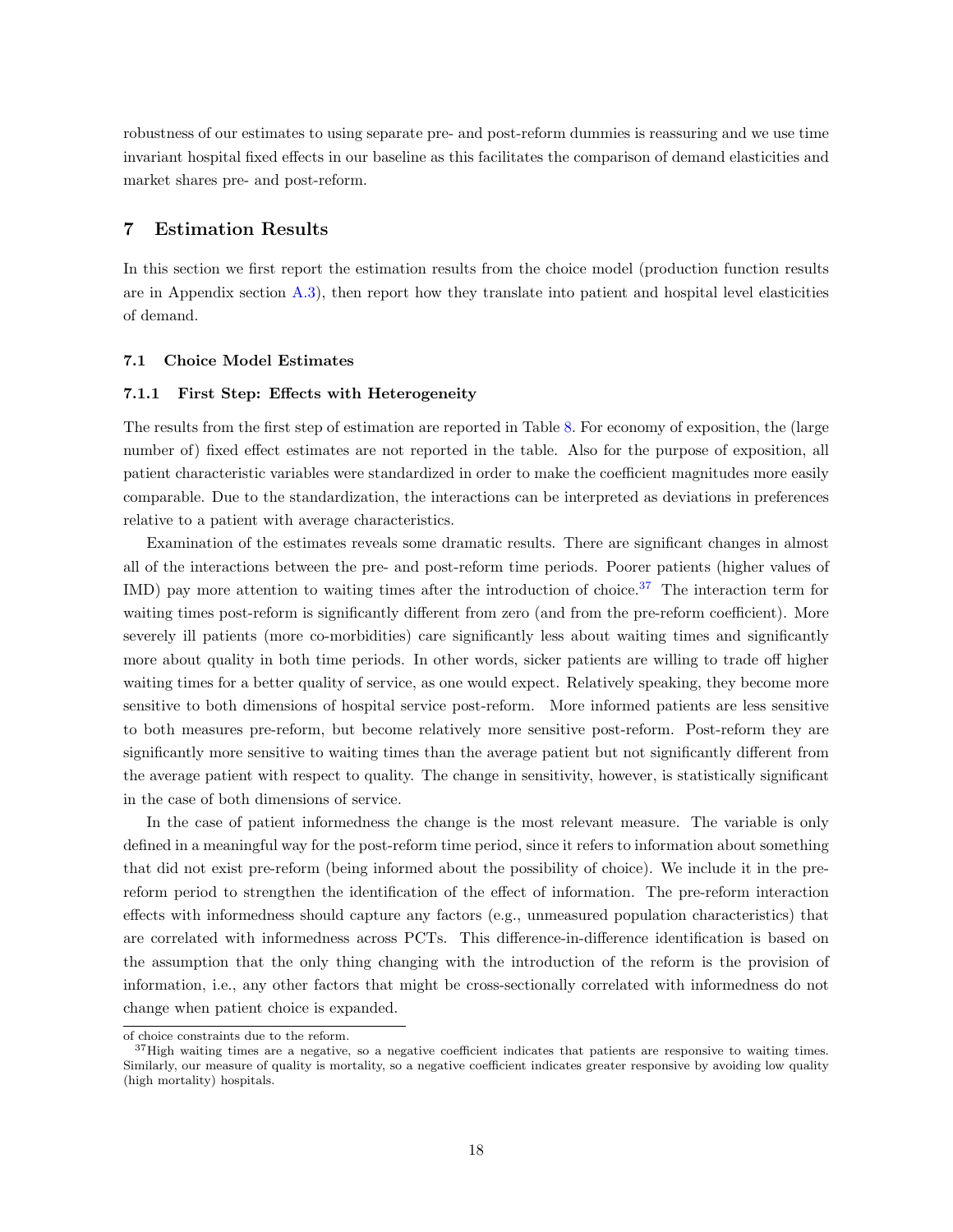robustness of our estimates to using separate pre- and post-reform dummies is reassuring and we use time invariant hospital fixed effects in our baseline as this facilitates the comparison of demand elasticities and market shares pre- and post-reform.

## 7 Estimation Results

In this section we first report the estimation results from the choice model (production function results are in Appendix section A.3), then report how they translate into patient and hospital level elasticities of demand.

### 7.1 Choice Model Estimates

#### 7.1.1 First Step: Effects with Heterogeneity

The results from the first step of estimation are reported in Table 8. For economy of exposition, the (large number of) fixed effect estimates are not reported in the table. Also for the purpose of exposition, all patient characteristic variables were standardized in order to make the coefficient magnitudes more easily comparable. Due to the standardization, the interactions can be interpreted as deviations in preferences relative to a patient with average characteristics.

Examination of the estimates reveals some dramatic results. There are significant changes in almost all of the interactions between the pre- and post-reform time periods. Poorer patients (higher values of IMD) pay more attention to waiting times after the introduction of choice.[37] The interaction term for waiting times post-reform is significantly different from zero (and from the pre-reform coefficient). More severely ill patients (more co-morbidities) care significantly less about waiting times and significantly more about quality in both time periods. In other words, sicker patients are willing to trade off higher waiting times for a better quality of service, as one would expect. Relatively speaking, they become more sensitive to both dimensions of hospital service post-reform. More informed patients are less sensitive to both measures pre-reform, but become relatively more sensitive post-reform. Post-reform they are significantly more sensitive to waiting times than the average patient but not significantly different from the average patient with respect to quality. The change in sensitivity, however, is statistically significant in the case of both dimensions of service.

In the case of patient informedness the change is the most relevant measure. The variable is only defined in a meaningful way for the post-reform time period, since it refers to information about something that did not exist pre-reform (being informed about the possibility of choice). We include it in the pre-reform period to strengthen the identification of the effect of information. The pre-reform interaction effects with informedness should capture any factors (e.g., unmeasured population characteristics) that are correlated with informedness across PCTs. This difference-in-difference identification is based on the assumption that the only thing changing with the introduction of the reform is the provision of information, i.e., any other factors that might be cross-sectionally correlated with informedness do not change when patient choice is expanded.

---

of choice constraints due to the reform.

[37] High waiting times are a negative, so a negative coefficient indicates that patients are responsive to waiting times. Similarly, our measure of quality is mortality, so a negative coefficient indicates greater responsive by avoiding low quality (high mortality) hospitals.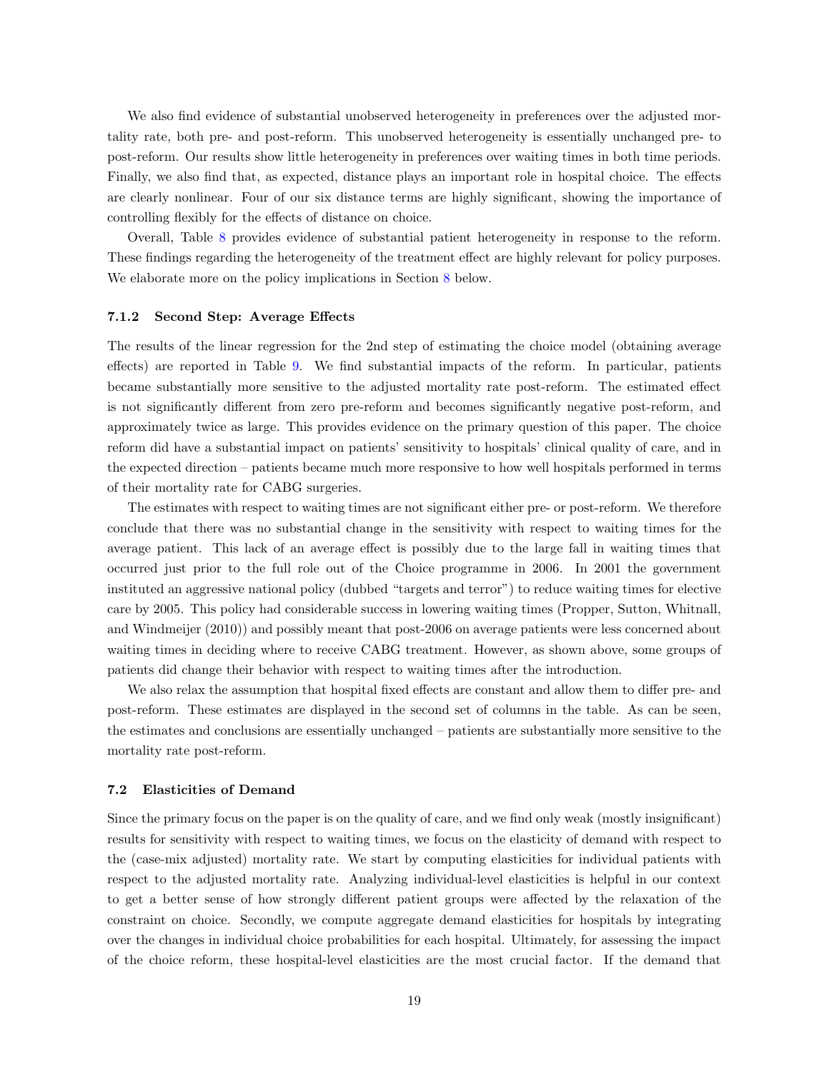We also find evidence of substantial unobserved heterogeneity in preferences over the adjusted mortality rate, both pre- and post-reform. This unobserved heterogeneity is essentially unchanged pre- to post-reform. Our results show little heterogeneity in preferences over waiting times in both time periods. Finally, we also find that, as expected, distance plays an important role in hospital choice. The effects are clearly nonlinear. Four of our six distance terms are highly significant, showing the importance of controlling flexibly for the effects of distance on choice.

Overall, Table 8 provides evidence of substantial patient heterogeneity in response to the reform. These findings regarding the heterogeneity of the treatment effect are highly relevant for policy purposes. We elaborate more on the policy implications in Section 8 below.

### 7.1.2 Second Step: Average Effects

The results of the linear regression for the 2nd step of estimating the choice model (obtaining average effects) are reported in Table 9. We find substantial impacts of the reform. In particular, patients became substantially more sensitive to the adjusted mortality rate post-reform. The estimated effect is not significantly different from zero pre-reform and becomes significantly negative post-reform, and approximately twice as large. This provides evidence on the primary question of this paper. The choice reform did have a substantial impact on patients' sensitivity to hospitals' clinical quality of care, and in the expected direction – patients became much more responsive to how well hospitals performed in terms of their mortality rate for CABG surgeries.

The estimates with respect to waiting times are not significant either pre- or post-reform. We therefore conclude that there was no substantial change in the sensitivity with respect to waiting times for the average patient. This lack of an average effect is possibly due to the large fall in waiting times that occurred just prior to the full role out of the Choice programme in 2006. In 2001 the government instituted an aggressive national policy (dubbed "targets and terror") to reduce waiting times for elective care by 2005. This policy had considerable success in lowering waiting times (Propper, Sutton, Whitnall, and Windmeijer (2010)) and possibly meant that post-2006 on average patients were less concerned about waiting times in deciding where to receive CABG treatment. However, as shown above, some groups of patients did change their behavior with respect to waiting times after the introduction.

We also relax the assumption that hospital fixed effects are constant and allow them to differ pre- and post-reform. These estimates are displayed in the second set of columns in the table. As can be seen, the estimates and conclusions are essentially unchanged – patients are substantially more sensitive to the mortality rate post-reform.

## 7.2 Elasticities of Demand

Since the primary focus on the paper is on the quality of care, and we find only weak (mostly insignificant) results for sensitivity with respect to waiting times, we focus on the elasticity of demand with respect to the (case-mix adjusted) mortality rate. We start by computing elasticities for individual patients with respect to the adjusted mortality rate. Analyzing individual-level elasticities is helpful in our context to get a better sense of how strongly different patient groups were affected by the relaxation of the constraint on choice. Secondly, we compute aggregate demand elasticities for hospitals by integrating over the changes in individual choice probabilities for each hospital. Ultimately, for assessing the impact of the choice reform, these hospital-level elasticities are the most crucial factor. If the demand that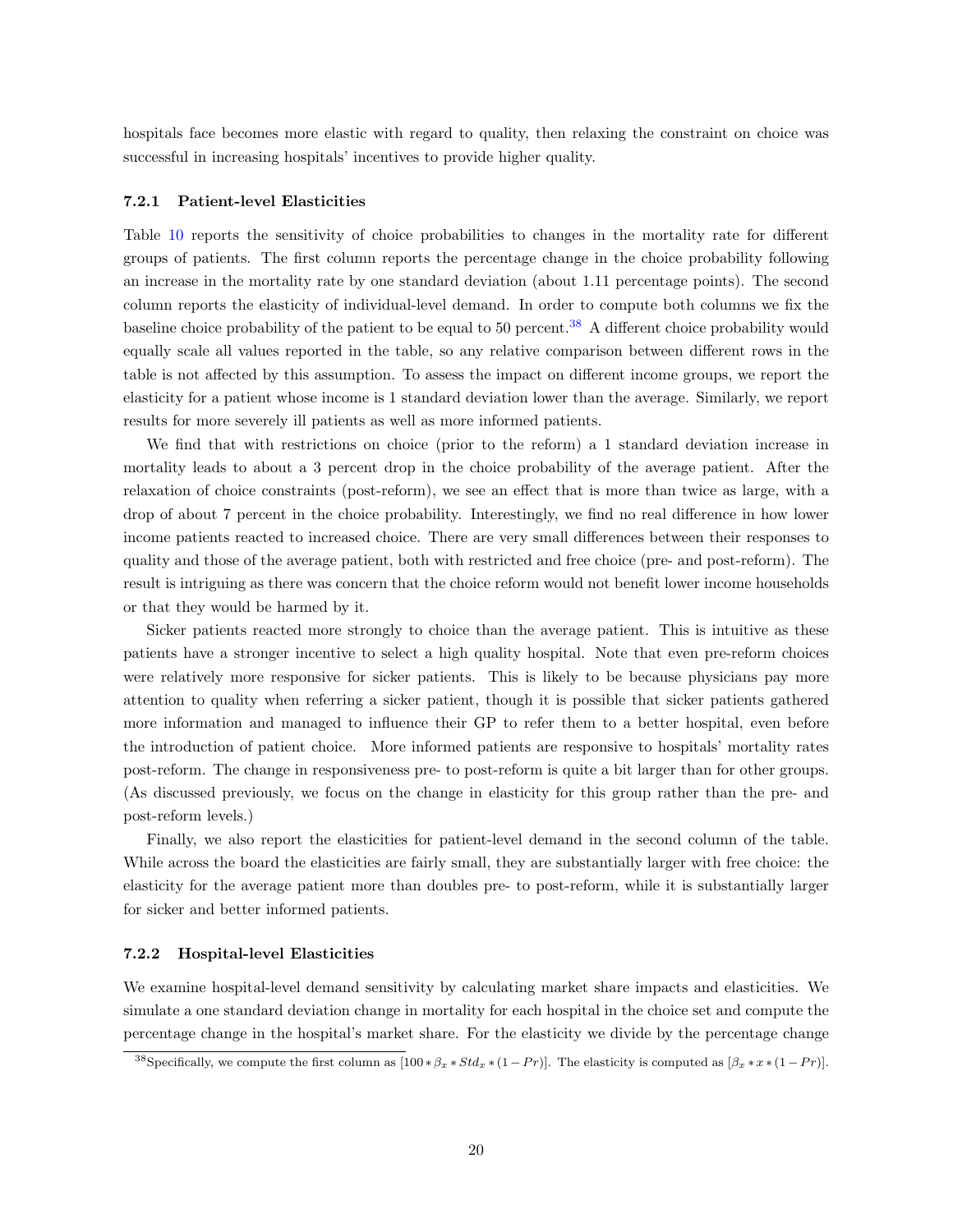hospitals face becomes more elastic with regard to quality, then relaxing the constraint on choice was successful in increasing hospitals' incentives to provide higher quality.

### 7.2.1 Patient-level Elasticities

Table 10 reports the sensitivity of choice probabilities to changes in the mortality rate for different groups of patients. The first column reports the percentage change in the choice probability following an increase in the mortality rate by one standard deviation (about 1.11 percentage points). The second column reports the elasticity of individual-level demand. In order to compute both columns we fix the baseline choice probability of the patient to be equal to 50 percent.[38] A different choice probability would equally scale all values reported in the table, so any relative comparison between different rows in the table is not affected by this assumption. To assess the impact on different income groups, we report the elasticity for a patient whose income is 1 standard deviation lower than the average. Similarly, we report results for more severely ill patients as well as more informed patients.

We find that with restrictions on choice (prior to the reform) a 1 standard deviation increase in mortality leads to about a 3 percent drop in the choice probability of the average patient. After the relaxation of choice constraints (post-reform), we see an effect that is more than twice as large, with a drop of about 7 percent in the choice probability. Interestingly, we find no real difference in how lower income patients reacted to increased choice. There are very small differences between their responses to quality and those of the average patient, both with restricted and free choice (pre- and post-reform). The result is intriguing as there was concern that the choice reform would not benefit lower income households or that they would be harmed by it.

Sicker patients reacted more strongly to choice than the average patient. This is intuitive as these patients have a stronger incentive to select a high quality hospital. Note that even pre-reform choices were relatively more responsive for sicker patients. This is likely to be because physicians pay more attention to quality when referring a sicker patient, though it is possible that sicker patients gathered more information and managed to influence their GP to refer them to a better hospital, even before the introduction of patient choice. More informed patients are responsive to hospitals' mortality rates post-reform. The change in responsiveness pre- to post-reform is quite a bit larger than for other groups. (As discussed previously, we focus on the change in elasticity for this group rather than the pre- and post-reform levels.)

Finally, we also report the elasticities for patient-level demand in the second column of the table. While across the board the elasticities are fairly small, they are substantially larger with free choice: the elasticity for the average patient more than doubles pre- to post-reform, while it is substantially larger for sicker and better informed patients.

### 7.2.2 Hospital-level Elasticities

We examine hospital-level demand sensitivity by calculating market share impacts and elasticities. We simulate a one standard deviation change in mortality for each hospital in the choice set and compute the percentage change in the hospital's market share. For the elasticity we divide by the percentage change

[38] Specifically, we compute the first column as $[100 * \beta_x * Std_x * (1 - Pr)]$. The elasticity is computed as $[\beta_x * x * (1 - Pr)]$.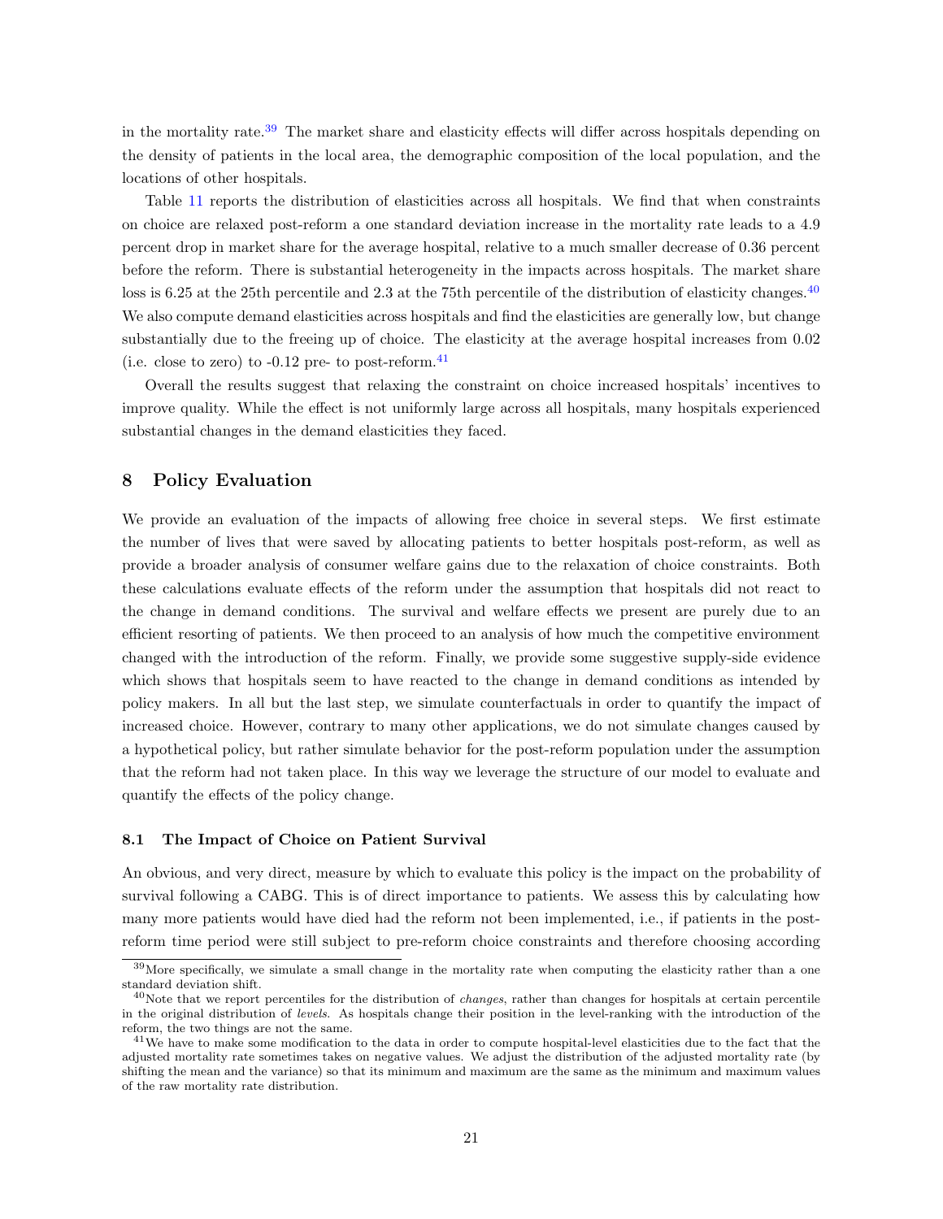in the mortality rate.[39] The market share and elasticity effects will differ across hospitals depending on the density of patients in the local area, the demographic composition of the local population, and the locations of other hospitals.

Table 11 reports the distribution of elasticities across all hospitals. We find that when constraints on choice are relaxed post-reform a one standard deviation increase in the mortality rate leads to a 4.9 percent drop in market share for the average hospital, relative to a much smaller decrease of 0.36 percent before the reform. There is substantial heterogeneity in the impacts across hospitals. The market share loss is 6.25 at the 25th percentile and 2.3 at the 75th percentile of the distribution of elasticity changes.[40] We also compute demand elasticities across hospitals and find the elasticities are generally low, but change substantially due to the freeing up of choice. The elasticity at the average hospital increases from 0.02 (i.e. close to zero) to -0.12 pre- to post-reform.[41]

Overall the results suggest that relaxing the constraint on choice increased hospitals' incentives to improve quality. While the effect is not uniformly large across all hospitals, many hospitals experienced substantial changes in the demand elasticities they faced.

## 8 Policy Evaluation

We provide an evaluation of the impacts of allowing free choice in several steps. We first estimate the number of lives that were saved by allocating patients to better hospitals post-reform, as well as provide a broader analysis of consumer welfare gains due to the relaxation of choice constraints. Both these calculations evaluate effects of the reform under the assumption that hospitals did not react to the change in demand conditions. The survival and welfare effects we present are purely due to an efficient resorting of patients. We then proceed to an analysis of how much the competitive environment changed with the introduction of the reform. Finally, we provide some suggestive supply-side evidence which shows that hospitals seem to have reacted to the change in demand conditions as intended by policy makers. In all but the last step, we simulate counterfactuals in order to quantify the impact of increased choice. However, contrary to many other applications, we do not simulate changes caused by a hypothetical policy, but rather simulate behavior for the post-reform population under the assumption that the reform had not taken place. In this way we leverage the structure of our model to evaluate and quantify the effects of the policy change.

### 8.1 The Impact of Choice on Patient Survival

An obvious, and very direct, measure by which to evaluate this policy is the impact on the probability of survival following a CABG. This is of direct importance to patients. We assess this by calculating how many more patients would have died had the reform not been implemented, i.e., if patients in the post-reform time period were still subject to pre-reform choice constraints and therefore choosing according

[39] More specifically, we simulate a small change in the mortality rate when computing the elasticity rather than a one standard deviation shift.

[40] Note that we report percentiles for the distribution of *changes*, rather than changes for hospitals at certain percentile in the original distribution of *levels*. As hospitals change their position in the level-ranking with the introduction of the reform, the two things are not the same.

[41] We have to make some modification to the data in order to compute hospital-level elasticities due to the fact that the adjusted mortality rate sometimes takes on negative values. We adjust the distribution of the adjusted mortality rate (by shifting the mean and the variance) so that its minimum and maximum are the same as the minimum and maximum values of the raw mortality rate distribution.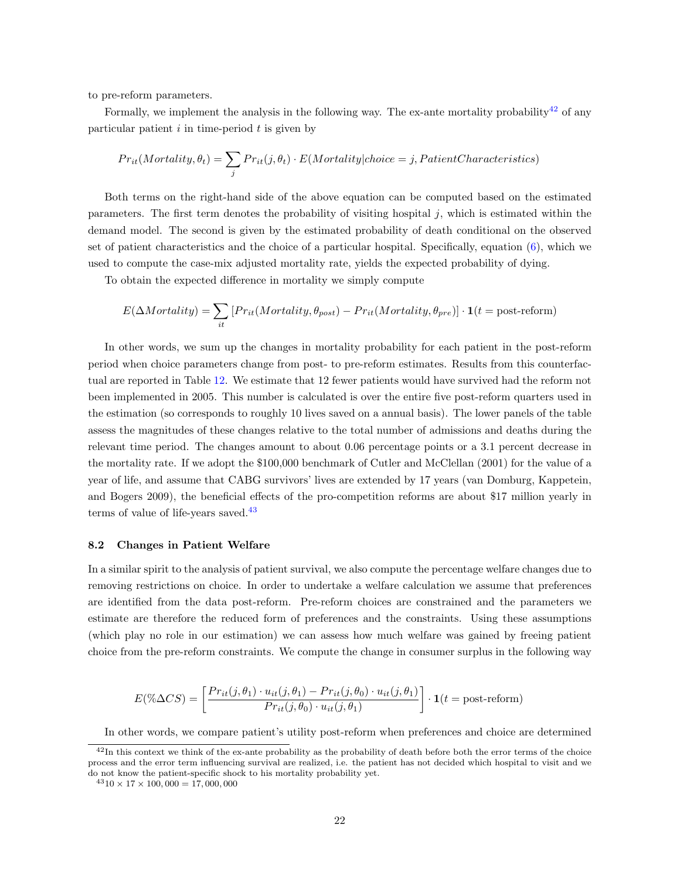to pre-reform parameters.

Formally, we implement the analysis in the following way. The ex-ante mortality probability[42] of any particular patient $i$ in time-period $t$ is given by

$$Pr_{it}(Mortality, \theta_t) = \sum_j Pr_{it}(j, \theta_t) \cdot E(Mortality|choice = j, PatientCharacteristics)$$

Both terms on the right-hand side of the above equation can be computed based on the estimated parameters. The first term denotes the probability of visiting hospital $j$, which is estimated within the demand model. The second is given by the estimated probability of death conditional on the observed set of patient characteristics and the choice of a particular hospital. Specifically, equation (6), which we used to compute the case-mix adjusted mortality rate, yields the expected probability of dying.

To obtain the expected difference in mortality we simply compute

$$E(\Delta Mortality) = \sum_{it} \left[Pr_{it}(Mortality, \theta_{post}) - Pr_{it}(Mortality, \theta_{pre})\right] \cdot \mathbf{1}(t = \text{post-reform})$$

In other words, we sum up the changes in mortality probability for each patient in the post-reform period when choice parameters change from post- to pre-reform estimates. Results from this counterfactual are reported in Table 12. We estimate that 12 fewer patients would have survived had the reform not been implemented in 2005. This number is calculated is over the entire five post-reform quarters used in the estimation (so corresponds to roughly 10 lives saved on a annual basis). The lower panels of the table assess the magnitudes of these changes relative to the total number of admissions and deaths during the relevant time period. The changes amount to about 0.06 percentage points or a 3.1 percent decrease in the mortality rate. If we adopt the \$100,000 benchmark of Cutler and McClellan (2001) for the value of a year of life, and assume that CABG survivors' lives are extended by 17 years (van Domburg, Kappetein, and Bogers 2009), the beneficial effects of the pro-competition reforms are about \$17 million yearly in terms of value of life-years saved.[43]

### 8.2 Changes in Patient Welfare

In a similar spirit to the analysis of patient survival, we also compute the percentage welfare changes due to removing restrictions on choice. In order to undertake a welfare calculation we assume that preferences are identified from the data post-reform. Pre-reform choices are constrained and the parameters we estimate are therefore the reduced form of preferences and the constraints. Using these assumptions (which play no role in our estimation) we can assess how much welfare was gained by freeing patient choice from the pre-reform constraints. We compute the change in consumer surplus in the following way

$$E(\%\Delta CS) = \left[\frac{Pr_{it}(j, \theta_1) \cdot u_{it}(j, \theta_1) - Pr_{it}(j, \theta_0) \cdot u_{it}(j, \theta_1)}{Pr_{it}(j, \theta_0) \cdot u_{it}(j, \theta_1)}\right] \cdot \mathbf{1}(t = \text{post-reform})$$

In other words, we compare patient's utility post-reform when preferences and choice are determined

---

[42] In this context we think of the ex-ante probability as the probability of death before both the error terms of the choice process and the error term influencing survival are realized, i.e. the patient has not decided which hospital to visit and we do not know the patient-specific shock to his mortality probability yet.

[43] $10 \times 17 \times 100,000 = 17,000,000$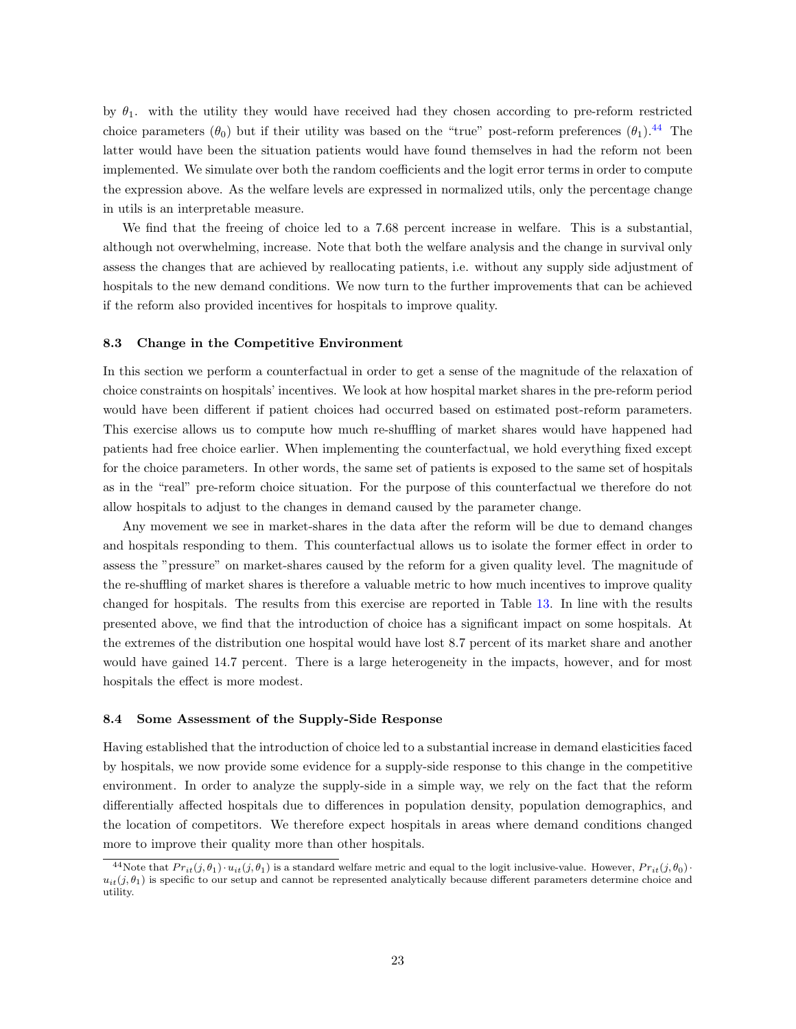by $\theta_1$. with the utility they would have received had they chosen according to pre-reform restricted choice parameters ($\theta_0$) but if their utility was based on the "true" post-reform preferences ($\theta_1$).[44] The latter would have been the situation patients would have found themselves in had the reform not been implemented. We simulate over both the random coefficients and the logit error terms in order to compute the expression above. As the welfare levels are expressed in normalized utils, only the percentage change in utils is an interpretable measure.

We find that the freeing of choice led to a 7.68 percent increase in welfare. This is a substantial, although not overwhelming, increase. Note that both the welfare analysis and the change in survival only assess the changes that are achieved by reallocating patients, i.e. without any supply side adjustment of hospitals to the new demand conditions. We now turn to the further improvements that can be achieved if the reform also provided incentives for hospitals to improve quality.

### 8.3 Change in the Competitive Environment

In this section we perform a counterfactual in order to get a sense of the magnitude of the relaxation of choice constraints on hospitals' incentives. We look at how hospital market shares in the pre-reform period would have been different if patient choices had occurred based on estimated post-reform parameters. This exercise allows us to compute how much re-shuffling of market shares would have happened had patients had free choice earlier. When implementing the counterfactual, we hold everything fixed except for the choice parameters. In other words, the same set of patients is exposed to the same set of hospitals as in the "real" pre-reform choice situation. For the purpose of this counterfactual we therefore do not allow hospitals to adjust to the changes in demand caused by the parameter change.

Any movement we see in market-shares in the data after the reform will be due to demand changes and hospitals responding to them. This counterfactual allows us to isolate the former effect in order to assess the "pressure" on market-shares caused by the reform for a given quality level. The magnitude of the re-shuffling of market shares is therefore a valuable metric to how much incentives to improve quality changed for hospitals. The results from this exercise are reported in Table 13. In line with the results presented above, we find that the introduction of choice has a significant impact on some hospitals. At the extremes of the distribution one hospital would have lost 8.7 percent of its market share and another would have gained 14.7 percent. There is a large heterogeneity in the impacts, however, and for most hospitals the effect is more modest.

### 8.4 Some Assessment of the Supply-Side Response

Having established that the introduction of choice led to a substantial increase in demand elasticities faced by hospitals, we now provide some evidence for a supply-side response to this change in the competitive environment. In order to analyze the supply-side in a simple way, we rely on the fact that the reform differentially affected hospitals due to differences in population density, population demographics, and the location of competitors. We therefore expect hospitals in areas where demand conditions changed more to improve their quality more than other hospitals.

[44] Note that $Pr_{it}(j, \theta_1) \cdot u_{it}(j, \theta_1)$ is a standard welfare metric and equal to the logit inclusive-value. However, $Pr_{it}(j, \theta_0) \cdot u_{it}(j, \theta_1)$ is specific to our setup and cannot be represented analytically because different parameters determine choice and utility.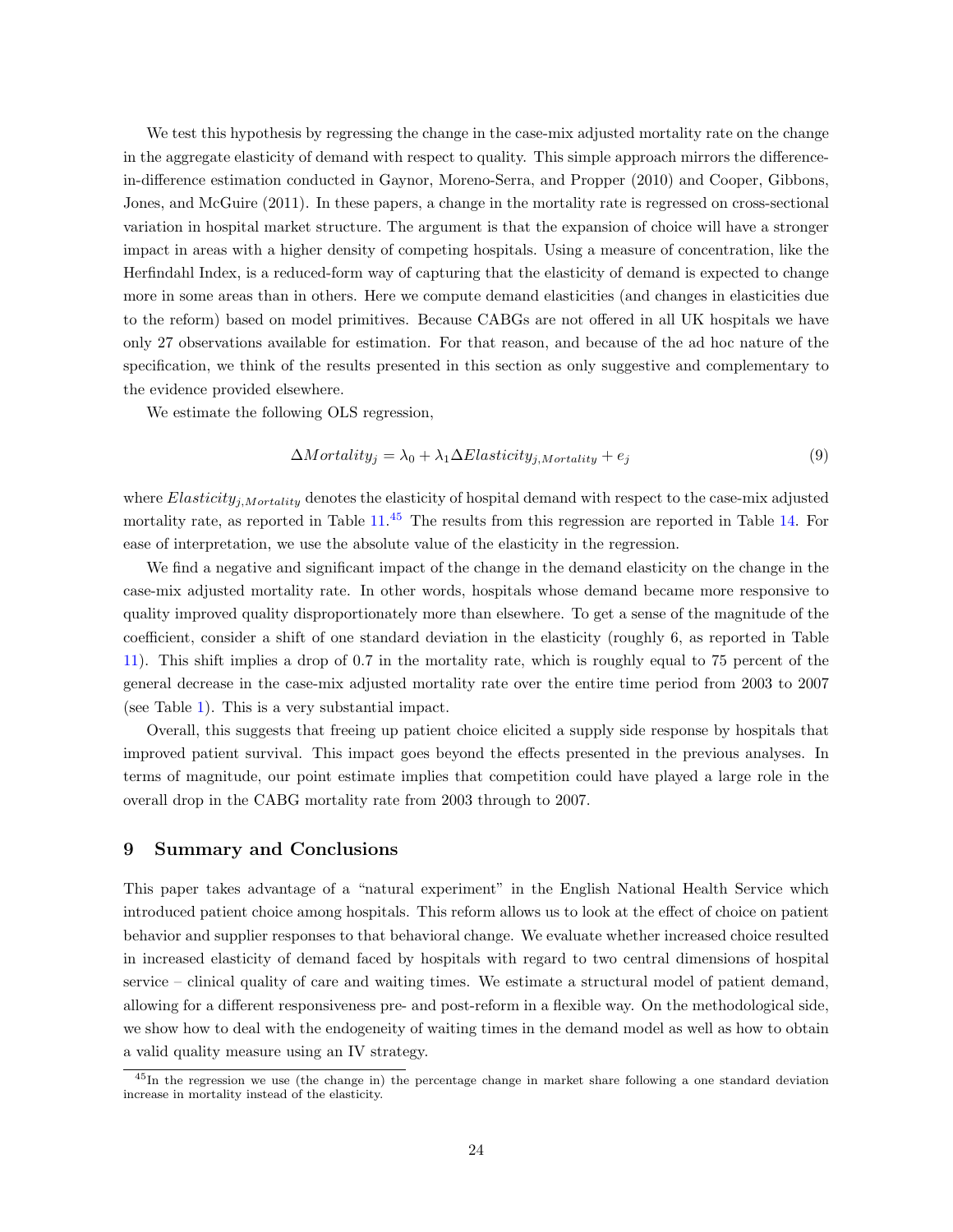We test this hypothesis by regressing the change in the case-mix adjusted mortality rate on the change in the aggregate elasticity of demand with respect to quality. This simple approach mirrors the difference-in-difference estimation conducted in Gaynor, Moreno-Serra, and Propper (2010) and Cooper, Gibbons, Jones, and McGuire (2011). In these papers, a change in the mortality rate is regressed on cross-sectional variation in hospital market structure. The argument is that the expansion of choice will have a stronger impact in areas with a higher density of competing hospitals. Using a measure of concentration, like the Herfindahl Index, is a reduced-form way of capturing that the elasticity of demand is expected to change more in some areas than in others. Here we compute demand elasticities (and changes in elasticities due to the reform) based on model primitives. Because CABGs are not offered in all UK hospitals we have only 27 observations available for estimation. For that reason, and because of the ad hoc nature of the specification, we think of the results presented in this section as only suggestive and complementary to the evidence provided elsewhere.

We estimate the following OLS regression,

$$\Delta Mortality_j = \lambda_0 + \lambda_1 \Delta Elasticity_{j,Mortality} + e_j \tag{9}$$

where $Elasticity_{j,Mortality}$ denotes the elasticity of hospital demand with respect to the case-mix adjusted mortality rate, as reported in Table 11.[45] The results from this regression are reported in Table 14. For ease of interpretation, we use the absolute value of the elasticity in the regression.

We find a negative and significant impact of the change in the demand elasticity on the change in the case-mix adjusted mortality rate. In other words, hospitals whose demand became more responsive to quality improved quality disproportionately more than elsewhere. To get a sense of the magnitude of the coefficient, consider a shift of one standard deviation in the elasticity (roughly 6, as reported in Table 11). This shift implies a drop of 0.7 in the mortality rate, which is roughly equal to 75 percent of the general decrease in the case-mix adjusted mortality rate over the entire time period from 2003 to 2007 (see Table 1). This is a very substantial impact.

Overall, this suggests that freeing up patient choice elicited a supply side response by hospitals that improved patient survival. This impact goes beyond the effects presented in the previous analyses. In terms of magnitude, our point estimate implies that competition could have played a large role in the overall drop in the CABG mortality rate from 2003 through to 2007.

## 9 Summary and Conclusions

This paper takes advantage of a "natural experiment" in the English National Health Service which introduced patient choice among hospitals. This reform allows us to look at the effect of choice on patient behavior and supplier responses to that behavioral change. We evaluate whether increased choice resulted in increased elasticity of demand faced by hospitals with regard to two central dimensions of hospital service – clinical quality of care and waiting times. We estimate a structural model of patient demand, allowing for a different responsiveness pre- and post-reform in a flexible way. On the methodological side, we show how to deal with the endogeneity of waiting times in the demand model as well as how to obtain a valid quality measure using an IV strategy.

[45] In the regression we use (the change in) the percentage change in market share following a one standard deviation increase in mortality instead of the elasticity.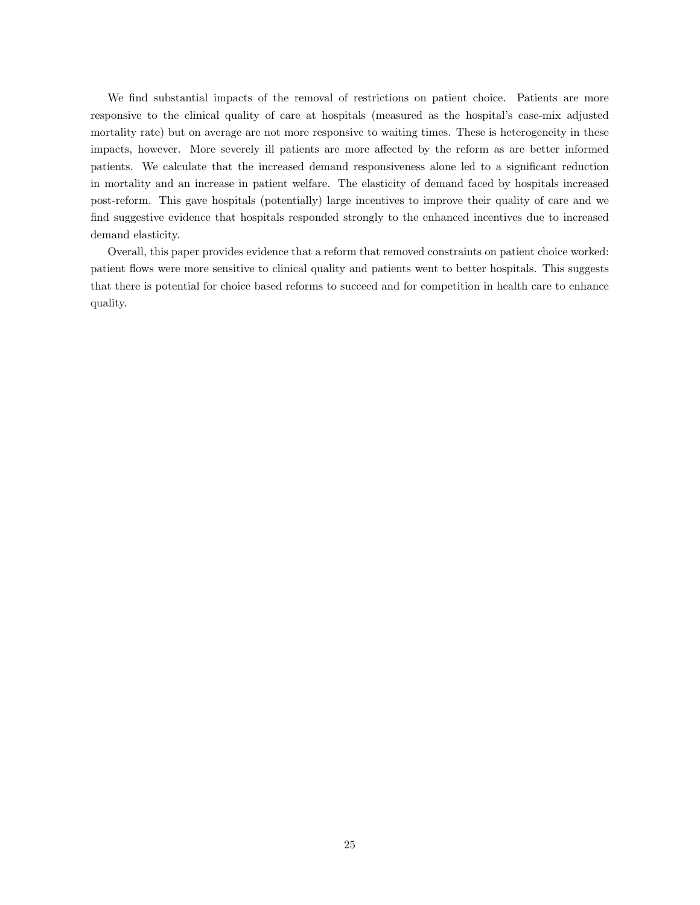We find substantial impacts of the removal of restrictions on patient choice. Patients are more responsive to the clinical quality of care at hospitals (measured as the hospital's case-mix adjusted mortality rate) but on average are not more responsive to waiting times. These is heterogeneity in these impacts, however. More severely ill patients are more affected by the reform as are better informed patients. We calculate that the increased demand responsiveness alone led to a significant reduction in mortality and an increase in patient welfare. The elasticity of demand faced by hospitals increased post-reform. This gave hospitals (potentially) large incentives to improve their quality of care and we find suggestive evidence that hospitals responded strongly to the enhanced incentives due to increased demand elasticity.

Overall, this paper provides evidence that a reform that removed constraints on patient choice worked: patient flows were more sensitive to clinical quality and patients went to better hospitals. This suggests that there is potential for choice based reforms to succeed and for competition in health care to enhance quality.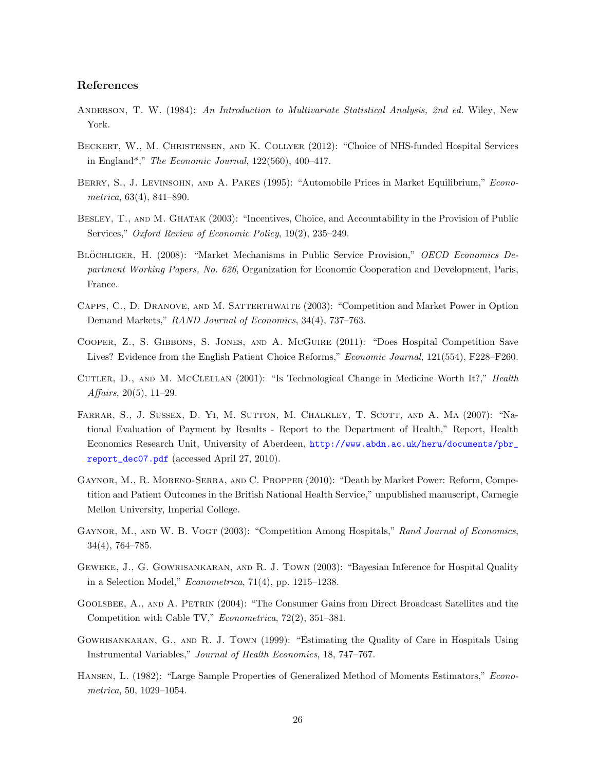## References

Anderson, T. W. (1984): *An Introduction to Multivariate Statistical Analysis, 2nd ed.* Wiley, New York.

Beckert, W., M. Christensen, and K. Collyer (2012): "Choice of NHS-funded Hospital Services in England*," *The Economic Journal*, 122(560), 400–417.

Berry, S., J. Levinsohn, and A. Pakes (1995): "Automobile Prices in Market Equilibrium," *Econometrica*, 63(4), 841–890.

Besley, T., and M. Ghatak (2003): "Incentives, Choice, and Accountability in the Provision of Public Services," *Oxford Review of Economic Policy*, 19(2), 235–249.

Blöchliger, H. (2008): "Market Mechanisms in Public Service Provision," *OECD Economics Department Working Papers, No. 626*, Organization for Economic Cooperation and Development, Paris, France.

Capps, C., D. Dranove, and M. Satterthwaite (2003): "Competition and Market Power in Option Demand Markets," *RAND Journal of Economics*, 34(4), 737–763.

Cooper, Z., S. Gibbons, S. Jones, and A. McGuire (2011): "Does Hospital Competition Save Lives? Evidence from the English Patient Choice Reforms," *Economic Journal*, 121(554), F228–F260.

Cutler, D., and M. McClellan (2001): "Is Technological Change in Medicine Worth It?," *Health Affairs*, 20(5), 11–29.

Farrar, S., J. Sussex, D. Yi, M. Sutton, M. Chalkley, T. Scott, and A. Ma (2007): "National Evaluation of Payment by Results - Report to the Department of Health," Report, Health Economics Research Unit, University of Aberdeen, http://www.abdn.ac.uk/heru/documents/pbr_report_dec07.pdf (accessed April 27, 2010).

Gaynor, M., R. Moreno-Serra, and C. Propper (2010): "Death by Market Power: Reform, Competition and Patient Outcomes in the British National Health Service," unpublished manuscript, Carnegie Mellon University, Imperial College.

Gaynor, M., and W. B. Vogt (2003): "Competition Among Hospitals," *Rand Journal of Economics*, 34(4), 764–785.

Geweke, J., G. Gowrisankaran, and R. J. Town (2003): "Bayesian Inference for Hospital Quality in a Selection Model," *Econometrica*, 71(4), pp. 1215–1238.

Goolsbee, A., and A. Petrin (2004): "The Consumer Gains from Direct Broadcast Satellites and the Competition with Cable TV," *Econometrica*, 72(2), 351–381.

Gowrisankaran, G., and R. J. Town (1999): "Estimating the Quality of Care in Hospitals Using Instrumental Variables," *Journal of Health Economics*, 18, 747–767.

Hansen, L. (1982): "Large Sample Properties of Generalized Method of Moments Estimators," *Econometrica*, 50, 1029–1054.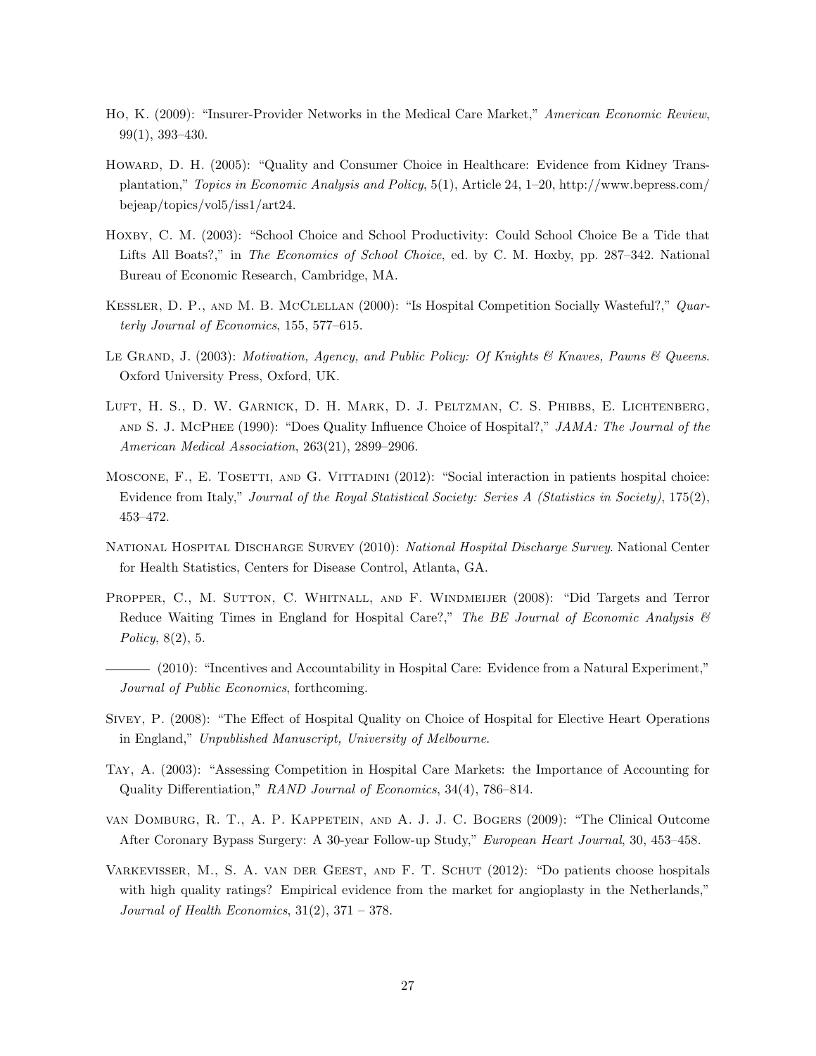Ho, K. (2009): "Insurer-Provider Networks in the Medical Care Market," *American Economic Review*, 99(1), 393–430.

Howard, D. H. (2005): "Quality and Consumer Choice in Healthcare: Evidence from Kidney Transplantation," *Topics in Economic Analysis and Policy*, 5(1), Article 24, 1–20, http://www.bepress.com/bejeap/topics/vol5/iss1/art24.

Hoxby, C. M. (2003): "School Choice and School Productivity: Could School Choice Be a Tide that Lifts All Boats?," in *The Economics of School Choice*, ed. by C. M. Hoxby, pp. 287–342. National Bureau of Economic Research, Cambridge, MA.

Kessler, D. P., and M. B. McClellan (2000): "Is Hospital Competition Socially Wasteful?," *Quarterly Journal of Economics*, 155, 577–615.

Le Grand, J. (2003): *Motivation, Agency, and Public Policy: Of Knights & Knaves, Pawns & Queens*. Oxford University Press, Oxford, UK.

Luft, H. S., D. W. Garnick, D. H. Mark, D. J. Peltzman, C. S. Phibbs, E. Lichtenberg, and S. J. McPhee (1990): "Does Quality Influence Choice of Hospital?," *JAMA: The Journal of the American Medical Association*, 263(21), 2899–2906.

Moscone, F., E. Tosetti, and G. Vittadini (2012): "Social interaction in patients hospital choice: Evidence from Italy," *Journal of the Royal Statistical Society: Series A (Statistics in Society)*, 175(2), 453–472.

National Hospital Discharge Survey (2010): *National Hospital Discharge Survey*. National Center for Health Statistics, Centers for Disease Control, Atlanta, GA.

Propper, C., M. Sutton, C. Whitnall, and F. Windmeijer (2008): "Did Targets and Terror Reduce Waiting Times in England for Hospital Care?," *The BE Journal of Economic Analysis & Policy*, 8(2), 5.

——— (2010): "Incentives and Accountability in Hospital Care: Evidence from a Natural Experiment," *Journal of Public Economics*, forthcoming.

Sivey, P. (2008): "The Effect of Hospital Quality on Choice of Hospital for Elective Heart Operations in England," *Unpublished Manuscript, University of Melbourne.*

Tay, A. (2003): "Assessing Competition in Hospital Care Markets: the Importance of Accounting for Quality Differentiation," *RAND Journal of Economics*, 34(4), 786–814.

van Domburg, R. T., A. P. Kappetein, and A. J. J. C. Bogers (2009): "The Clinical Outcome After Coronary Bypass Surgery: A 30-year Follow-up Study," *European Heart Journal*, 30, 453–458.

Varkevisser, M., S. A. van der Geest, and F. T. Schut (2012): "Do patients choose hospitals with high quality ratings? Empirical evidence from the market for angioplasty in the Netherlands," *Journal of Health Economics*, 31(2), 371 – 378.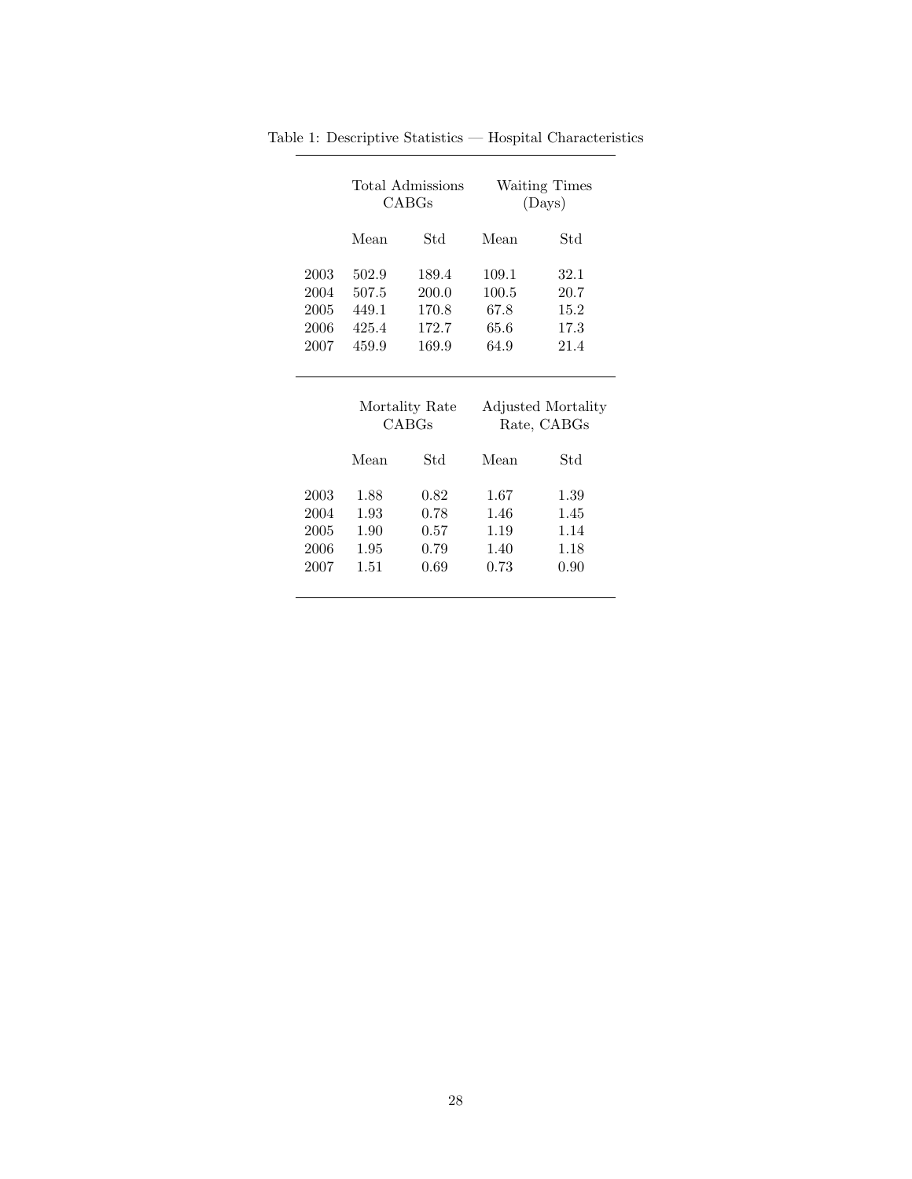Table 1: Descriptive Statistics — Hospital Characteristics

| | Total Admissions CABGs | | Waiting Times (Days) | |
|---|---|---|---|---|
| | Mean | Std | Mean | Std |
| 2003 | 502.9 | 189.4 | 109.1 | 32.1 |
| 2004 | 507.5 | 200.0 | 100.5 | 20.7 |
| 2005 | 449.1 | 170.8 | 67.8 | 15.2 |
| 2006 | 425.4 | 172.7 | 65.6 | 17.3 |
| 2007 | 459.9 | 169.9 | 64.9 | 21.4 |

| | Mortality Rate CABGs | | Adjusted Mortality Rate, CABGs | |
|---|---|---|---|---|
| | Mean | Std | Mean | Std |
| 2003 | 1.88 | 0.82 | 1.67 | 1.39 |
| 2004 | 1.93 | 0.78 | 1.46 | 1.45 |
| 2005 | 1.90 | 0.57 | 1.19 | 1.14 |
| 2006 | 1.95 | 0.79 | 1.40 | 1.18 |
| 2007 | 1.51 | 0.69 | 0.73 | 0.90 |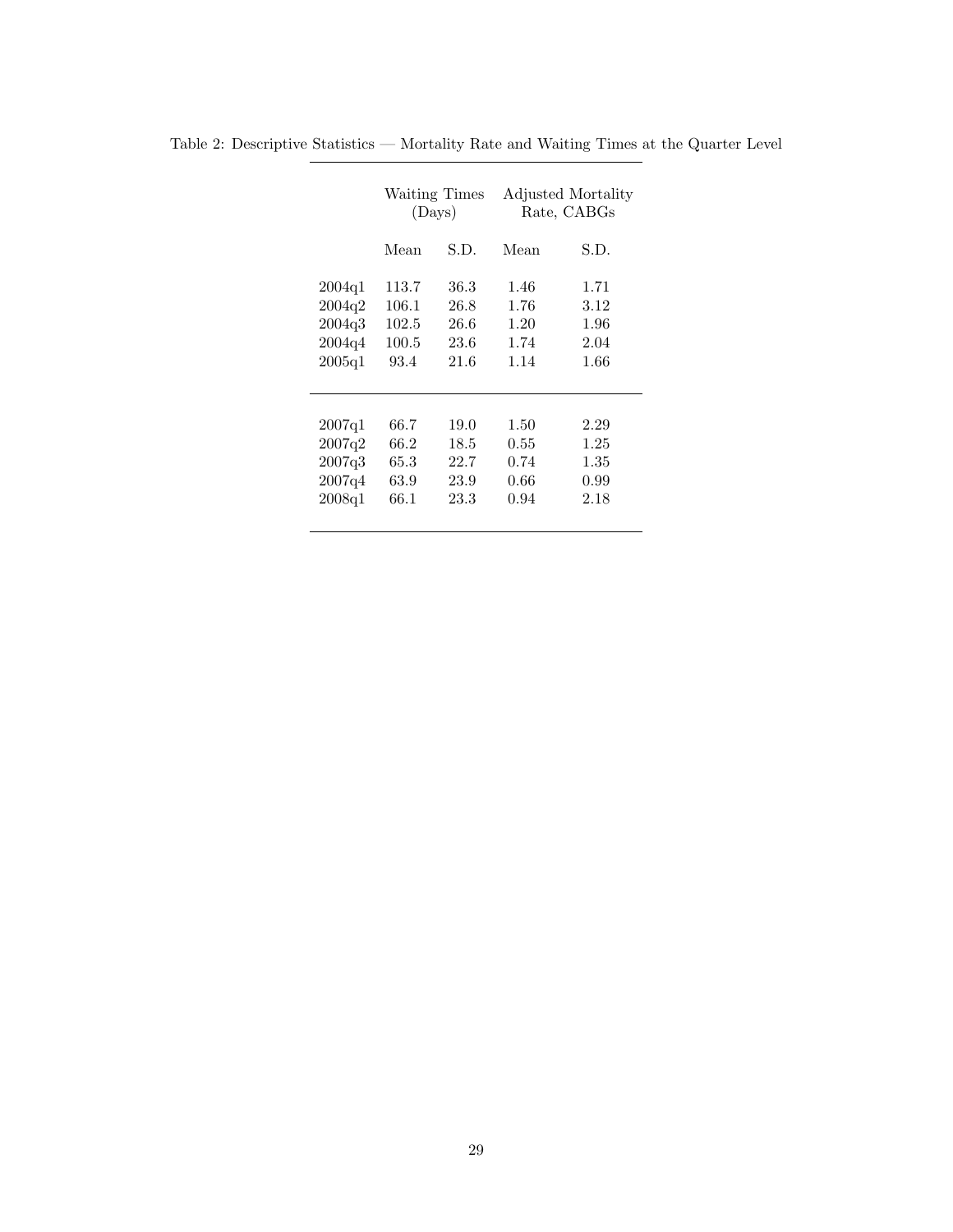Table 2: Descriptive Statistics — Mortality Rate and Waiting Times at the Quarter Level

| | Waiting Times (Days) | | Adjusted Mortality Rate, CABGs | |
|---|---|---|---|---|
| | Mean | S.D. | Mean | S.D. |
| 2004q1 | 113.7 | 36.3 | 1.46 | 1.71 |
| 2004q2 | 106.1 | 26.8 | 1.76 | 3.12 |
| 2004q3 | 102.5 | 26.6 | 1.20 | 1.96 |
| 2004q4 | 100.5 | 23.6 | 1.74 | 2.04 |
| 2005q1 | 93.4 | 21.6 | 1.14 | 1.66 |
| 2007q1 | 66.7 | 19.0 | 1.50 | 2.29 |
| 2007q2 | 66.2 | 18.5 | 0.55 | 1.25 |
| 2007q3 | 65.3 | 22.7 | 0.74 | 1.35 |
| 2007q4 | 63.9 | 23.9 | 0.66 | 0.99 |
| 2008q1 | 66.1 | 23.3 | 0.94 | 2.18 |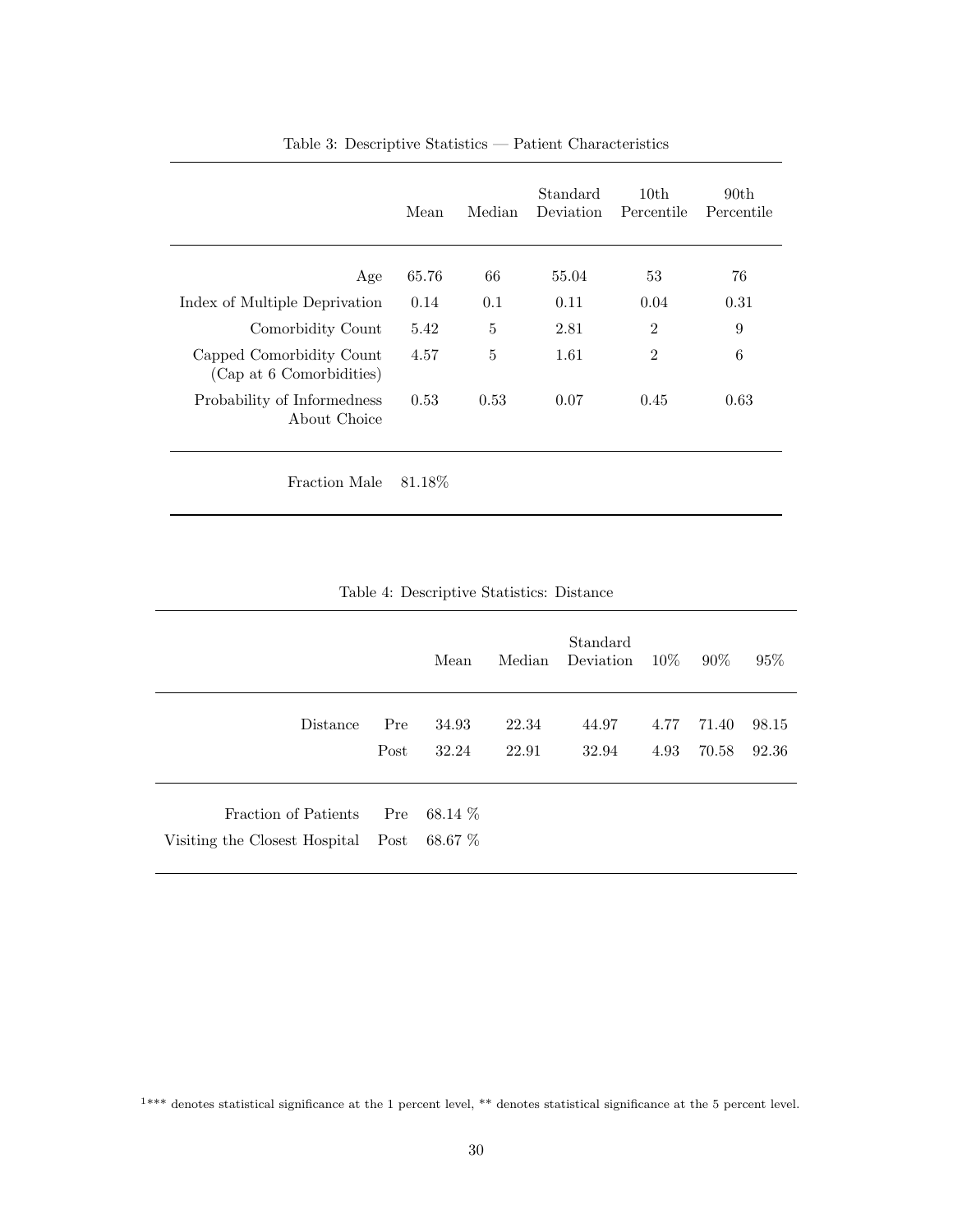Table 3: Descriptive Statistics — Patient Characteristics

| | Mean | Median | Standard Deviation | 10th Percentile | 90th Percentile |
|---|---|---|---|---|---|
| Age | 65.76 | 66 | 55.04 | 53 | 76 |
| Index of Multiple Deprivation | 0.14 | 0.1 | 0.11 | 0.04 | 0.31 |
| Comorbidity Count | 5.42 | 5 | 2.81 | 2 | 9 |
| Capped Comorbidity Count (Cap at 6 Comorbidities) | 4.57 | 5 | 1.61 | 2 | 6 |
| Probability of Informedness About Choice | 0.53 | 0.53 | 0.07 | 0.45 | 0.63 |
| Fraction Male | 81.18% | | | | |

Table 4: Descriptive Statistics: Distance

| | | Mean | Median | Standard Deviation | 10% | 90% | 95% |
|---|---|---|---|---|---|---|---|
| Distance | Pre | 34.93 | 22.34 | 44.97 | 4.77 | 71.40 | 98.15 |
| | Post | 32.24 | 22.91 | 32.94 | 4.93 | 70.58 | 92.36 |
| Fraction of Patients | Pre | 68.14 % | | | | | |
| Visiting the Closest Hospital | Post | 68.67 % | | | | | |

[1] *** denotes statistical significance at the 1 percent level, ** denotes statistical significance at the 5 percent level.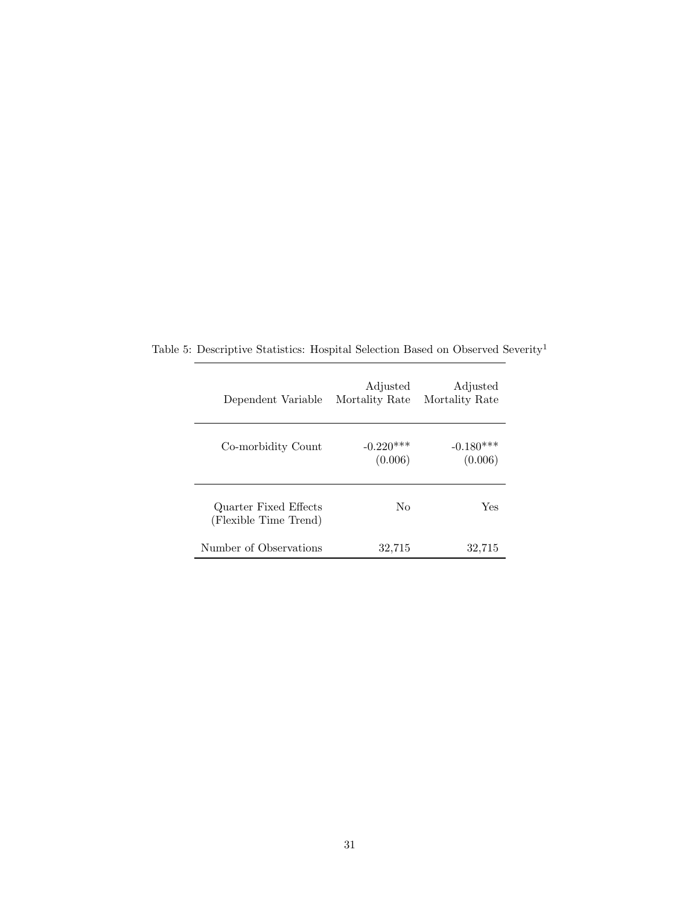Table 5: Descriptive Statistics: Hospital Selection Based on Observed Severity[1]

| Dependent Variable | Adjusted Mortality Rate | Adjusted Mortality Rate |
|---|---|---|
| Co-morbidity Count | -0.220*** | -0.180*** |
| | (0.006) | (0.006) |
| Quarter Fixed Effects (Flexible Time Trend) | No | Yes |
| Number of Observations | 32,715 | 32,715 |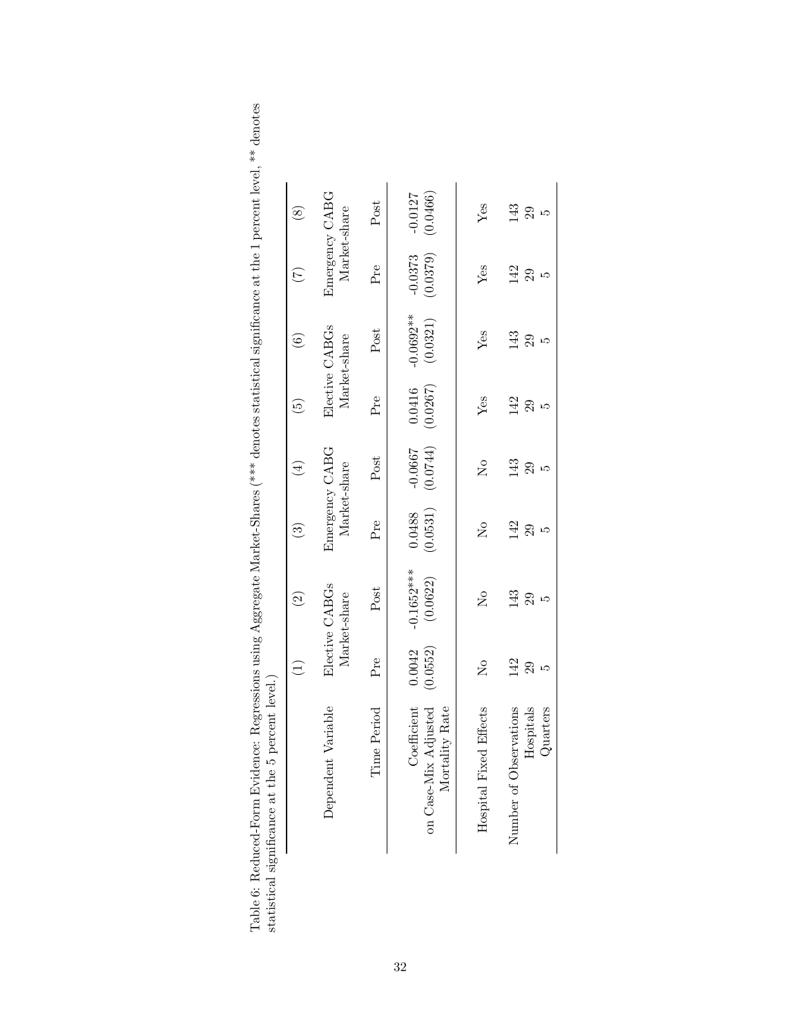Table 6: Reduced-Form Evidence: Regressions using Aggregate Market-Shares (*** denotes statistical significance at the 1 percent level, ** denotes statistical significance at the 5 percent level.)

| | (1) | (2) | (3) | (4) | (5) | (6) | (7) | (8) |
|---|---|---|---|---|---|---|---|---|
| Dependent Variable | Elective CABGs Market-share | | Emergency CABG Market-share | | Elective CABGs Market-share | | Emergency CABG Market-share | |
| Time Period | Pre | Post | Pre | Post | Pre | Post | Pre | Post |
| Coefficient on Case-Mix Adjusted Mortality Rate | 0.0042 | -0.1652*** | 0.0488 | -0.0667 | 0.0416 | -0.0692** | -0.0373 | -0.0127 |
| | (0.0552) | (0.0622) | (0.0531) | (0.0744) | (0.0267) | (0.0321) | (0.0379) | (0.0466) |
| Hospital Fixed Effects | No | No | No | No | Yes | Yes | Yes | Yes |
| Number of Observations | 142 | 143 | 142 | 143 | 142 | 143 | 142 | 143 |
| Hospitals | 29 | 29 | 29 | 29 | 29 | 29 | 29 | 29 |
| Quarters | 5 | 5 | 5 | 5 | 5 | 5 | 5 | 5 |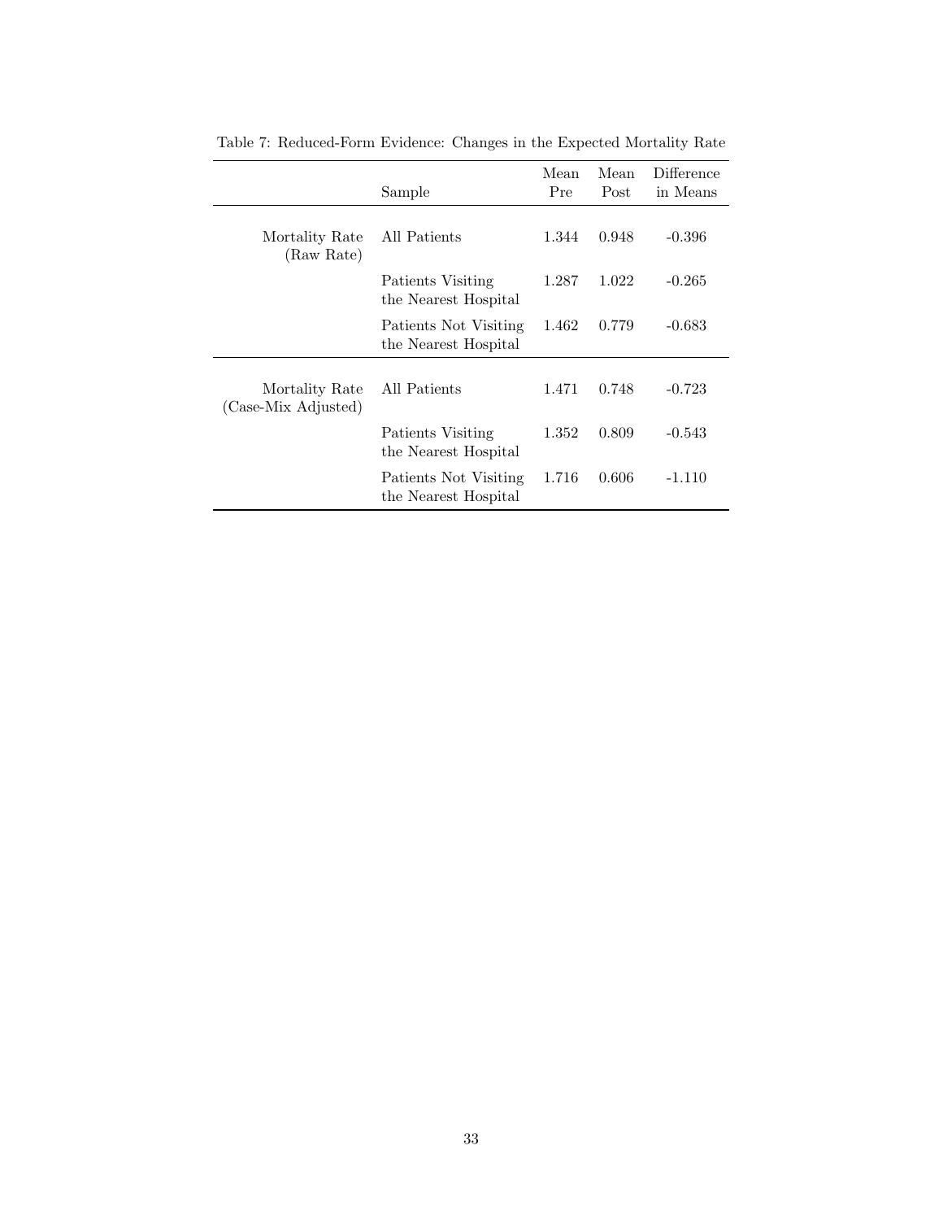Table 7: Reduced-Form Evidence: Changes in the Expected Mortality Rate

| | Sample | Mean Pre | Mean Post | Difference in Means |
|---|---|---|---|---|
| Mortality Rate (Raw Rate) | All Patients | 1.344 | 0.948 | -0.396 |
| | Patients Visiting the Nearest Hospital | 1.287 | 1.022 | -0.265 |
| | Patients Not Visiting the Nearest Hospital | 1.462 | 0.779 | -0.683 |
| Mortality Rate (Case-Mix Adjusted) | All Patients | 1.471 | 0.748 | -0.723 |
| | Patients Visiting the Nearest Hospital | 1.352 | 0.809 | -0.543 |
| | Patients Not Visiting the Nearest Hospital | 1.716 | 0.606 | -1.110 |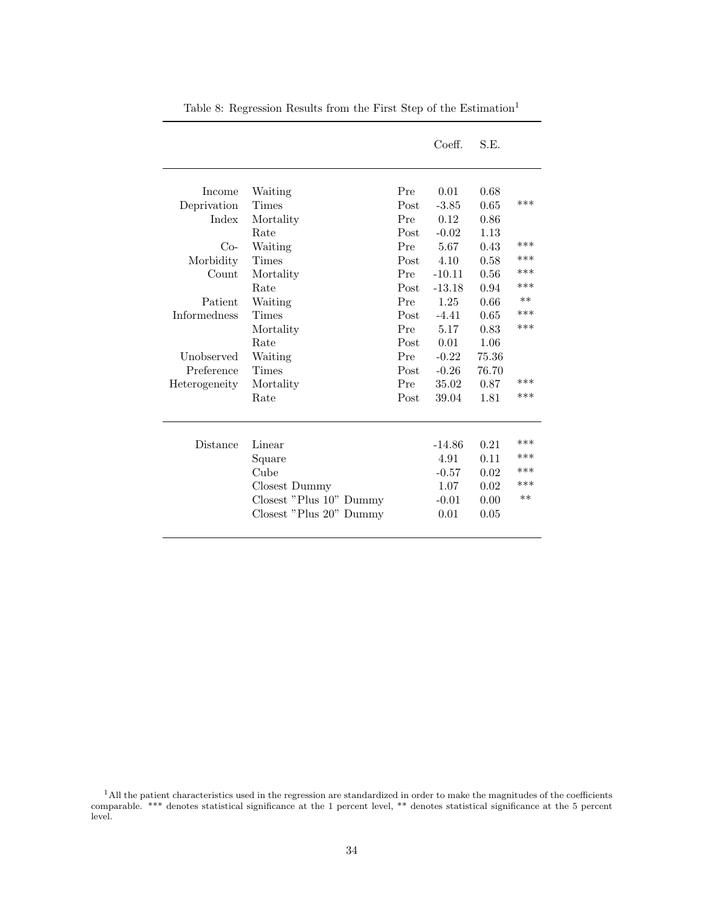Table 8: Regression Results from the First Step of the Estimation[1]

| | | | Coeff. | S.E. | |
|---|---|---|---|---|---|
| Income Deprivation Index | Waiting Times | Pre | 0.01 | 0.68 | |
| | | Post | -3.85 | 0.65 | *** |
| | Mortality Rate | Pre | 0.12 | 0.86 | |
| | | Post | -0.02 | 1.13 | |
| Co-Morbidity Count | Waiting Times | Pre | 5.67 | 0.43 | *** |
| | | Post | 4.10 | 0.58 | *** |
| | Mortality Rate | Pre | -10.11 | 0.56 | *** |
| | | Post | -13.18 | 0.94 | *** |
| Patient Informedness | Waiting Times | Pre | 1.25 | 0.66 | ** |
| | | Post | -4.41 | 0.65 | *** |
| | Mortality Rate | Pre | 5.17 | 0.83 | *** |
| | | Post | 0.01 | 1.06 | |
| Unobserved Preference Heterogeneity | Waiting Times | Pre | -0.22 | 75.36 | |
| | | Post | -0.26 | 76.70 | |
| | Mortality Rate | Pre | 35.02 | 0.87 | *** |
| | | Post | 39.04 | 1.81 | *** |
| Distance | Linear | | -14.86 | 0.21 | *** |
| | Square | | 4.91 | 0.11 | *** |
| | Cube | | -0.57 | 0.02 | *** |
| | Closest Dummy | | 1.07 | 0.02 | *** |
| | Closest "Plus 10" Dummy | | -0.01 | 0.00 | ** |
| | Closest "Plus 20" Dummy | | 0.01 | 0.05 | |

[1] All the patient characteristics used in the regression are standardized in order to make the magnitudes of the coefficients comparable. *** denotes statistical significance at the 1 percent level, ** denotes statistical significance at the 5 percent level.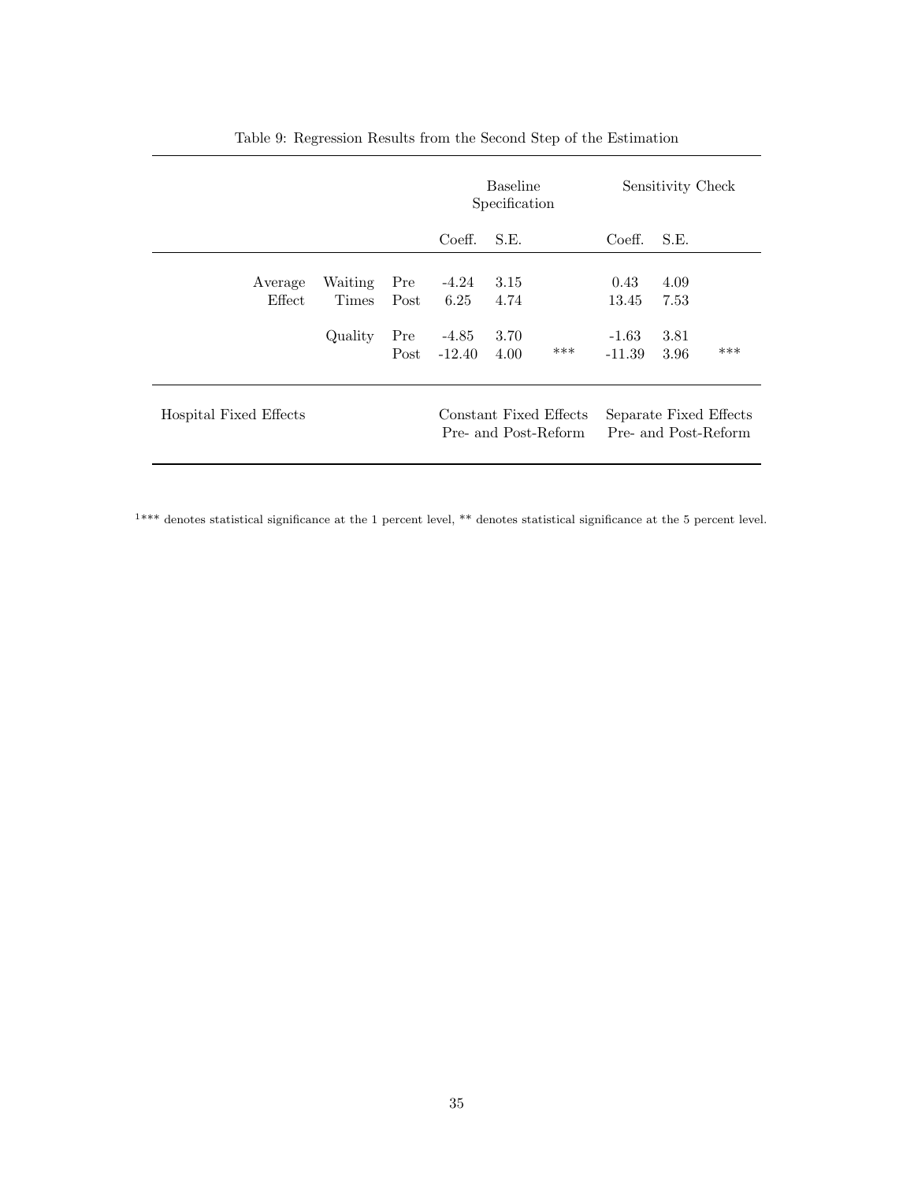Table 9: Regression Results from the Second Step of the Estimation

| | | | Baseline Specification | | | Sensitivity Check | | |
|---|---|---|---|---|---|---|---|---|
| | | | Coeff. | S.E. | | Coeff. | S.E. | |
| Average Effect | Waiting Times | Pre | -4.24 | 3.15 | | 0.43 | 4.09 | |
| | | Post | 6.25 | 4.74 | | 13.45 | 7.53 | |
| | Quality | Pre | -4.85 | 3.70 | | -1.63 | 3.81 | |
| | | Post | -12.40 | 4.00 | *** | -11.39 | 3.96 | *** |
| Hospital Fixed Effects | | | Constant Fixed Effects Pre- and Post-Reform | | | Separate Fixed Effects Pre- and Post-Reform | | |

[1] *** denotes statistical significance at the 1 percent level, ** denotes statistical significance at the 5 percent level.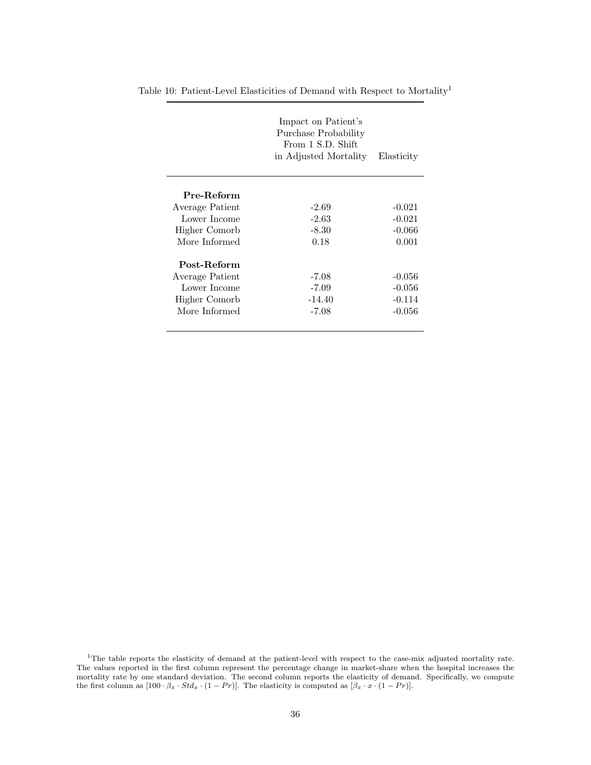Table 10: Patient-Level Elasticities of Demand with Respect to Mortality[1]

| | Impact on Patient's Purchase Probability From 1 S.D. Shift in Adjusted Mortality | Elasticity |
|---|---|---|
| **Pre-Reform** | | |
| Average Patient | -2.69 | -0.021 |
| Lower Income | -2.63 | -0.021 |
| Higher Comorb | -8.30 | -0.066 |
| More Informed | 0.18 | 0.001 |
| **Post-Reform** | | |
| Average Patient | -7.08 | -0.056 |
| Lower Income | -7.09 | -0.056 |
| Higher Comorb | -14.40 | -0.114 |
| More Informed | -7.08 | -0.056 |

[1]The table reports the elasticity of demand at the patient-level with respect to the case-mix adjusted mortality rate. The values reported in the first column represent the percentage change in market-share when the hospital increases the mortality rate by one standard deviation. The second column reports the elasticity of demand. Specifically, we compute the first column as $[100 \cdot \beta_x \cdot Std_x \cdot (1 - Pr)]$. The elasticity is computed as $[\beta_x \cdot x \cdot (1 - Pr)]$.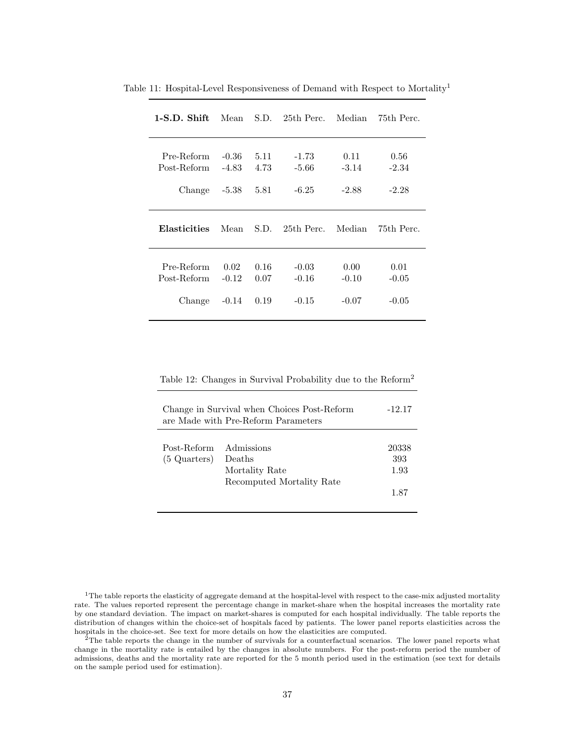Table 11: Hospital-Level Responsiveness of Demand with Respect to Mortality[1]

| **1-S.D. Shift** | Mean | S.D. | 25th Perc. | Median | 75th Perc. |
|---|---|---|---|---|---|
| Pre-Reform | -0.36 | 5.11 | -1.73 | 0.11 | 0.56 |
| Post-Reform | -4.83 | 4.73 | -5.66 | -3.14 | -2.34 |
| Change | -5.38 | 5.81 | -6.25 | -2.88 | -2.28 |
| **Elasticities** | Mean | S.D. | 25th Perc. | Median | 75th Perc. |
| Pre-Reform | 0.02 | 0.16 | -0.03 | 0.00 | 0.01 |
| Post-Reform | -0.12 | 0.07 | -0.16 | -0.10 | -0.05 |
| Change | -0.14 | 0.19 | -0.15 | -0.07 | -0.05 |

Table 12: Changes in Survival Probability due to the Reform[2]

| | | |
|---|---|---|
| Change in Survival when Choices Post-Reform are Made with Pre-Reform Parameters | | -12.17 |
| Post-Reform (5 Quarters) | Admissions | 20338 |
| | Deaths | 393 |
| | Mortality Rate | 1.93 |
| | Recomputed Mortality Rate | 1.87 |

[1]The table reports the elasticity of aggregate demand at the hospital-level with respect to the case-mix adjusted mortality rate. The values reported represent the percentage change in market-share when the hospital increases the mortality rate by one standard deviation. The impact on market-shares is computed for each hospital individually. The table reports the distribution of changes within the choice-set of hospitals faced by patients. The lower panel reports elasticities across the hospitals in the choice-set. See text for more details on how the elasticities are computed.

[2]The table reports the change in the number of survivals for a counterfactual scenarios. The lower panel reports what change in the mortality rate is entailed by the changes in absolute numbers. For the post-reform period the number of admissions, deaths and the mortality rate are reported for the 5 month period used in the estimation (see text for details on the sample period used for estimation).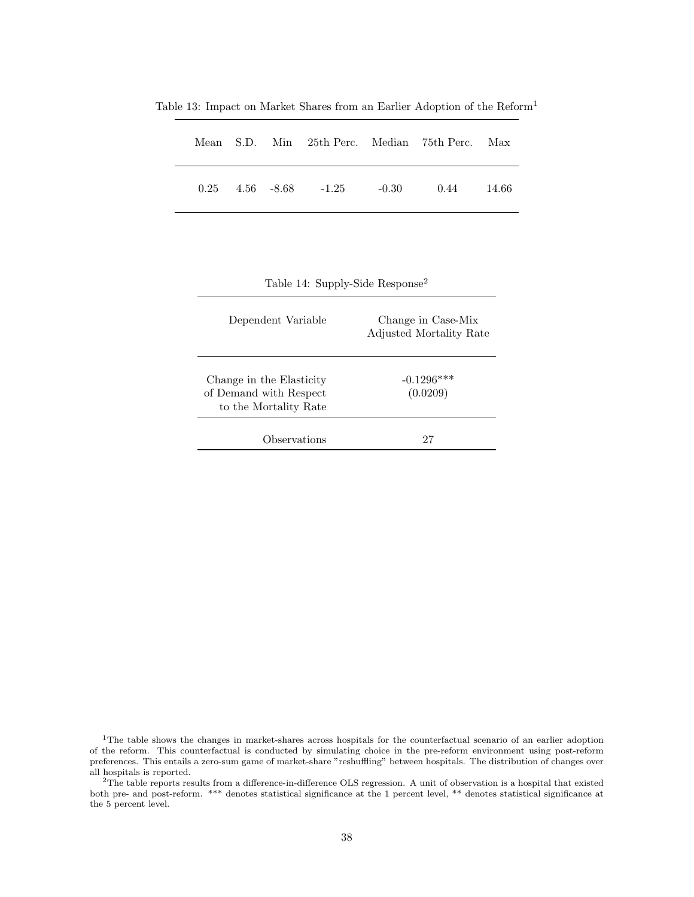Table 13: Impact on Market Shares from an Earlier Adoption of the Reform[1]

| Mean | S.D. | Min | 25th Perc. | Median | 75th Perc. | Max |
|---|---|---|---|---|---|---|
| 0.25 | 4.56 | -8.68 | -1.25 | -0.30 | 0.44 | 14.66 |

Table 14: Supply-Side Response[2]

| Dependent Variable | Change in Case-Mix Adjusted Mortality Rate |
|---|---|
| Change in the Elasticity of Demand with Respect to the Mortality Rate | -0.1296*** (0.0209) |
| Observations | 27 |

[1]The table shows the changes in market-shares across hospitals for the counterfactual scenario of an earlier adoption of the reform. This counterfactual is conducted by simulating choice in the pre-reform environment using post-reform preferences. This entails a zero-sum game of market-share "reshuffling" between hospitals. The distribution of changes over all hospitals is reported.

[2]The table reports results from a difference-in-difference OLS regression. A unit of observation is a hospital that existed both pre- and post-reform. *** denotes statistical significance at the 1 percent level, ** denotes statistical significance at the 5 percent level.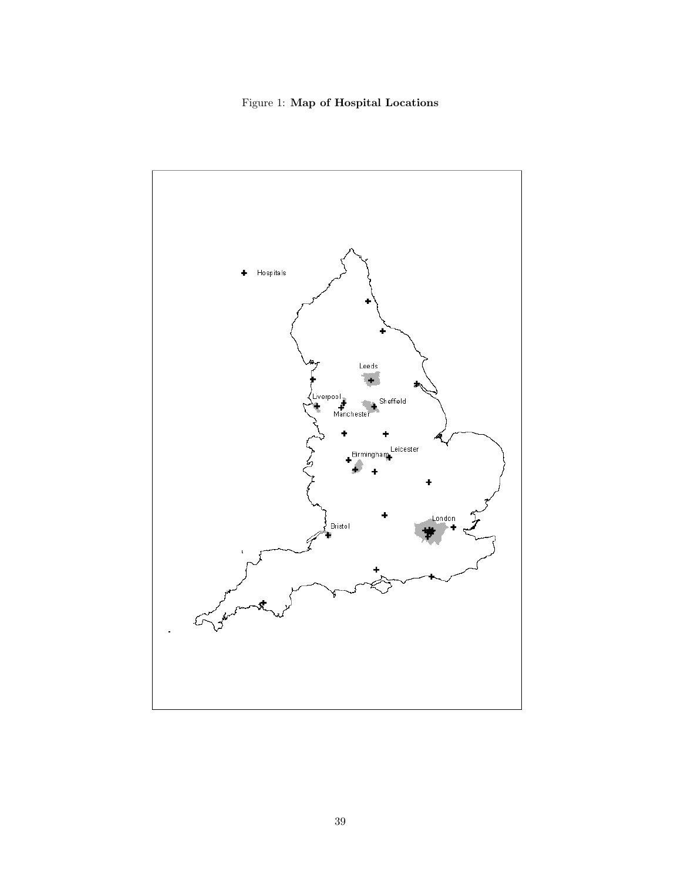Figure 1: **Map of Hospital Locations**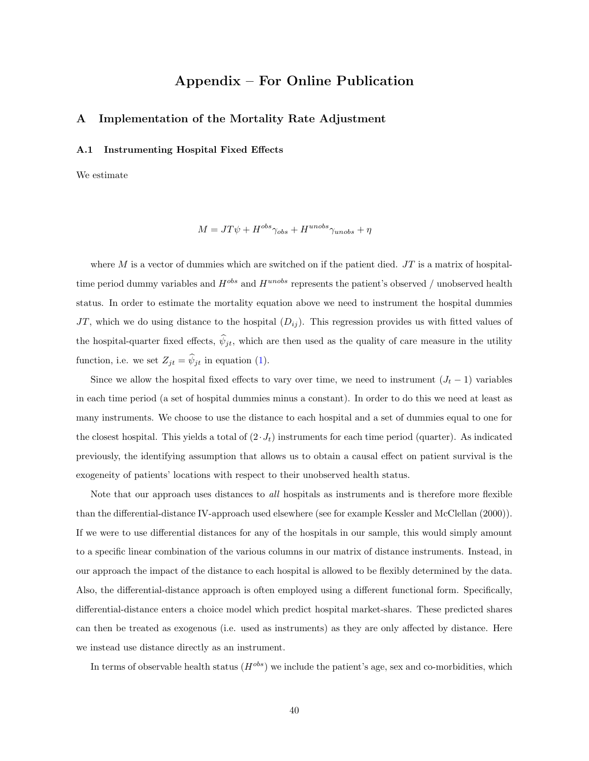# Appendix – For Online Publication

## A Implementation of the Mortality Rate Adjustment

### A.1 Instrumenting Hospital Fixed Effects

We estimate

$$M = JT\psi + H^{obs}\gamma_{obs} + H^{unobs}\gamma_{unobs} + \eta$$

where $M$ is a vector of dummies which are switched on if the patient died. $JT$ is a matrix of hospital-time period dummy variables and $H^{obs}$ and $H^{unobs}$ represents the patient's observed / unobserved health status. In order to estimate the mortality equation above we need to instrument the hospital dummies $JT$, which we do using distance to the hospital ($D_{ij}$). This regression provides us with fitted values of the hospital-quarter fixed effects, $\widehat{\psi}_{jt}$, which are then used as the quality of care measure in the utility function, i.e. we set $Z_{jt} = \widehat{\psi}_{jt}$ in equation (1).

Since we allow the hospital fixed effects to vary over time, we need to instrument $(J_t - 1)$ variables in each time period (a set of hospital dummies minus a constant). In order to do this we need at least as many instruments. We choose to use the distance to each hospital and a set of dummies equal to one for the closest hospital. This yields a total of $(2 \cdot J_t)$ instruments for each time period (quarter). As indicated previously, the identifying assumption that allows us to obtain a causal effect on patient survival is the exogeneity of patients' locations with respect to their unobserved health status.

Note that our approach uses distances to *all* hospitals as instruments and is therefore more flexible than the differential-distance IV-approach used elsewhere (see for example Kessler and McClellan (2000)). If we were to use differential distances for any of the hospitals in our sample, this would simply amount to a specific linear combination of the various columns in our matrix of distance instruments. Instead, in our approach the impact of the distance to each hospital is allowed to be flexibly determined by the data. Also, the differential-distance approach is often employed using a different functional form. Specifically, differential-distance enters a choice model which predict hospital market-shares. These predicted shares can then be treated as exogenous (i.e. used as instruments) as they are only affected by distance. Here we instead use distance directly as an instrument.

In terms of observable health status ($H^{obs}$) we include the patient's age, sex and co-morbidities, which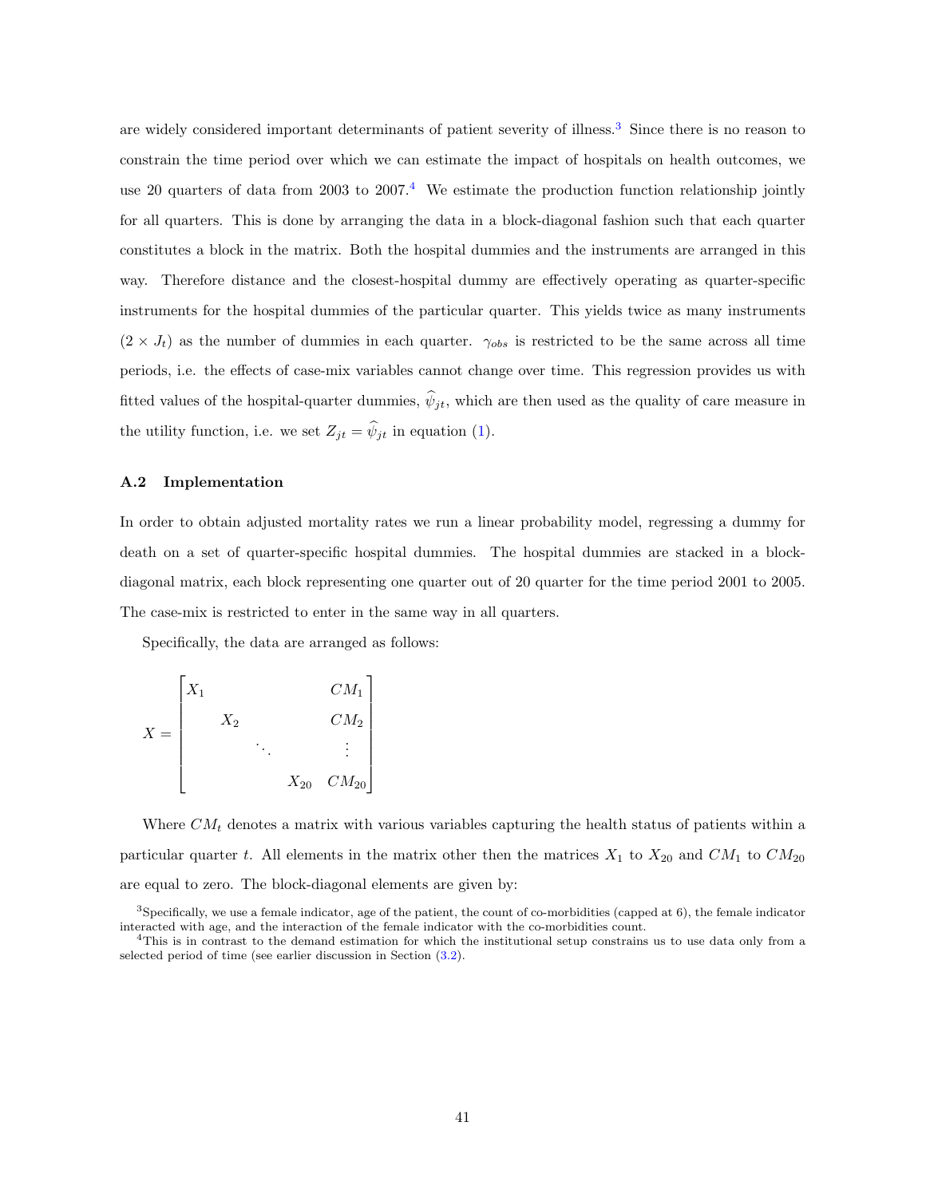are widely considered important determinants of patient severity of illness.[3] Since there is no reason to constrain the time period over which we can estimate the impact of hospitals on health outcomes, we use 20 quarters of data from 2003 to 2007.[4] We estimate the production function relationship jointly for all quarters. This is done by arranging the data in a block-diagonal fashion such that each quarter constitutes a block in the matrix. Both the hospital dummies and the instruments are arranged in this way. Therefore distance and the closest-hospital dummy are effectively operating as quarter-specific instruments for the hospital dummies of the particular quarter. This yields twice as many instruments ($2 \times J_t$) as the number of dummies in each quarter. $\gamma_{obs}$ is restricted to be the same across all time periods, i.e. the effects of case-mix variables cannot change over time. This regression provides us with fitted values of the hospital-quarter dummies, $\widehat{\psi}_{jt}$, which are then used as the quality of care measure in the utility function, i.e. we set $Z_{jt} = \widehat{\psi}_{jt}$ in equation (1).

### A.2 Implementation

In order to obtain adjusted mortality rates we run a linear probability model, regressing a dummy for death on a set of quarter-specific hospital dummies. The hospital dummies are stacked in a block-diagonal matrix, each block representing one quarter out of 20 quarter for the time period 2001 to 2005. The case-mix is restricted to enter in the same way in all quarters.

Specifically, the data are arranged as follows:

$$X = \begin{bmatrix} X_1 & & & & CM_1 \\ & X_2 & & & CM_2 \\ & & \ddots & & \vdots \\ & & & X_{20} & CM_{20} \end{bmatrix}$$

Where $CM_t$ denotes a matrix with various variables capturing the health status of patients within a particular quarter $t$. All elements in the matrix other then the matrices $X_1$ to $X_{20}$ and $CM_1$ to $CM_{20}$ are equal to zero. The block-diagonal elements are given by:

[3]Specifically, we use a female indicator, age of the patient, the count of co-morbidities (capped at 6), the female indicator interacted with age, and the interaction of the female indicator with the co-morbidities count.

[4]This is in contrast to the demand estimation for which the institutional setup constrains us to use data only from a selected period of time (see earlier discussion in Section (3.2).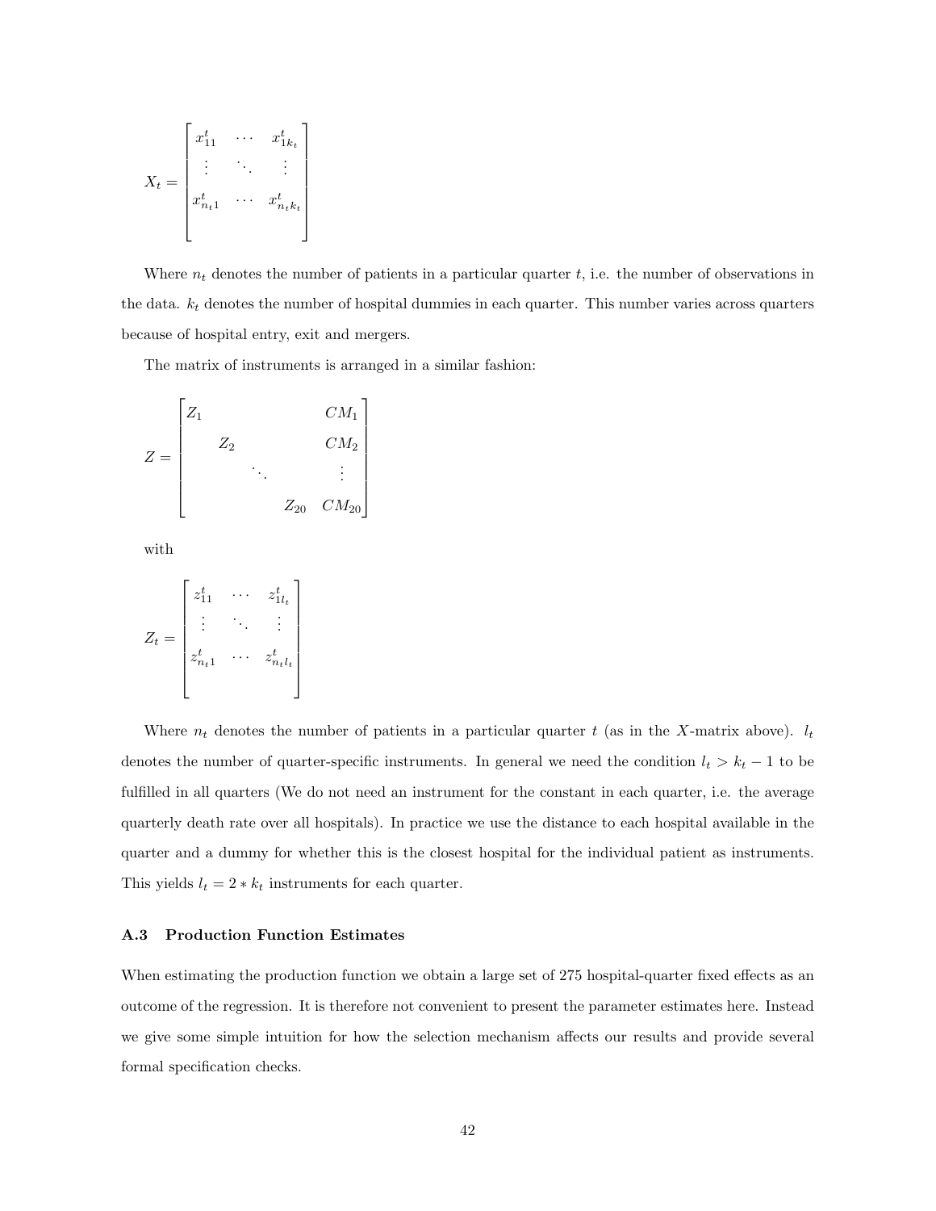$$
X_t = \begin{bmatrix} x_{11}^t & \cdots & x_{1k_t}^t \\ \vdots & \ddots & \vdots \\ x_{n_t1}^t & \cdots & x_{n_tk_t}^t \\ & & \end{bmatrix}
$$

Where $n_t$ denotes the number of patients in a particular quarter $t$, i.e. the number of observations in the data. $k_t$ denotes the number of hospital dummies in each quarter. This number varies across quarters because of hospital entry, exit and mergers.

The matrix of instruments is arranged in a similar fashion:

$$
Z = \begin{bmatrix} Z_1 & & & & CM_1 \\ & Z_2 & & & CM_2 \\ & & \ddots & & \vdots \\ & & & Z_{20} & CM_{20} \end{bmatrix}
$$

with

$$
Z_t = \begin{bmatrix} z_{11}^t & \cdots & z_{1l_t}^t \\ \vdots & \ddots & \vdots \\ z_{n_t1}^t & \cdots & z_{n_tl_t}^t \\ & & \end{bmatrix}
$$

Where $n_t$ denotes the number of patients in a particular quarter $t$ (as in the $X$-matrix above). $l_t$ denotes the number of quarter-specific instruments. In general we need the condition $l_t > k_t - 1$ to be fulfilled in all quarters (We do not need an instrument for the constant in each quarter, i.e. the average quarterly death rate over all hospitals). In practice we use the distance to each hospital available in the quarter and a dummy for whether this is the closest hospital for the individual patient as instruments. This yields $l_t = 2 * k_t$ instruments for each quarter.

### A.3 Production Function Estimates

When estimating the production function we obtain a large set of 275 hospital-quarter fixed effects as an outcome of the regression. It is therefore not convenient to present the parameter estimates here. Instead we give some simple intuition for how the selection mechanism affects our results and provide several formal specification checks.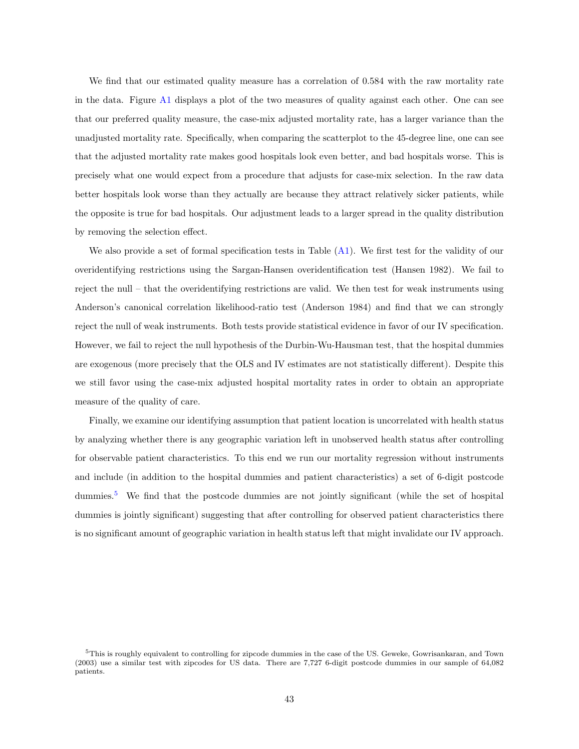We find that our estimated quality measure has a correlation of 0.584 with the raw mortality rate in the data. Figure A1 displays a plot of the two measures of quality against each other. One can see that our preferred quality measure, the case-mix adjusted mortality rate, has a larger variance than the unadjusted mortality rate. Specifically, when comparing the scatterplot to the 45-degree line, one can see that the adjusted mortality rate makes good hospitals look even better, and bad hospitals worse. This is precisely what one would expect from a procedure that adjusts for case-mix selection. In the raw data better hospitals look worse than they actually are because they attract relatively sicker patients, while the opposite is true for bad hospitals. Our adjustment leads to a larger spread in the quality distribution by removing the selection effect.

We also provide a set of formal specification tests in Table (A1). We first test for the validity of our overidentifying restrictions using the Sargan-Hansen overidentification test (Hansen 1982). We fail to reject the null – that the overidentifying restrictions are valid. We then test for weak instruments using Anderson's canonical correlation likelihood-ratio test (Anderson 1984) and find that we can strongly reject the null of weak instruments. Both tests provide statistical evidence in favor of our IV specification. However, we fail to reject the null hypothesis of the Durbin-Wu-Hausman test, that the hospital dummies are exogenous (more precisely that the OLS and IV estimates are not statistically different). Despite this we still favor using the case-mix adjusted hospital mortality rates in order to obtain an appropriate measure of the quality of care.

Finally, we examine our identifying assumption that patient location is uncorrelated with health status by analyzing whether there is any geographic variation left in unobserved health status after controlling for observable patient characteristics. To this end we run our mortality regression without instruments and include (in addition to the hospital dummies and patient characteristics) a set of 6-digit postcode dummies.[5] We find that the postcode dummies are not jointly significant (while the set of hospital dummies is jointly significant) suggesting that after controlling for observed patient characteristics there is no significant amount of geographic variation in health status left that might invalidate our IV approach.

[5] This is roughly equivalent to controlling for zipcode dummies in the case of the US. Geweke, Gowrisankaran, and Town (2003) use a similar test with zipcodes for US data. There are 7,727 6-digit postcode dummies in our sample of 64,082 patients.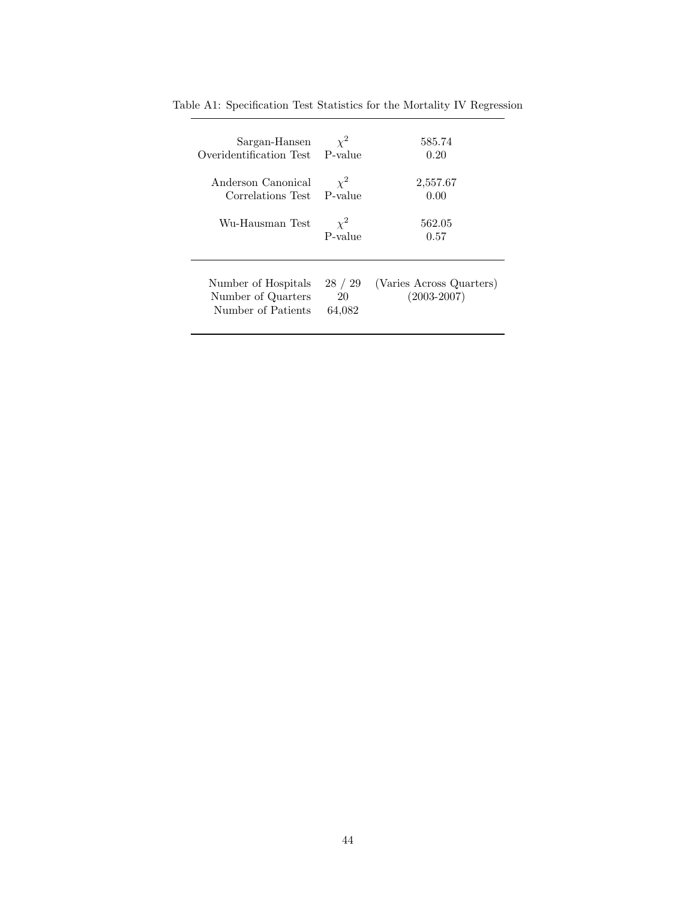Table A1: Specification Test Statistics for the Mortality IV Regression

| | | |
|---|---|---|
| Sargan-Hansen Overidentification Test | $\chi^2$ | 585.74 |
| | P-value | 0.20 |
| Anderson Canonical Correlations Test | $\chi^2$ | 2,557.67 |
| | P-value | 0.00 |
| Wu-Hausman Test | $\chi^2$ | 562.05 |
| | P-value | 0.57 |
| Number of Hospitals | 28 / 29 | (Varies Across Quarters) |
| Number of Quarters | 20 | (2003-2007) |
| Number of Patients | 64,082 | |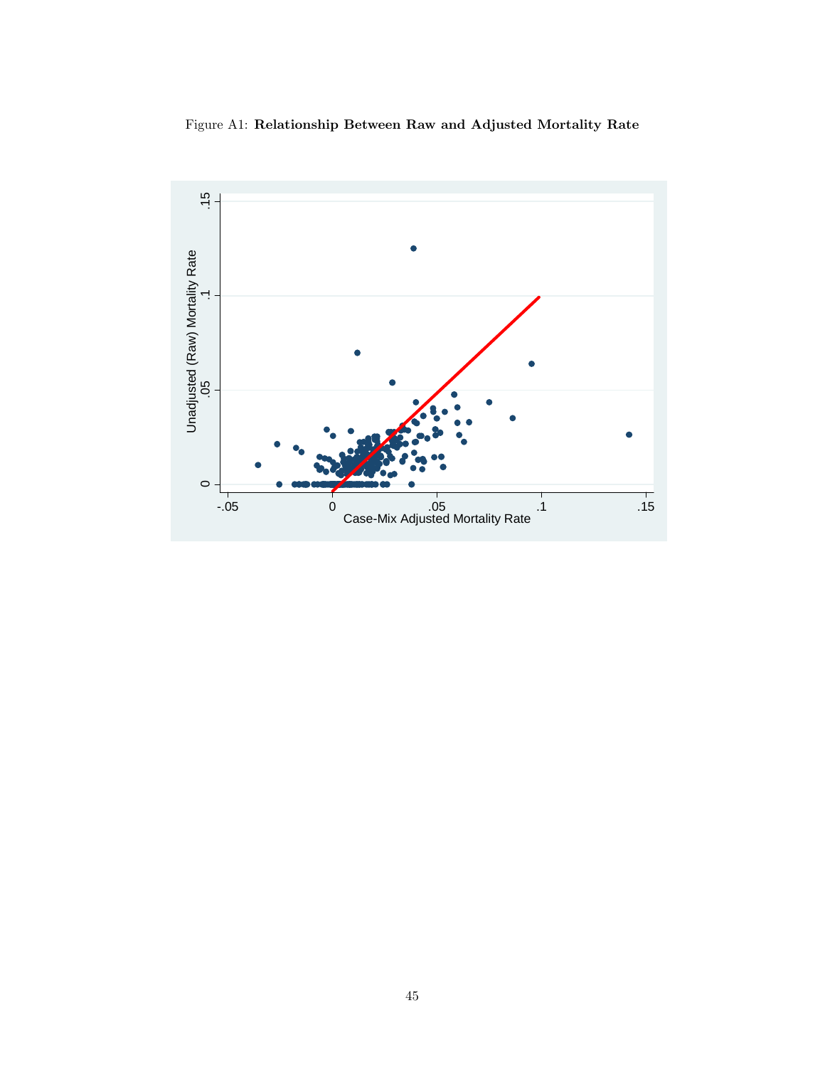Figure A1: **Relationship Between Raw and Adjusted Mortality Rate**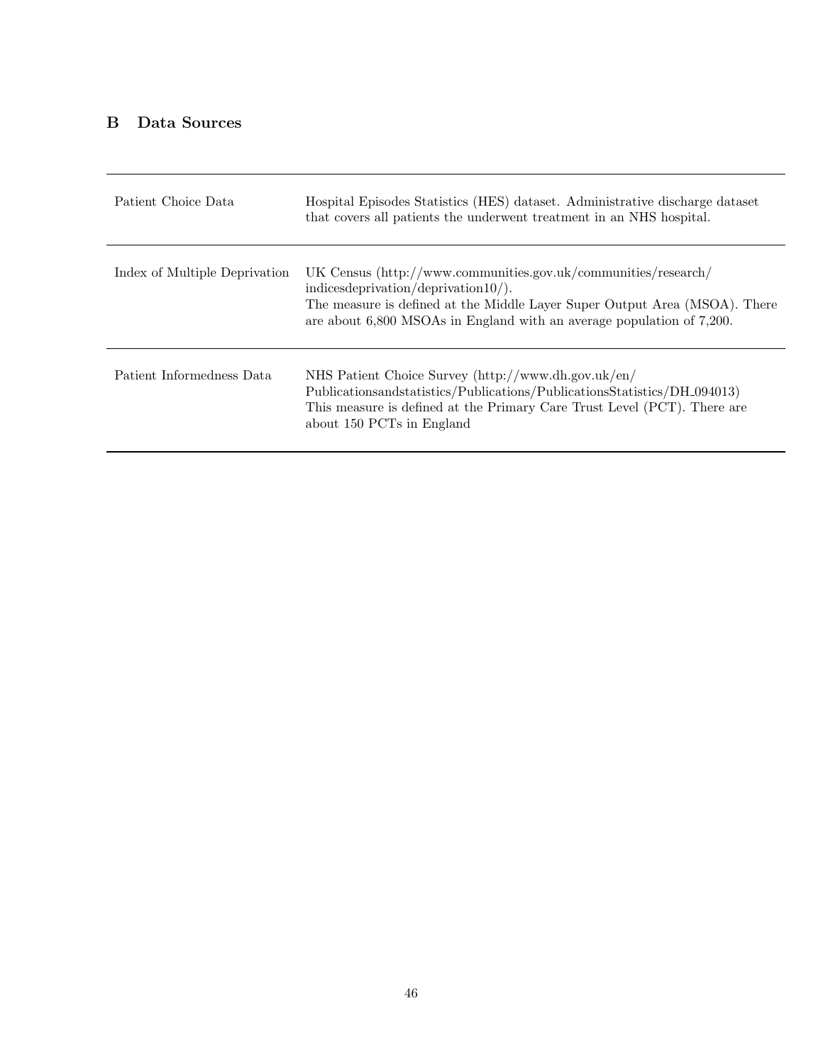## B Data Sources

| | |
|---|---|
| Patient Choice Data | Hospital Episodes Statistics (HES) dataset. Administrative discharge dataset that covers all patients the underwent treatment in an NHS hospital. |
| Index of Multiple Deprivation | UK Census (http://www.communities.gov.uk/communities/research/indicesdeprivation/deprivation10/). The measure is defined at the Middle Layer Super Output Area (MSOA). There are about 6,800 MSOAs in England with an average population of 7,200. |
| Patient Informedness Data | NHS Patient Choice Survey (http://www.dh.gov.uk/en/Publicationsandstatistics/Publications/PublicationsStatistics/DH_094013) This measure is defined at the Primary Care Trust Level (PCT). There are about 150 PCTs in England |